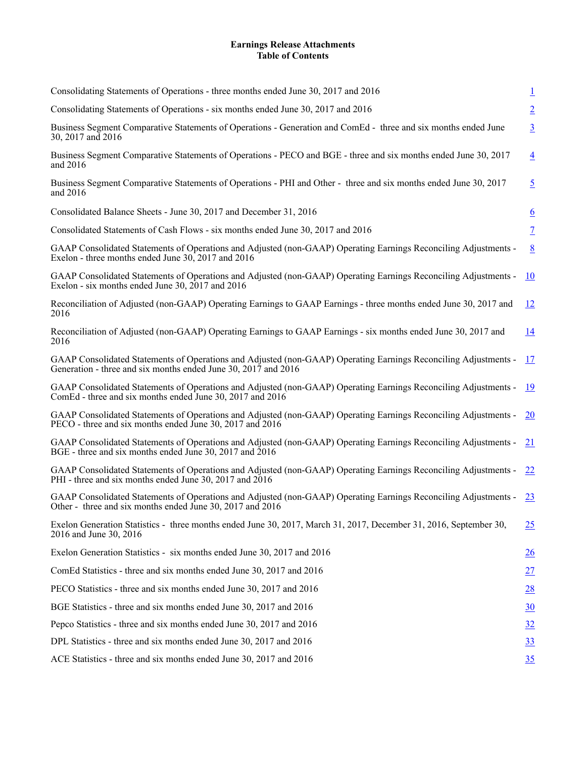**Earnings Release Attachments**
**Table of Contents**

| | |
|---|---|
| Consolidating Statements of Operations - three months ended June 30, 2017 and 2016 | 1 |
| Consolidating Statements of Operations - six months ended June 30, 2017 and 2016 | 2 |
| Business Segment Comparative Statements of Operations - Generation and ComEd - three and six months ended June 30, 2017 and 2016 | 3 |
| Business Segment Comparative Statements of Operations - PECO and BGE - three and six months ended June 30, 2017 and 2016 | 4 |
| Business Segment Comparative Statements of Operations - PHI and Other - three and six months ended June 30, 2017 and 2016 | 5 |
| Consolidated Balance Sheets - June 30, 2017 and December 31, 2016 | 6 |
| Consolidated Statements of Cash Flows - six months ended June 30, 2017 and 2016 | 7 |
| GAAP Consolidated Statements of Operations and Adjusted (non-GAAP) Operating Earnings Reconciling Adjustments - Exelon - three months ended June 30, 2017 and 2016 | 8 |
| GAAP Consolidated Statements of Operations and Adjusted (non-GAAP) Operating Earnings Reconciling Adjustments - Exelon - six months ended June 30, 2017 and 2016 | 10 |
| Reconciliation of Adjusted (non-GAAP) Operating Earnings to GAAP Earnings - three months ended June 30, 2017 and 2016 | 12 |
| Reconciliation of Adjusted (non-GAAP) Operating Earnings to GAAP Earnings - six months ended June 30, 2017 and 2016 | 14 |
| GAAP Consolidated Statements of Operations and Adjusted (non-GAAP) Operating Earnings Reconciling Adjustments - Generation - three and six months ended June 30, 2017 and 2016 | 17 |
| GAAP Consolidated Statements of Operations and Adjusted (non-GAAP) Operating Earnings Reconciling Adjustments - ComEd - three and six months ended June 30, 2017 and 2016 | 19 |
| GAAP Consolidated Statements of Operations and Adjusted (non-GAAP) Operating Earnings Reconciling Adjustments - PECO - three and six months ended June 30, 2017 and 2016 | 20 |
| GAAP Consolidated Statements of Operations and Adjusted (non-GAAP) Operating Earnings Reconciling Adjustments - BGE - three and six months ended June 30, 2017 and 2016 | 21 |
| GAAP Consolidated Statements of Operations and Adjusted (non-GAAP) Operating Earnings Reconciling Adjustments - PHI - three and six months ended June 30, 2017 and 2016 | 22 |
| GAAP Consolidated Statements of Operations and Adjusted (non-GAAP) Operating Earnings Reconciling Adjustments - Other - three and six months ended June 30, 2017 and 2016 | 23 |
| Exelon Generation Statistics - three months ended June 30, 2017, March 31, 2017, December 31, 2016, September 30, 2016 and June 30, 2016 | 25 |
| Exelon Generation Statistics - six months ended June 30, 2017 and 2016 | 26 |
| ComEd Statistics - three and six months ended June 30, 2017 and 2016 | 27 |
| PECO Statistics - three and six months ended June 30, 2017 and 2016 | 28 |
| BGE Statistics - three and six months ended June 30, 2017 and 2016 | 30 |
| Pepco Statistics - three and six months ended June 30, 2017 and 2016 | 32 |
| DPL Statistics - three and six months ended June 30, 2017 and 2016 | 33 |
| ACE Statistics - three and six months ended June 30, 2017 and 2016 | 35 |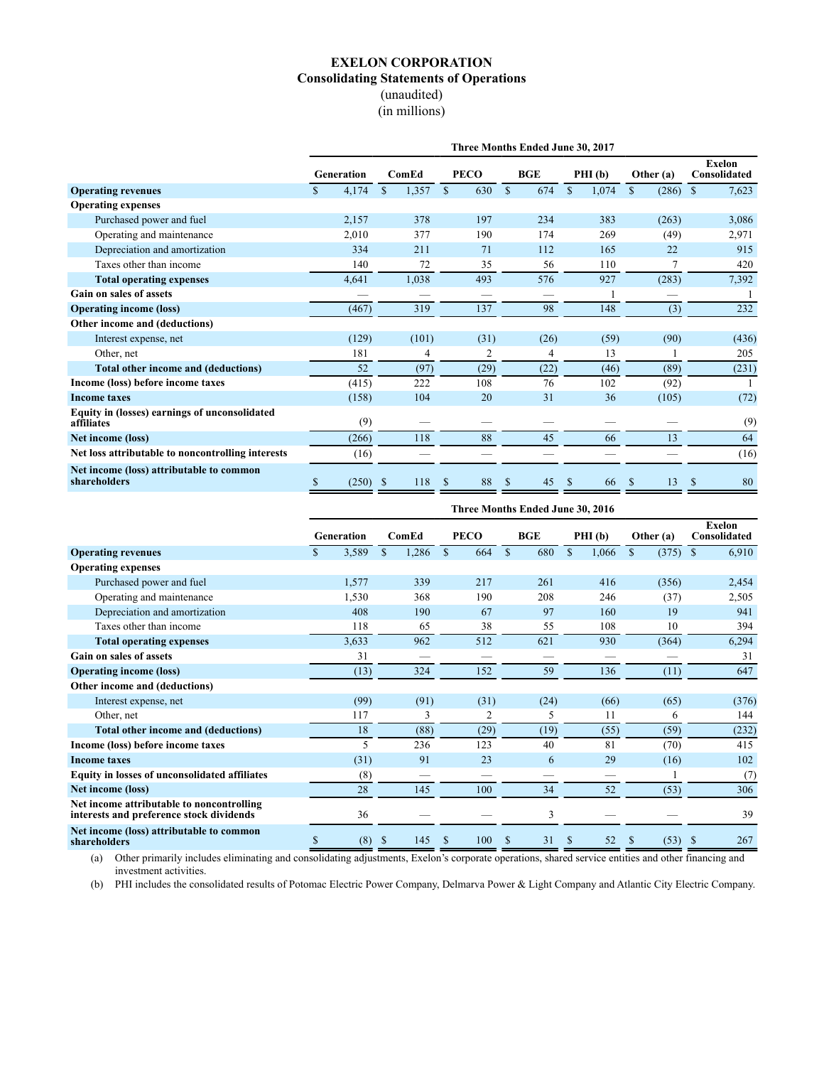# EXELON CORPORATION
## Consolidating Statements of Operations
(unaudited)
(in millions)

| | Three Months Ended June 30, 2017 | | | | | | |
|---|---|---|---|---|---|---|---|
| | Generation | ComEd | PECO | BGE | PHI (b) | Other (a) | Exelon Consolidated |
| **Operating revenues** | $ 4,174 | $ 1,357 | $ 630 | $ 674 | $ 1,074 | $ (286) | $ 7,623 |
| **Operating expenses** | | | | | | | |
| Purchased power and fuel | 2,157 | 378 | 197 | 234 | 383 | (263) | 3,086 |
| Operating and maintenance | 2,010 | 377 | 190 | 174 | 269 | (49) | 2,971 |
| Depreciation and amortization | 334 | 211 | 71 | 112 | 165 | 22 | 915 |
| Taxes other than income | 140 | 72 | 35 | 56 | 110 | 7 | 420 |
| **Total operating expenses** | 4,641 | 1,038 | 493 | 576 | 927 | (283) | 7,392 |
| **Gain on sales of assets** | — | — | — | — | 1 | — | 1 |
| **Operating income (loss)** | (467) | 319 | 137 | 98 | 148 | (3) | 232 |
| **Other income and (deductions)** | | | | | | | |
| Interest expense, net | (129) | (101) | (31) | (26) | (59) | (90) | (436) |
| Other, net | 181 | 4 | 2 | 4 | 13 | 1 | 205 |
| **Total other income and (deductions)** | 52 | (97) | (29) | (22) | (46) | (89) | (231) |
| **Income (loss) before income taxes** | (415) | 222 | 108 | 76 | 102 | (92) | 1 |
| **Income taxes** | (158) | 104 | 20 | 31 | 36 | (105) | (72) |
| **Equity in (losses) earnings of unconsolidated affiliates** | (9) | — | — | — | — | — | (9) |
| **Net income (loss)** | (266) | 118 | 88 | 45 | 66 | 13 | 64 |
| **Net loss attributable to noncontrolling interests** | (16) | — | — | — | — | — | (16) |
| **Net income (loss) attributable to common shareholders** | $ (250) | $ 118 | $ 88 | $ 45 | $ 66 | $ 13 | $ 80 |

| | Three Months Ended June 30, 2016 | | | | | | |
|---|---|---|---|---|---|---|---|
| | Generation | ComEd | PECO | BGE | PHI (b) | Other (a) | Exelon Consolidated |
| **Operating revenues** | $ 3,589 | $ 1,286 | $ 664 | $ 680 | $ 1,066 | $ (375) | $ 6,910 |
| **Operating expenses** | | | | | | | |
| Purchased power and fuel | 1,577 | 339 | 217 | 261 | 416 | (356) | 2,454 |
| Operating and maintenance | 1,530 | 368 | 190 | 208 | 246 | (37) | 2,505 |
| Depreciation and amortization | 408 | 190 | 67 | 97 | 160 | 19 | 941 |
| Taxes other than income | 118 | 65 | 38 | 55 | 108 | 10 | 394 |
| **Total operating expenses** | 3,633 | 962 | 512 | 621 | 930 | (364) | 6,294 |
| **Gain on sales of assets** | 31 | — | — | — | — | — | 31 |
| **Operating income (loss)** | (13) | 324 | 152 | 59 | 136 | (11) | 647 |
| **Other income and (deductions)** | | | | | | | |
| Interest expense, net | (99) | (91) | (31) | (24) | (66) | (65) | (376) |
| Other, net | 117 | 3 | 2 | 5 | 11 | 6 | 144 |
| **Total other income and (deductions)** | 18 | (88) | (29) | (19) | (55) | (59) | (232) |
| **Income (loss) before income taxes** | 5 | 236 | 123 | 40 | 81 | (70) | 415 |
| **Income taxes** | (31) | 91 | 23 | 6 | 29 | (16) | 102 |
| **Equity in losses of unconsolidated affiliates** | (8) | — | — | — | — | 1 | (7) |
| **Net income (loss)** | 28 | 145 | 100 | 34 | 52 | (53) | 306 |
| **Net income attributable to noncontrolling interests and preference stock dividends** | 36 | — | — | 3 | — | — | 39 |
| **Net income (loss) attributable to common shareholders** | $ (8) | $ 145 | $ 100 | $ 31 | $ 52 | $ (53) | $ 267 |

(a) Other primarily includes eliminating and consolidating adjustments, Exelon's corporate operations, shared service entities and other financing and investment activities.

(b) PHI includes the consolidated results of Potomac Electric Power Company, Delmarva Power & Light Company and Atlantic City Electric Company.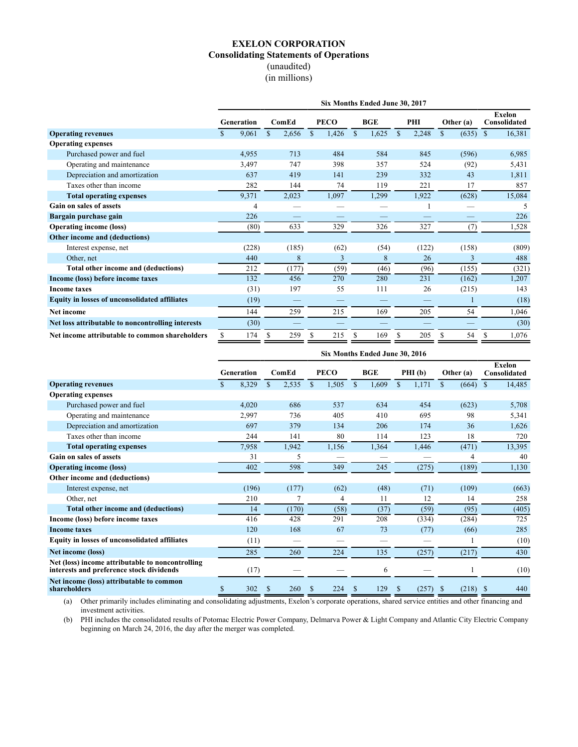# EXELON CORPORATION
## Consolidating Statements of Operations
(unaudited)
(in millions)

| | Six Months Ended June 30, 2017 | | | | | | |
|---|---|---|---|---|---|---|---|
| | Generation | ComEd | PECO | BGE | PHI | Other (a) | Exelon Consolidated |
| **Operating revenues** | $ 9,061 | $ 2,656 | $ 1,426 | $ 1,625 | $ 2,248 | $ (635) | $ 16,381 |
| **Operating expenses** | | | | | | | |
| Purchased power and fuel | 4,955 | 713 | 484 | 584 | 845 | (596) | 6,985 |
| Operating and maintenance | 3,497 | 747 | 398 | 357 | 524 | (92) | 5,431 |
| Depreciation and amortization | 637 | 419 | 141 | 239 | 332 | 43 | 1,811 |
| Taxes other than income | 282 | 144 | 74 | 119 | 221 | 17 | 857 |
| **Total operating expenses** | 9,371 | 2,023 | 1,097 | 1,299 | 1,922 | (628) | 15,084 |
| **Gain on sales of assets** | 4 | — | — | — | 1 | — | 5 |
| **Bargain purchase gain** | 226 | — | — | — | — | — | 226 |
| **Operating income (loss)** | (80) | 633 | 329 | 326 | 327 | (7) | 1,528 |
| **Other income and (deductions)** | | | | | | | |
| Interest expense, net | (228) | (185) | (62) | (54) | (122) | (158) | (809) |
| Other, net | 440 | 8 | 3 | 8 | 26 | 3 | 488 |
| **Total other income and (deductions)** | 212 | (177) | (59) | (46) | (96) | (155) | (321) |
| **Income (loss) before income taxes** | 132 | 456 | 270 | 280 | 231 | (162) | 1,207 |
| **Income taxes** | (31) | 197 | 55 | 111 | 26 | (215) | 143 |
| **Equity in losses of unconsolidated affiliates** | (19) | — | — | — | — | 1 | (18) |
| **Net income** | 144 | 259 | 215 | 169 | 205 | 54 | 1,046 |
| **Net loss attributable to noncontrolling interests** | (30) | — | — | — | — | — | (30) |
| **Net income attributable to common shareholders** | $ 174 | $ 259 | $ 215 | $ 169 | $ 205 | $ 54 | $ 1,076 |

| | Six Months Ended June 30, 2016 | | | | | | |
|---|---|---|---|---|---|---|---|
| | Generation | ComEd | PECO | BGE | PHI (b) | Other (a) | Exelon Consolidated |
| **Operating revenues** | $ 8,329 | $ 2,535 | $ 1,505 | $ 1,609 | $ 1,171 | $ (664) | $ 14,485 |
| **Operating expenses** | | | | | | | |
| Purchased power and fuel | 4,020 | 686 | 537 | 634 | 454 | (623) | 5,708 |
| Operating and maintenance | 2,997 | 736 | 405 | 410 | 695 | 98 | 5,341 |
| Depreciation and amortization | 697 | 379 | 134 | 206 | 174 | 36 | 1,626 |
| Taxes other than income | 244 | 141 | 80 | 114 | 123 | 18 | 720 |
| **Total operating expenses** | 7,958 | 1,942 | 1,156 | 1,364 | 1,446 | (471) | 13,395 |
| **Gain on sales of assets** | 31 | 5 | — | — | — | 4 | 40 |
| **Operating income (loss)** | 402 | 598 | 349 | 245 | (275) | (189) | 1,130 |
| **Other income and (deductions)** | | | | | | | |
| Interest expense, net | (196) | (177) | (62) | (48) | (71) | (109) | (663) |
| Other, net | 210 | 7 | 4 | 11 | 12 | 14 | 258 |
| **Total other income and (deductions)** | 14 | (170) | (58) | (37) | (59) | (95) | (405) |
| **Income (loss) before income taxes** | 416 | 428 | 291 | 208 | (334) | (284) | 725 |
| **Income taxes** | 120 | 168 | 67 | 73 | (77) | (66) | 285 |
| **Equity in losses of unconsolidated affiliates** | (11) | — | — | — | — | 1 | (10) |
| **Net income (loss)** | 285 | 260 | 224 | 135 | (257) | (217) | 430 |
| **Net (loss) income attributable to noncontrolling interests and preference stock dividends** | (17) | — | — | 6 | — | 1 | (10) |
| **Net income (loss) attributable to common shareholders** | $ 302 | $ 260 | $ 224 | $ 129 | $ (257) | $ (218) | $ 440 |

(a) Other primarily includes eliminating and consolidating adjustments, Exelon's corporate operations, shared service entities and other financing and investment activities.

(b) PHI includes the consolidated results of Potomac Electric Power Company, Delmarva Power & Light Company and Atlantic City Electric Company beginning on March 24, 2016, the day after the merger was completed.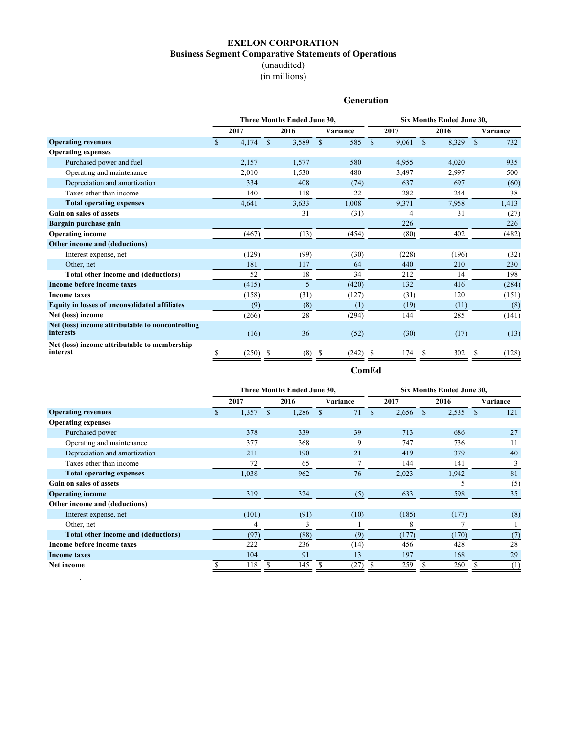# EXELON CORPORATION

## Business Segment Comparative Statements of Operations

(unaudited)

(in millions)

### Generation

| | Three Months Ended June 30, | | | Six Months Ended June 30, | | |
|---|---|---|---|---|---|---|
| | 2017 | 2016 | Variance | 2017 | 2016 | Variance |
| **Operating revenues** | $ 4,174 | $ 3,589 | $ 585 | $ 9,061 | $ 8,329 | $ 732 |
| **Operating expenses** | | | | | | |
| Purchased power and fuel | 2,157 | 1,577 | 580 | 4,955 | 4,020 | 935 |
| Operating and maintenance | 2,010 | 1,530 | 480 | 3,497 | 2,997 | 500 |
| Depreciation and amortization | 334 | 408 | (74) | 637 | 697 | (60) |
| Taxes other than income | 140 | 118 | 22 | 282 | 244 | 38 |
| **Total operating expenses** | 4,641 | 3,633 | 1,008 | 9,371 | 7,958 | 1,413 |
| **Gain on sales of assets** | — | 31 | (31) | 4 | 31 | (27) |
| **Bargain purchase gain** | — | — | — | 226 | — | 226 |
| **Operating income** | (467) | (13) | (454) | (80) | 402 | (482) |
| **Other income and (deductions)** | | | | | | |
| Interest expense, net | (129) | (99) | (30) | (228) | (196) | (32) |
| Other, net | 181 | 117 | 64 | 440 | 210 | 230 |
| **Total other income and (deductions)** | 52 | 18 | 34 | 212 | 14 | 198 |
| **Income before income taxes** | (415) | 5 | (420) | 132 | 416 | (284) |
| **Income taxes** | (158) | (31) | (127) | (31) | 120 | (151) |
| **Equity in losses of unconsolidated affiliates** | (9) | (8) | (1) | (19) | (11) | (8) |
| **Net (loss) income** | (266) | 28 | (294) | 144 | 285 | (141) |
| **Net (loss) income attributable to noncontrolling interests** | (16) | 36 | (52) | (30) | (17) | (13) |
| **Net (loss) income attributable to membership interest** | $ (250) | $ (8) | $ (242) | $ 174 | $ 302 | $ (128) |

### ComEd

| | Three Months Ended June 30, | | | Six Months Ended June 30, | | |
|---|---|---|---|---|---|---|
| | 2017 | 2016 | Variance | 2017 | 2016 | Variance |
| **Operating revenues** | $ 1,357 | $ 1,286 | $ 71 | $ 2,656 | $ 2,535 | $ 121 |
| **Operating expenses** | | | | | | |
| Purchased power | 378 | 339 | 39 | 713 | 686 | 27 |
| Operating and maintenance | 377 | 368 | 9 | 747 | 736 | 11 |
| Depreciation and amortization | 211 | 190 | 21 | 419 | 379 | 40 |
| Taxes other than income | 72 | 65 | 7 | 144 | 141 | 3 |
| **Total operating expenses** | 1,038 | 962 | 76 | 2,023 | 1,942 | 81 |
| **Gain on sales of assets** | — | — | — | — | 5 | (5) |
| **Operating income** | 319 | 324 | (5) | 633 | 598 | 35 |
| **Other income and (deductions)** | | | | | | |
| Interest expense, net | (101) | (91) | (10) | (185) | (177) | (8) |
| Other, net | 4 | 3 | 1 | 8 | 7 | 1 |
| **Total other income and (deductions)** | (97) | (88) | (9) | (177) | (170) | (7) |
| **Income before income taxes** | 222 | 236 | (14) | 456 | 428 | 28 |
| **Income taxes** | 104 | 91 | 13 | 197 | 168 | 29 |
| **Net income** | $ 118 | $ 145 | $ (27) | $ 259 | $ 260 | $ (1) |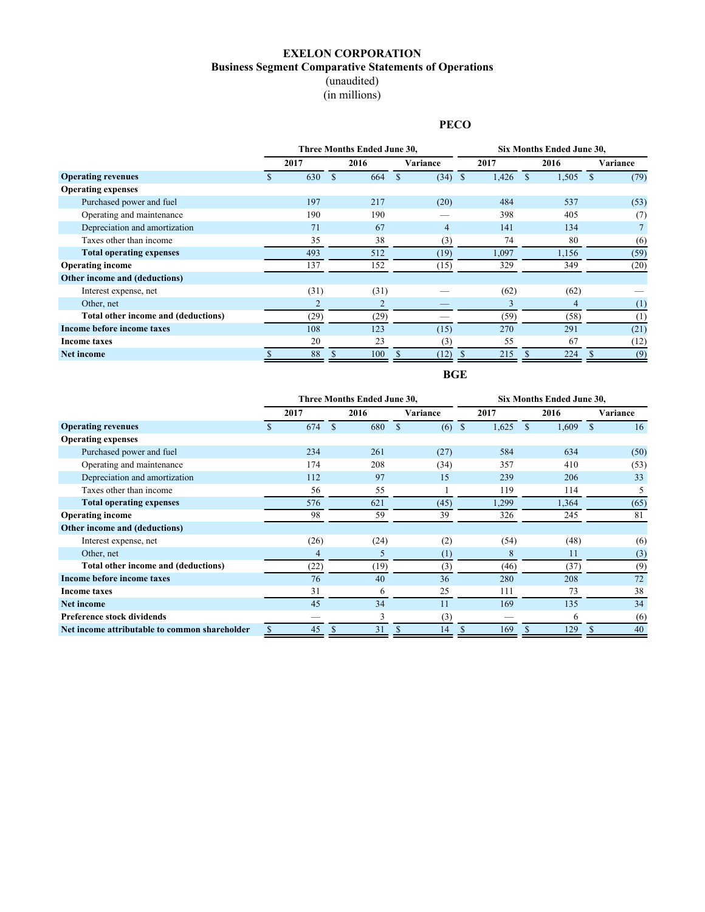# EXELON CORPORATION

## Business Segment Comparative Statements of Operations

(unaudited)

(in millions)

### PECO

| | Three Months Ended June 30, | | | Six Months Ended June 30, | | |
|---|---|---|---|---|---|---|
| | 2017 | 2016 | Variance | 2017 | 2016 | Variance |
| **Operating revenues** | $ 630 | $ 664 | $ (34) | $ 1,426 | $ 1,505 | $ (79) |
| **Operating expenses** | | | | | | |
| Purchased power and fuel | 197 | 217 | (20) | 484 | 537 | (53) |
| Operating and maintenance | 190 | 190 | — | 398 | 405 | (7) |
| Depreciation and amortization | 71 | 67 | 4 | 141 | 134 | 7 |
| Taxes other than income | 35 | 38 | (3) | 74 | 80 | (6) |
| **Total operating expenses** | 493 | 512 | (19) | 1,097 | 1,156 | (59) |
| **Operating income** | 137 | 152 | (15) | 329 | 349 | (20) |
| **Other income and (deductions)** | | | | | | |
| Interest expense, net | (31) | (31) | — | (62) | (62) | — |
| Other, net | 2 | 2 | — | 3 | 4 | (1) |
| **Total other income and (deductions)** | (29) | (29) | — | (59) | (58) | (1) |
| **Income before income taxes** | 108 | 123 | (15) | 270 | 291 | (21) |
| **Income taxes** | 20 | 23 | (3) | 55 | 67 | (12) |
| **Net income** | $ 88 | $ 100 | $ (12) | $ 215 | $ 224 | $ (9) |

### BGE

| | Three Months Ended June 30, | | | Six Months Ended June 30, | | |
|---|---|---|---|---|---|---|
| | 2017 | 2016 | Variance | 2017 | 2016 | Variance |
| **Operating revenues** | $ 674 | $ 680 | $ (6) | $ 1,625 | $ 1,609 | $ 16 |
| **Operating expenses** | | | | | | |
| Purchased power and fuel | 234 | 261 | (27) | 584 | 634 | (50) |
| Operating and maintenance | 174 | 208 | (34) | 357 | 410 | (53) |
| Depreciation and amortization | 112 | 97 | 15 | 239 | 206 | 33 |
| Taxes other than income | 56 | 55 | 1 | 119 | 114 | 5 |
| **Total operating expenses** | 576 | 621 | (45) | 1,299 | 1,364 | (65) |
| **Operating income** | 98 | 59 | 39 | 326 | 245 | 81 |
| **Other income and (deductions)** | | | | | | |
| Interest expense, net | (26) | (24) | (2) | (54) | (48) | (6) |
| Other, net | 4 | 5 | (1) | 8 | 11 | (3) |
| **Total other income and (deductions)** | (22) | (19) | (3) | (46) | (37) | (9) |
| **Income before income taxes** | 76 | 40 | 36 | 280 | 208 | 72 |
| **Income taxes** | 31 | 6 | 25 | 111 | 73 | 38 |
| **Net income** | 45 | 34 | 11 | 169 | 135 | 34 |
| **Preference stock dividends** | — | 3 | (3) | — | 6 | (6) |
| **Net income attributable to common shareholder** | $ 45 | $ 31 | $ 14 | $ 169 | $ 129 | $ 40 |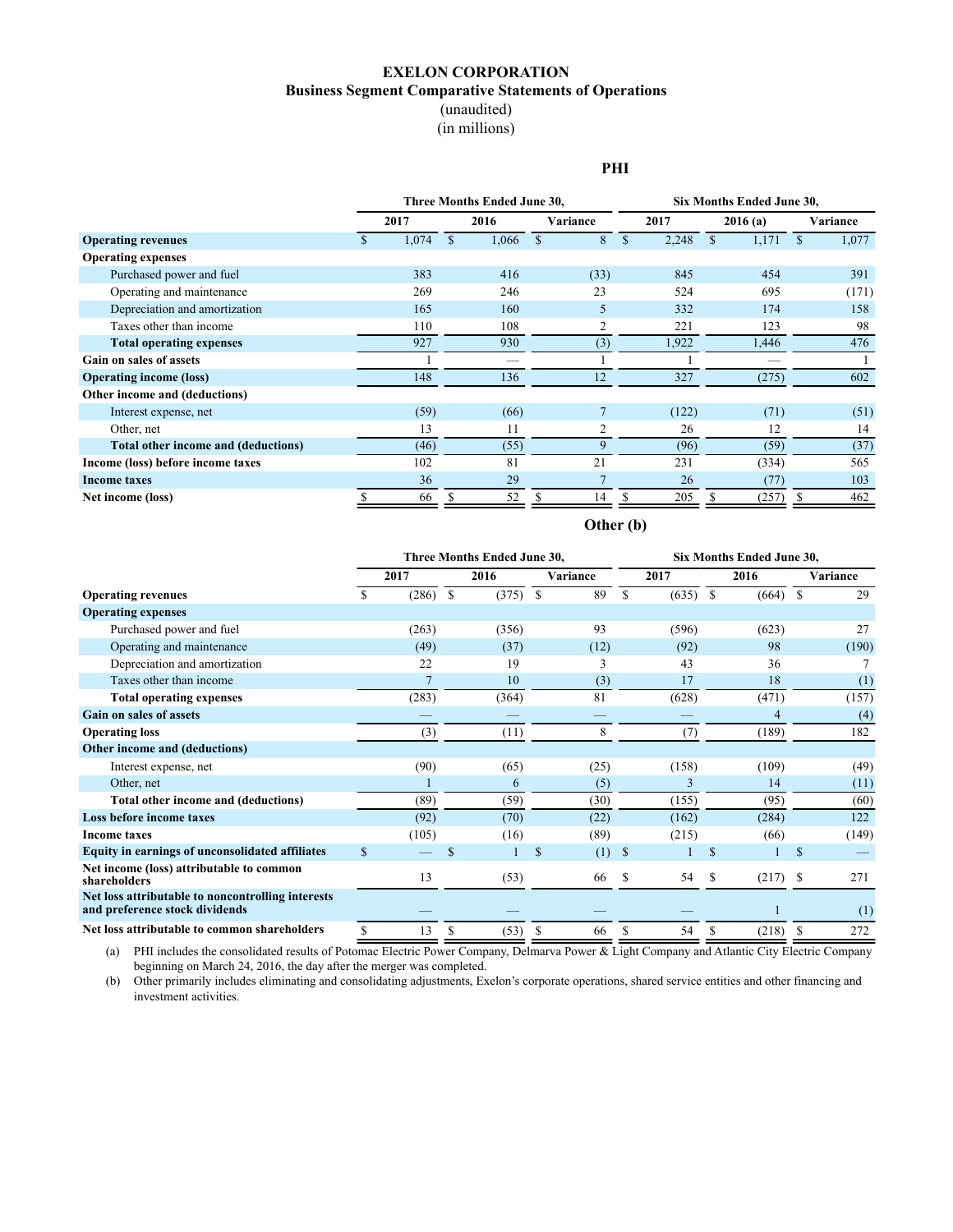# EXELON CORPORATION

## Business Segment Comparative Statements of Operations

(unaudited)

(in millions)

### PHI

| | Three Months Ended June 30, | | | Six Months Ended June 30, | | |
|---|---|---|---|---|---|---|
| | 2017 | 2016 | Variance | 2017 | 2016 (a) | Variance |
| **Operating revenues** | $ 1,074 | $ 1,066 | $ 8 | $ 2,248 | $ 1,171 | $ 1,077 |
| **Operating expenses** | | | | | | |
| Purchased power and fuel | 383 | 416 | (33) | 845 | 454 | 391 |
| Operating and maintenance | 269 | 246 | 23 | 524 | 695 | (171) |
| Depreciation and amortization | 165 | 160 | 5 | 332 | 174 | 158 |
| Taxes other than income | 110 | 108 | 2 | 221 | 123 | 98 |
| **Total operating expenses** | 927 | 930 | (3) | 1,922 | 1,446 | 476 |
| **Gain on sales of assets** | 1 | — | 1 | 1 | — | 1 |
| **Operating income (loss)** | 148 | 136 | 12 | 327 | (275) | 602 |
| **Other income and (deductions)** | | | | | | |
| Interest expense, net | (59) | (66) | 7 | (122) | (71) | (51) |
| Other, net | 13 | 11 | 2 | 26 | 12 | 14 |
| **Total other income and (deductions)** | (46) | (55) | 9 | (96) | (59) | (37) |
| **Income (loss) before income taxes** | 102 | 81 | 21 | 231 | (334) | 565 |
| **Income taxes** | 36 | 29 | 7 | 26 | (77) | 103 |
| **Net income (loss)** | $ 66 | $ 52 | $ 14 | $ 205 | $ (257) | $ 462 |

### Other (b)

| | Three Months Ended June 30, | | | Six Months Ended June 30, | | |
|---|---|---|---|---|---|---|
| | 2017 | 2016 | Variance | 2017 | 2016 | Variance |
| **Operating revenues** | $ (286) | $ (375) | $ 89 | $ (635) | $ (664) | $ 29 |
| **Operating expenses** | | | | | | |
| Purchased power and fuel | (263) | (356) | 93 | (596) | (623) | 27 |
| Operating and maintenance | (49) | (37) | (12) | (92) | 98 | (190) |
| Depreciation and amortization | 22 | 19 | 3 | 43 | 36 | 7 |
| Taxes other than income | 7 | 10 | (3) | 17 | 18 | (1) |
| **Total operating expenses** | (283) | (364) | 81 | (628) | (471) | (157) |
| **Gain on sales of assets** | — | — | — | — | 4 | (4) |
| **Operating loss** | (3) | (11) | 8 | (7) | (189) | 182 |
| **Other income and (deductions)** | | | | | | |
| Interest expense, net | (90) | (65) | (25) | (158) | (109) | (49) |
| Other, net | 1 | 6 | (5) | 3 | 14 | (11) |
| **Total other income and (deductions)** | (89) | (59) | (30) | (155) | (95) | (60) |
| **Loss before income taxes** | (92) | (70) | (22) | (162) | (284) | 122 |
| **Income taxes** | (105) | (16) | (89) | (215) | (66) | (149) |
| **Equity in earnings of unconsolidated affiliates** | $ — | $ 1 | $ (1) | $ 1 | $ 1 | $ — |
| **Net income (loss) attributable to common shareholders** | 13 | (53) | 66 | $ 54 | $ (217) | $ 271 |
| **Net loss attributable to noncontrolling interests and preference stock dividends** | — | — | — | — | 1 | (1) |
| **Net loss attributable to common shareholders** | $ 13 | $ (53) | $ 66 | $ 54 | $ (218) | $ 272 |

(a) PHI includes the consolidated results of Potomac Electric Power Company, Delmarva Power & Light Company and Atlantic City Electric Company beginning on March 24, 2016, the day after the merger was completed.

(b) Other primarily includes eliminating and consolidating adjustments, Exelon's corporate operations, shared service entities and other financing and investment activities.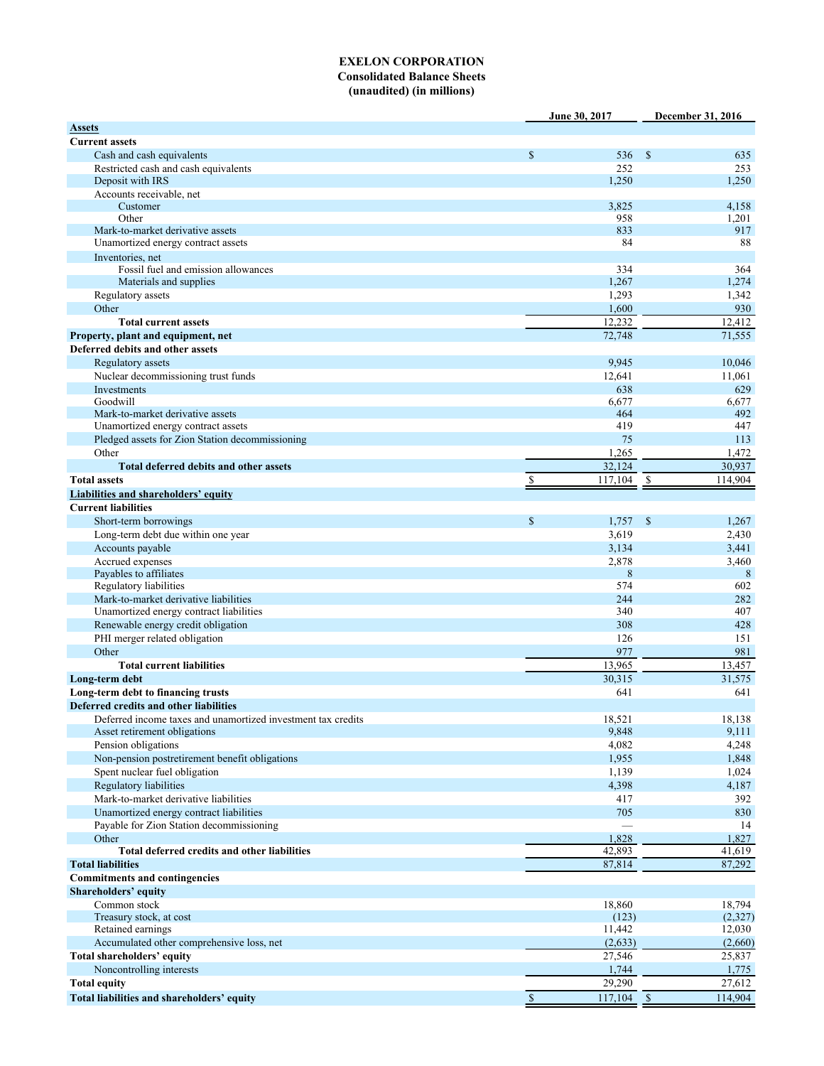# EXELON CORPORATION
## Consolidated Balance Sheets
### (unaudited) (in millions)

| | June 30, 2017 | December 31, 2016 |
|---|---|---|
| **Assets** | | |
| **Current assets** | | |
| Cash and cash equivalents | $ 536 | $ 635 |
| Restricted cash and cash equivalents | 252 | 253 |
| Deposit with IRS | 1,250 | 1,250 |
| Accounts receivable, net | | |
| Customer | 3,825 | 4,158 |
| Other | 958 | 1,201 |
| Mark-to-market derivative assets | 833 | 917 |
| Unamortized energy contract assets | 84 | 88 |
| Inventories, net | | |
| Fossil fuel and emission allowances | 334 | 364 |
| Materials and supplies | 1,267 | 1,274 |
| Regulatory assets | 1,293 | 1,342 |
| Other | 1,600 | 930 |
| **Total current assets** | 12,232 | 12,412 |
| **Property, plant and equipment, net** | 72,748 | 71,555 |
| **Deferred debits and other assets** | | |
| Regulatory assets | 9,945 | 10,046 |
| Nuclear decommissioning trust funds | 12,641 | 11,061 |
| Investments | 638 | 629 |
| Goodwill | 6,677 | 6,677 |
| Mark-to-market derivative assets | 464 | 492 |
| Unamortized energy contract assets | 419 | 447 |
| Pledged assets for Zion Station decommissioning | 75 | 113 |
| Other | 1,265 | 1,472 |
| **Total deferred debits and other assets** | 32,124 | 30,937 |
| **Total assets** | $ 117,104 | $ 114,904 |
| **Liabilities and shareholders' equity** | | |
| **Current liabilities** | | |
| Short-term borrowings | $ 1,757 | $ 1,267 |
| Long-term debt due within one year | 3,619 | 2,430 |
| Accounts payable | 3,134 | 3,441 |
| Accrued expenses | 2,878 | 3,460 |
| Payables to affiliates | 8 | 8 |
| Regulatory liabilities | 574 | 602 |
| Mark-to-market derivative liabilities | 244 | 282 |
| Unamortized energy contract liabilities | 340 | 407 |
| Renewable energy credit obligation | 308 | 428 |
| PHI merger related obligation | 126 | 151 |
| Other | 977 | 981 |
| **Total current liabilities** | 13,965 | 13,457 |
| **Long-term debt** | 30,315 | 31,575 |
| **Long-term debt to financing trusts** | 641 | 641 |
| **Deferred credits and other liabilities** | | |
| Deferred income taxes and unamortized investment tax credits | 18,521 | 18,138 |
| Asset retirement obligations | 9,848 | 9,111 |
| Pension obligations | 4,082 | 4,248 |
| Non-pension postretirement benefit obligations | 1,955 | 1,848 |
| Spent nuclear fuel obligation | 1,139 | 1,024 |
| Regulatory liabilities | 4,398 | 4,187 |
| Mark-to-market derivative liabilities | 417 | 392 |
| Unamortized energy contract liabilities | 705 | 830 |
| Payable for Zion Station decommissioning | — | 14 |
| Other | 1,828 | 1,827 |
| **Total deferred credits and other liabilities** | 42,893 | 41,619 |
| **Total liabilities** | 87,814 | 87,292 |
| **Commitments and contingencies** | | |
| **Shareholders' equity** | | |
| Common stock | 18,860 | 18,794 |
| Treasury stock, at cost | (123) | (2,327) |
| Retained earnings | 11,442 | 12,030 |
| Accumulated other comprehensive loss, net | (2,633) | (2,660) |
| **Total shareholders' equity** | 27,546 | 25,837 |
| Noncontrolling interests | 1,744 | 1,775 |
| **Total equity** | 29,290 | 27,612 |
| **Total liabilities and shareholders' equity** | $ 117,104 | $ 114,904 |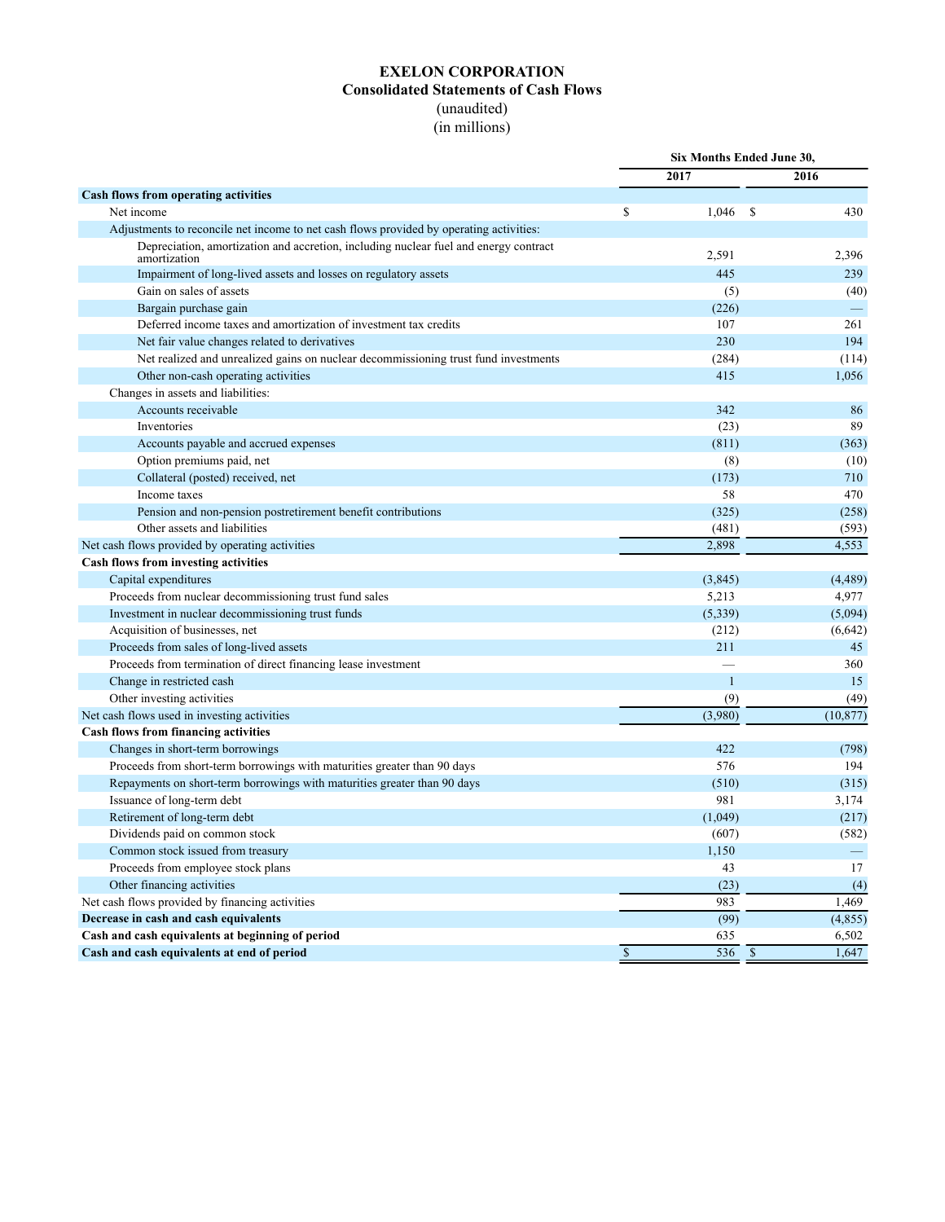# EXELON CORPORATION
## Consolidated Statements of Cash Flows
(unaudited)
(in millions)

| | Six Months Ended June 30, | |
|---|---|---|
| | 2017 | 2016 |
| **Cash flows from operating activities** | | |
| Net income | $ 1,046 | $ 430 |
| Adjustments to reconcile net income to net cash flows provided by operating activities: | | |
| Depreciation, amortization and accretion, including nuclear fuel and energy contract amortization | 2,591 | 2,396 |
| Impairment of long-lived assets and losses on regulatory assets | 445 | 239 |
| Gain on sales of assets | (5) | (40) |
| Bargain purchase gain | (226) | — |
| Deferred income taxes and amortization of investment tax credits | 107 | 261 |
| Net fair value changes related to derivatives | 230 | 194 |
| Net realized and unrealized gains on nuclear decommissioning trust fund investments | (284) | (114) |
| Other non-cash operating activities | 415 | 1,056 |
| Changes in assets and liabilities: | | |
| Accounts receivable | 342 | 86 |
| Inventories | (23) | 89 |
| Accounts payable and accrued expenses | (811) | (363) |
| Option premiums paid, net | (8) | (10) |
| Collateral (posted) received, net | (173) | 710 |
| Income taxes | 58 | 470 |
| Pension and non-pension postretirement benefit contributions | (325) | (258) |
| Other assets and liabilities | (481) | (593) |
| Net cash flows provided by operating activities | 2,898 | 4,553 |
| **Cash flows from investing activities** | | |
| Capital expenditures | (3,845) | (4,489) |
| Proceeds from nuclear decommissioning trust fund sales | 5,213 | 4,977 |
| Investment in nuclear decommissioning trust funds | (5,339) | (5,094) |
| Acquisition of businesses, net | (212) | (6,642) |
| Proceeds from sales of long-lived assets | 211 | 45 |
| Proceeds from termination of direct financing lease investment | — | 360 |
| Change in restricted cash | 1 | 15 |
| Other investing activities | (9) | (49) |
| Net cash flows used in investing activities | (3,980) | (10,877) |
| **Cash flows from financing activities** | | |
| Changes in short-term borrowings | 422 | (798) |
| Proceeds from short-term borrowings with maturities greater than 90 days | 576 | 194 |
| Repayments on short-term borrowings with maturities greater than 90 days | (510) | (315) |
| Issuance of long-term debt | 981 | 3,174 |
| Retirement of long-term debt | (1,049) | (217) |
| Dividends paid on common stock | (607) | (582) |
| Common stock issued from treasury | 1,150 | — |
| Proceeds from employee stock plans | 43 | 17 |
| Other financing activities | (23) | (4) |
| Net cash flows provided by financing activities | 983 | 1,469 |
| **Decrease in cash and cash equivalents** | (99) | (4,855) |
| **Cash and cash equivalents at beginning of period** | 635 | 6,502 |
| **Cash and cash equivalents at end of period** | $ 536 | $ 1,647 |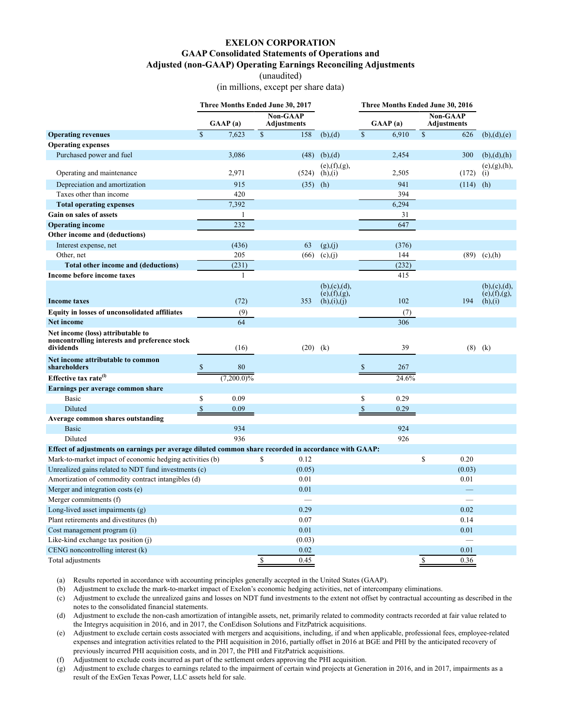# EXELON CORPORATION
## GAAP Consolidated Statements of Operations and Adjusted (non-GAAP) Operating Earnings Reconciling Adjustments

(unaudited)

(in millions, except per share data)

| | Three Months Ended June 30, 2017 | | | Three Months Ended June 30, 2016 | | |
|---|---|---|---|---|---|---|
| | GAAP (a) | Non-GAAP Adjustments | | GAAP (a) | Non-GAAP Adjustments | |
| **Operating revenues** | $ 7,623 | $ 158 | (b),(d) | $ 6,910 | $ 626 | (b),(d),(e) |
| **Operating expenses** | | | | | | |
| Purchased power and fuel | 3,086 | (48) | (b),(d) | 2,454 | 300 | (b),(d),(h) |
| Operating and maintenance | 2,971 | (524) | (e),(f),(g),(h),(i) | 2,505 | (172) | (e),(g),(h),(i) |
| Depreciation and amortization | 915 | (35) | (h) | 941 | (114) | (h) |
| Taxes other than income | 420 | | | 394 | | |
| **Total operating expenses** | 7,392 | | | 6,294 | | |
| **Gain on sales of assets** | 1 | | | 31 | | |
| **Operating income** | 232 | | | 647 | | |
| **Other income and (deductions)** | | | | | | |
| Interest expense, net | (436) | 63 | (g),(j) | (376) | | |
| Other, net | 205 | (66) | (c),(j) | 144 | (89) | (c),(h) |
| **Total other income and (deductions)** | (231) | | | (232) | | |
| **Income before income taxes** | 1 | | | 415 | | |
| **Income taxes** | (72) | 353 | (b),(c),(d),(e),(f),(g),(h),(i),(j) | 102 | 194 | (b),(c),(d),(e),(f),(g),(h),(i) |
| **Equity in losses of unconsolidated affiliates** | (9) | | | (7) | | |
| **Net income** | 64 | | | 306 | | |
| **Net income (loss) attributable to noncontrolling interests and preference stock dividends** | (16) | (20) | (k) | 39 | (8) | (k) |
| **Net income attributable to common shareholders** | $ 80 | | | $ 267 | | |
| **Effective tax rate[(l)]** | (7,200.0)% | | | 24.6% | | |
| **Earnings per average common share** | | | | | | |
| Basic | $ 0.09 | | | $ 0.29 | | |
| Diluted | $ 0.09 | | | $ 0.29 | | |
| **Average common shares outstanding** | | | | | | |
| Basic | 934 | | | 924 | | |
| Diluted | 936 | | | 926 | | |
| **Effect of adjustments on earnings per average diluted common share recorded in accordance with GAAP:** | | | | | | |
| Mark-to-market impact of economic hedging activities (b) | | $ 0.12 | | | $ 0.20 | |
| Unrealized gains related to NDT fund investments (c) | | (0.05) | | | (0.03) | |
| Amortization of commodity contract intangibles (d) | | 0.01 | | | 0.01 | |
| Merger and integration costs (e) | | 0.01 | | | — | |
| Merger commitments (f) | | — | | | — | |
| Long-lived asset impairments (g) | | 0.29 | | | 0.02 | |
| Plant retirements and divestitures (h) | | 0.07 | | | 0.14 | |
| Cost management program (i) | | 0.01 | | | 0.01 | |
| Like-kind exchange tax position (j) | | (0.03) | | | — | |
| CENG noncontrolling interest (k) | | 0.02 | | | 0.01 | |
| Total adjustments | | $ 0.45 | | | $ 0.36 | |

(a) Results reported in accordance with accounting principles generally accepted in the United States (GAAP).

(b) Adjustment to exclude the mark-to-market impact of Exelon's economic hedging activities, net of intercompany eliminations.

(c) Adjustment to exclude the unrealized gains and losses on NDT fund investments to the extent not offset by contractual accounting as described in the notes to the consolidated financial statements.

(d) Adjustment to exclude the non-cash amortization of intangible assets, net, primarily related to commodity contracts recorded at fair value related to the Integrys acquisition in 2016, and in 2017, the ConEdison Solutions and FitzPatrick acquisitions.

(e) Adjustment to exclude certain costs associated with mergers and acquisitions, including, if and when applicable, professional fees, employee-related expenses and integration activities related to the PHI acquisition in 2016, partially offset in 2016 at BGE and PHI by the anticipated recovery of previously incurred PHI acquisition costs, and in 2017, the PHI and FitzPatrick acquisitions.

(f) Adjustment to exclude costs incurred as part of the settlement orders approving the PHI acquisition.

(g) Adjustment to exclude charges to earnings related to the impairment of certain wind projects at Generation in 2016, and in 2017, impairments as a result of the ExGen Texas Power, LLC assets held for sale.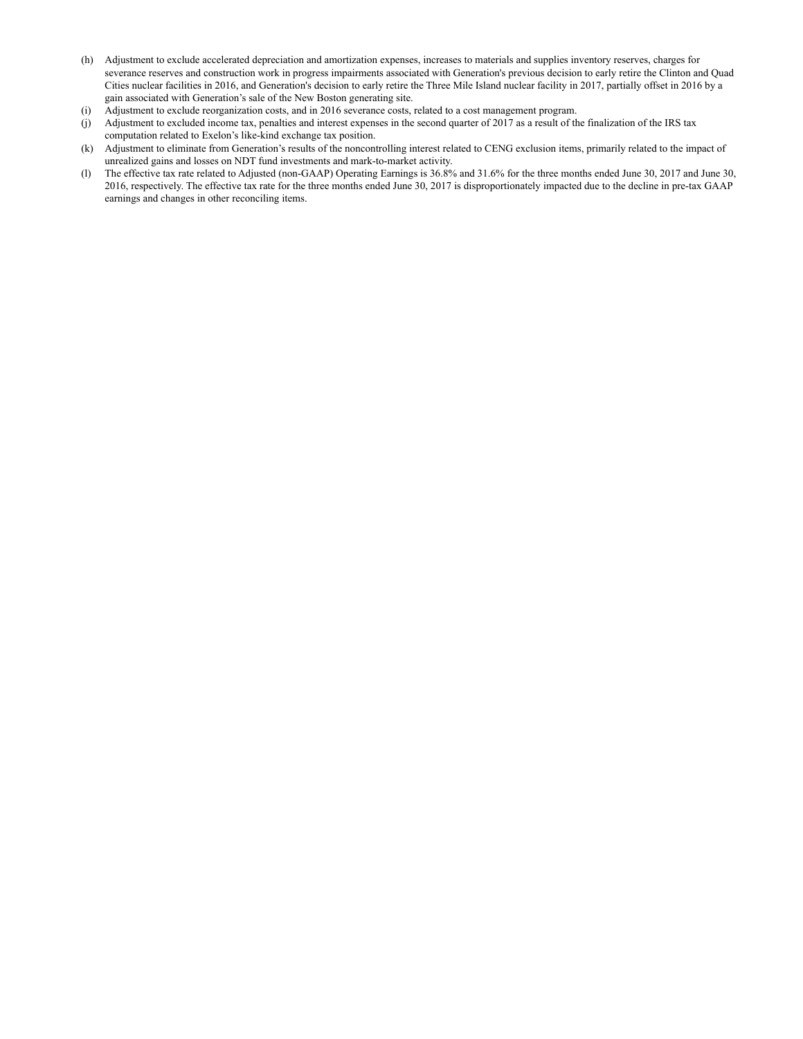(h) Adjustment to exclude accelerated depreciation and amortization expenses, increases to materials and supplies inventory reserves, charges for severance reserves and construction work in progress impairments associated with Generation's previous decision to early retire the Clinton and Quad Cities nuclear facilities in 2016, and Generation's decision to early retire the Three Mile Island nuclear facility in 2017, partially offset in 2016 by a gain associated with Generation's sale of the New Boston generating site.

(i) Adjustment to exclude reorganization costs, and in 2016 severance costs, related to a cost management program.

(j) Adjustment to excluded income tax, penalties and interest expenses in the second quarter of 2017 as a result of the finalization of the IRS tax computation related to Exelon's like-kind exchange tax position.

(k) Adjustment to eliminate from Generation's results of the noncontrolling interest related to CENG exclusion items, primarily related to the impact of unrealized gains and losses on NDT fund investments and mark-to-market activity.

(l) The effective tax rate related to Adjusted (non-GAAP) Operating Earnings is 36.8% and 31.6% for the three months ended June 30, 2017 and June 30, 2016, respectively. The effective tax rate for the three months ended June 30, 2017 is disproportionately impacted due to the decline in pre-tax GAAP earnings and changes in other reconciling items.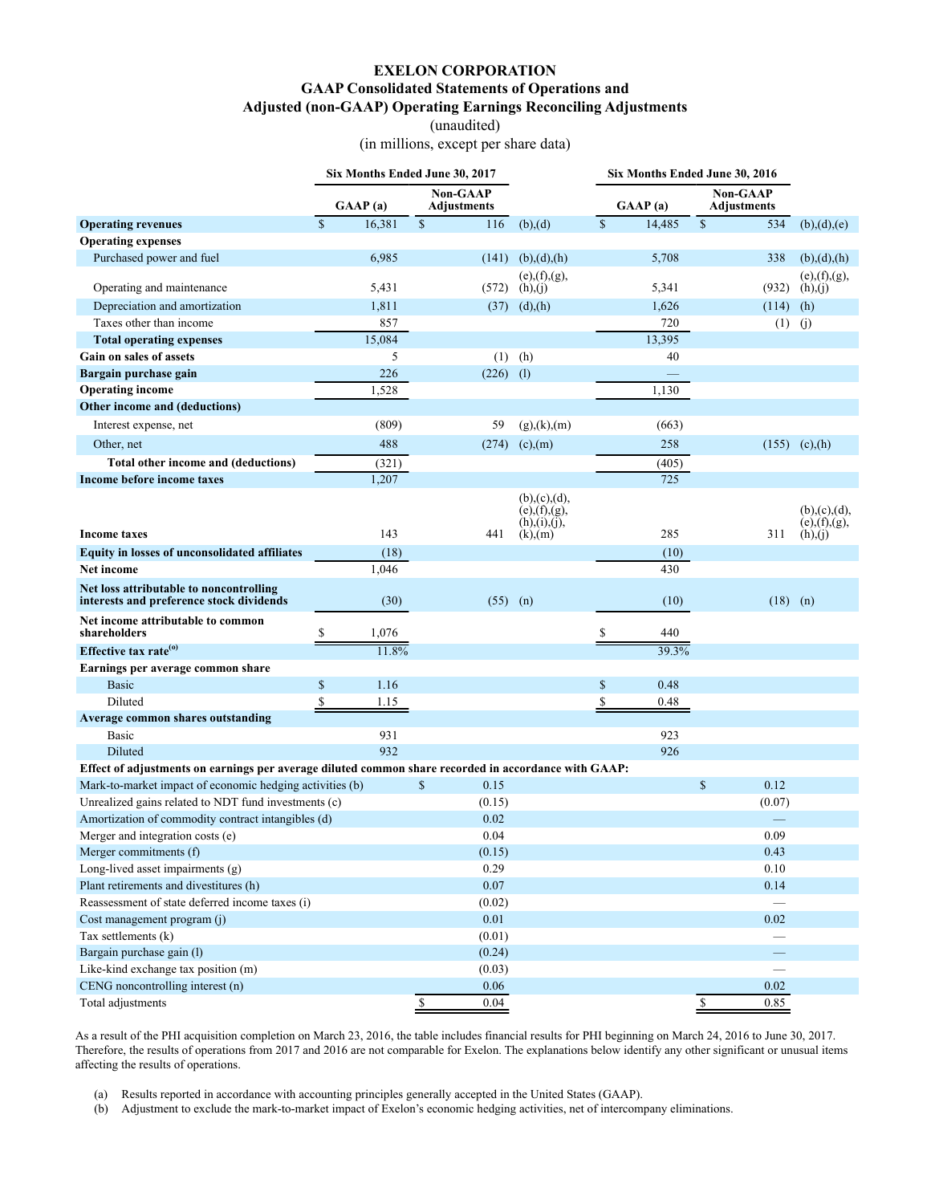# EXELON CORPORATION
## GAAP Consolidated Statements of Operations and Adjusted (non-GAAP) Operating Earnings Reconciling Adjustments

(unaudited)

(in millions, except per share data)

| | Six Months Ended June 30, 2017 | | | Six Months Ended June 30, 2016 | | |
|---|---|---|---|---|---|---|
| | GAAP (a) | Non-GAAP Adjustments | | GAAP (a) | Non-GAAP Adjustments | |
| **Operating revenues** | $ 16,381 | $ 116 | (b),(d) | $ 14,485 | $ 534 | (b),(d),(e) |
| **Operating expenses** | | | | | | |
| Purchased power and fuel | 6,985 | (141) | (b),(d),(h) | 5,708 | 338 | (b),(d),(h) |
| Operating and maintenance | 5,431 | (572) | (e),(f),(g),(h),(j) | 5,341 | (932) | (e),(f),(g),(h),(j) |
| Depreciation and amortization | 1,811 | (37) | (d),(h) | 1,626 | (114) | (h) |
| Taxes other than income | 857 | | | 720 | (1) | (j) |
| **Total operating expenses** | 15,084 | | | 13,395 | | |
| **Gain on sales of assets** | 5 | (1) | (h) | 40 | | |
| **Bargain purchase gain** | 226 | (226) | (l) | — | | |
| **Operating income** | 1,528 | | | 1,130 | | |
| **Other income and (deductions)** | | | | | | |
| Interest expense, net | (809) | 59 | (g),(k),(m) | (663) | | |
| Other, net | 488 | (274) | (c),(m) | 258 | (155) | (c),(h) |
| **Total other income and (deductions)** | (321) | | | (405) | | |
| **Income before income taxes** | 1,207 | | | 725 | | |
| **Income taxes** | 143 | 441 | (b),(c),(d),(e),(f),(g),(h),(i),(j),(k),(m) | 285 | 311 | (b),(c),(d),(e),(f),(g),(h),(j) |
| **Equity in losses of unconsolidated affiliates** | (18) | | | (10) | | |
| **Net income** | 1,046 | | | 430 | | |
| **Net loss attributable to noncontrolling interests and preference stock dividends** | (30) | (55) | (n) | (10) | (18) | (n) |
| **Net income attributable to common shareholders** | $ 1,076 | | | $ 440 | | |
| **Effective tax rate(o)** | 11.8% | | | 39.3% | | |
| **Earnings per average common share** | | | | | | |
| Basic | $ 1.16 | | | $ 0.48 | | |
| Diluted | $ 1.15 | | | $ 0.48 | | |
| **Average common shares outstanding** | | | | | | |
| Basic | 931 | | | 923 | | |
| Diluted | 932 | | | 926 | | |
| **Effect of adjustments on earnings per average diluted common share recorded in accordance with GAAP:** | | | | | | |
| Mark-to-market impact of economic hedging activities (b) | | $ 0.15 | | | $ 0.12 | |
| Unrealized gains related to NDT fund investments (c) | | (0.15) | | | (0.07) | |
| Amortization of commodity contract intangibles (d) | | 0.02 | | | — | |
| Merger and integration costs (e) | | 0.04 | | | 0.09 | |
| Merger commitments (f) | | (0.15) | | | 0.43 | |
| Long-lived asset impairments (g) | | 0.29 | | | 0.10 | |
| Plant retirements and divestitures (h) | | 0.07 | | | 0.14 | |
| Reassessment of state deferred income taxes (i) | | (0.02) | | | — | |
| Cost management program (j) | | 0.01 | | | 0.02 | |
| Tax settlements (k) | | (0.01) | | | — | |
| Bargain purchase gain (l) | | (0.24) | | | — | |
| Like-kind exchange tax position (m) | | (0.03) | | | — | |
| CENG noncontrolling interest (n) | | 0.06 | | | 0.02 | |
| Total adjustments | | $ 0.04 | | | $ 0.85 | |

As a result of the PHI acquisition completion on March 23, 2016, the table includes financial results for PHI beginning on March 24, 2016 to June 30, 2017. Therefore, the results of operations from 2017 and 2016 are not comparable for Exelon. The explanations below identify any other significant or unusual items affecting the results of operations.

(a) Results reported in accordance with accounting principles generally accepted in the United States (GAAP).

(b) Adjustment to exclude the mark-to-market impact of Exelon's economic hedging activities, net of intercompany eliminations.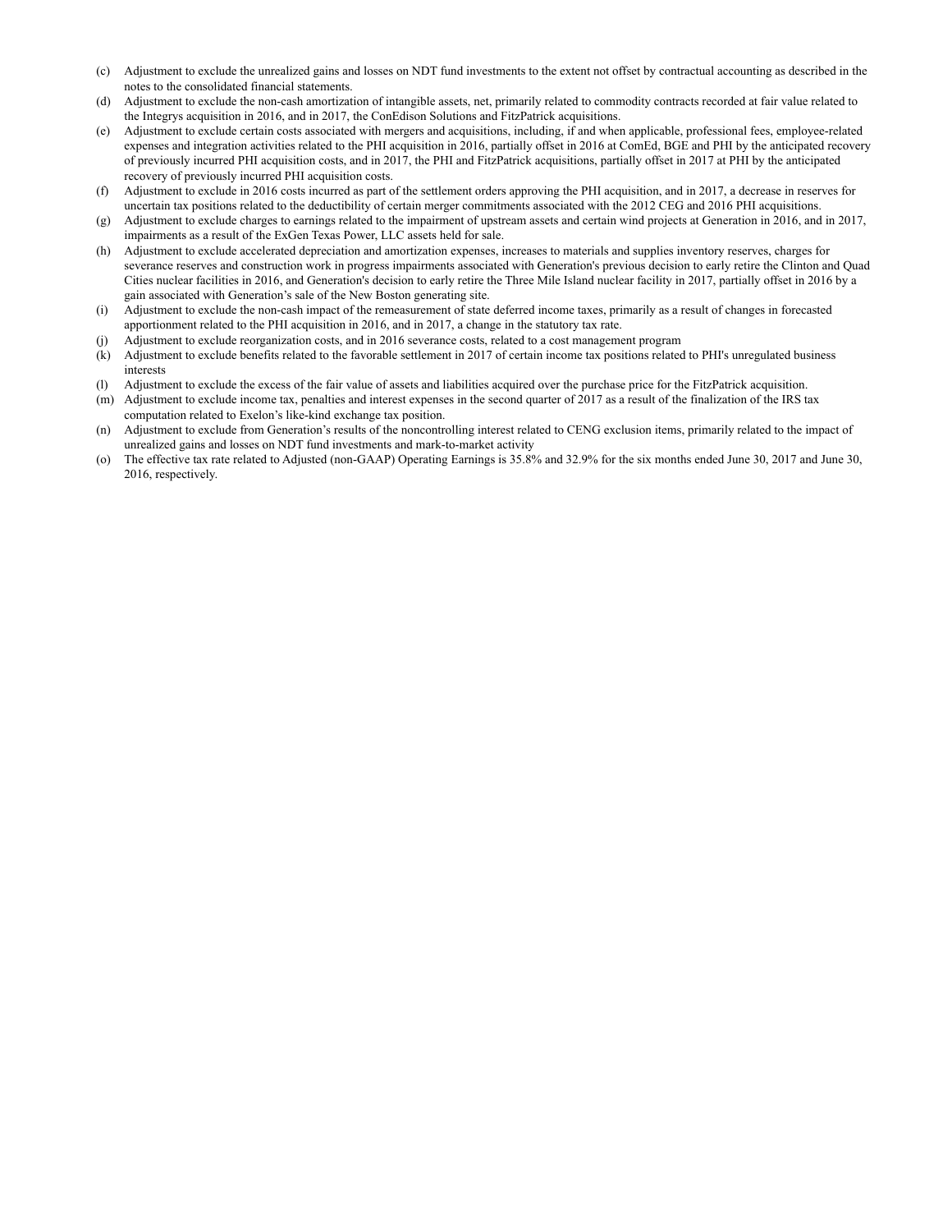(c) Adjustment to exclude the unrealized gains and losses on NDT fund investments to the extent not offset by contractual accounting as described in the notes to the consolidated financial statements.

(d) Adjustment to exclude the non-cash amortization of intangible assets, net, primarily related to commodity contracts recorded at fair value related to the Integrys acquisition in 2016, and in 2017, the ConEdison Solutions and FitzPatrick acquisitions.

(e) Adjustment to exclude certain costs associated with mergers and acquisitions, including, if and when applicable, professional fees, employee-related expenses and integration activities related to the PHI acquisition in 2016, partially offset in 2016 at ComEd, BGE and PHI by the anticipated recovery of previously incurred PHI acquisition costs, and in 2017, the PHI and FitzPatrick acquisitions, partially offset in 2017 at PHI by the anticipated recovery of previously incurred PHI acquisition costs.

(f) Adjustment to exclude in 2016 costs incurred as part of the settlement orders approving the PHI acquisition, and in 2017, a decrease in reserves for uncertain tax positions related to the deductibility of certain merger commitments associated with the 2012 CEG and 2016 PHI acquisitions.

(g) Adjustment to exclude charges to earnings related to the impairment of upstream assets and certain wind projects at Generation in 2016, and in 2017, impairments as a result of the ExGen Texas Power, LLC assets held for sale.

(h) Adjustment to exclude accelerated depreciation and amortization expenses, increases to materials and supplies inventory reserves, charges for severance reserves and construction work in progress impairments associated with Generation's previous decision to early retire the Clinton and Quad Cities nuclear facilities in 2016, and Generation's decision to early retire the Three Mile Island nuclear facility in 2017, partially offset in 2016 by a gain associated with Generation's sale of the New Boston generating site.

(i) Adjustment to exclude the non-cash impact of the remeasurement of state deferred income taxes, primarily as a result of changes in forecasted apportionment related to the PHI acquisition in 2016, and in 2017, a change in the statutory tax rate.

(j) Adjustment to exclude reorganization costs, and in 2016 severance costs, related to a cost management program

(k) Adjustment to exclude benefits related to the favorable settlement in 2017 of certain income tax positions related to PHI's unregulated business interests

(l) Adjustment to exclude the excess of the fair value of assets and liabilities acquired over the purchase price for the FitzPatrick acquisition.

(m) Adjustment to exclude income tax, penalties and interest expenses in the second quarter of 2017 as a result of the finalization of the IRS tax computation related to Exelon's like-kind exchange tax position.

(n) Adjustment to exclude from Generation's results of the noncontrolling interest related to CENG exclusion items, primarily related to the impact of unrealized gains and losses on NDT fund investments and mark-to-market activity

(o) The effective tax rate related to Adjusted (non-GAAP) Operating Earnings is 35.8% and 32.9% for the six months ended June 30, 2017 and June 30, 2016, respectively.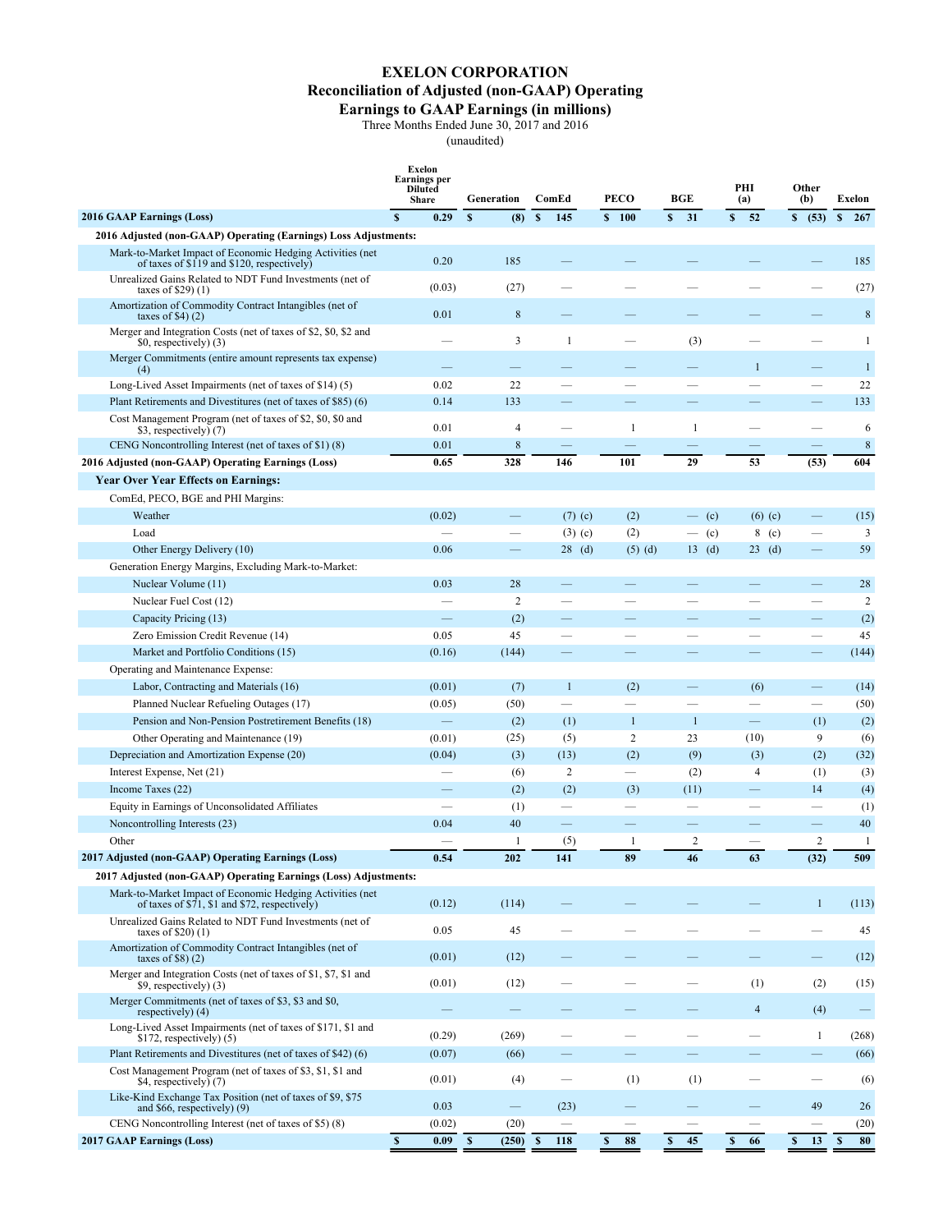# EXELON CORPORATION

## Reconciliation of Adjusted (non-GAAP) Operating Earnings to GAAP Earnings (in millions)

Three Months Ended June 30, 2017 and 2016

(unaudited)

| | Exelon Earnings per Diluted Share | Generation | ComEd | PECO | BGE | PHI (a) | Other (b) | Exelon |
|---|---|---|---|---|---|---|---|---|
| **2016 GAAP Earnings (Loss)** | **$ 0.29** | **$ (8)** | **$ 145** | **$ 100** | **$ 31** | **$ 52** | **$ (53)** | **$ 267** |
| **2016 Adjusted (non-GAAP) Operating (Earnings) Loss Adjustments:** | | | | | | | | |
| Mark-to-Market Impact of Economic Hedging Activities (net of taxes of $119 and $120, respectively) | 0.20 | 185 | — | — | — | — | — | 185 |
| Unrealized Gains Related to NDT Fund Investments (net of taxes of $29) (1) | (0.03) | (27) | — | — | — | — | — | (27) |
| Amortization of Commodity Contract Intangibles (net of taxes of $4) (2) | 0.01 | 8 | — | — | — | — | — | 8 |
| Merger and Integration Costs (net of taxes of $2, $0, $2 and $0, respectively) (3) | — | 3 | 1 | — | (3) | — | — | 1 |
| Merger Commitments (entire amount represents tax expense) (4) | — | — | — | — | — | 1 | — | 1 |
| Long-Lived Asset Impairments (net of taxes of $14) (5) | 0.02 | 22 | — | — | — | — | — | 22 |
| Plant Retirements and Divestitures (net of taxes of $85) (6) | 0.14 | 133 | — | — | — | — | — | 133 |
| Cost Management Program (net of taxes of $2, $0, $0 and $3, respectively) (7) | 0.01 | 4 | — | 1 | 1 | — | — | 6 |
| CENG Noncontrolling Interest (net of taxes of $1) (8) | 0.01 | 8 | — | — | — | — | — | 8 |
| **2016 Adjusted (non-GAAP) Operating Earnings (Loss)** | **0.65** | **328** | **146** | **101** | **29** | **53** | **(53)** | **604** |
| **Year Over Year Effects on Earnings:** | | | | | | | | |
| ComEd, PECO, BGE and PHI Margins: | | | | | | | | |
| Weather | (0.02) | — | (7) (c) | (2) | — (c) | (6) (c) | — | (15) |
| Load | — | — | (3) (c) | (2) | — (c) | 8 (c) | — | 3 |
| Other Energy Delivery (10) | 0.06 | — | 28 (d) | (5) (d) | 13 (d) | 23 (d) | — | 59 |
| Generation Energy Margins, Excluding Mark-to-Market: | | | | | | | | |
| Nuclear Volume (11) | 0.03 | 28 | — | — | — | — | — | 28 |
| Nuclear Fuel Cost (12) | — | 2 | — | — | — | — | — | 2 |
| Capacity Pricing (13) | — | (2) | — | — | — | — | — | (2) |
| Zero Emission Credit Revenue (14) | 0.05 | 45 | — | — | — | — | — | 45 |
| Market and Portfolio Conditions (15) | (0.16) | (144) | — | — | — | — | — | (144) |
| Operating and Maintenance Expense: | | | | | | | | |
| Labor, Contracting and Materials (16) | (0.01) | (7) | 1 | (2) | — | (6) | — | (14) |
| Planned Nuclear Refueling Outages (17) | (0.05) | (50) | — | — | — | — | — | (50) |
| Pension and Non-Pension Postretirement Benefits (18) | — | (2) | (1) | 1 | 1 | — | (1) | (2) |
| Other Operating and Maintenance (19) | (0.01) | (25) | (5) | 2 | 23 | (10) | 9 | (6) |
| Depreciation and Amortization Expense (20) | (0.04) | (3) | (13) | (2) | (9) | (3) | (2) | (32) |
| Interest Expense, Net (21) | — | (6) | 2 | — | (2) | 4 | (1) | (3) |
| Income Taxes (22) | — | (2) | (2) | (3) | (11) | — | 14 | (4) |
| Equity in Earnings of Unconsolidated Affiliates | — | (1) | — | — | — | — | — | (1) |
| Noncontrolling Interests (23) | 0.04 | 40 | — | — | — | — | — | 40 |
| Other | — | 1 | (5) | 1 | 2 | — | 2 | 1 |
| **2017 Adjusted (non-GAAP) Operating Earnings (Loss)** | **0.54** | **202** | **141** | **89** | **46** | **63** | **(32)** | **509** |
| **2017 Adjusted (non-GAAP) Operating Earnings (Loss) Adjustments:** | | | | | | | | |
| Mark-to-Market Impact of Economic Hedging Activities (net of taxes of $71, $1 and $72, respectively) | (0.12) | (114) | — | — | — | — | 1 | (113) |
| Unrealized Gains Related to NDT Fund Investments (net of taxes of $20) (1) | 0.05 | 45 | — | — | — | — | — | 45 |
| Amortization of Commodity Contract Intangibles (net of taxes of $8) (2) | (0.01) | (12) | — | — | — | — | — | (12) |
| Merger and Integration Costs (net of taxes of $1, $7, $1 and $9, respectively) (3) | (0.01) | (12) | — | — | — | (1) | (2) | (15) |
| Merger Commitments (net of taxes of $3, $3 and $0, respectively) (4) | — | — | — | — | — | 4 | (4) | — |
| Long-Lived Asset Impairments (net of taxes of $171, $1 and $172, respectively) (5) | (0.29) | (269) | — | — | — | — | 1 | (268) |
| Plant Retirements and Divestitures (net of taxes of $42) (6) | (0.07) | (66) | — | — | — | — | — | (66) |
| Cost Management Program (net of taxes of $3, $1, $1 and $4, respectively) (7) | (0.01) | (4) | — | (1) | (1) | — | — | (6) |
| Like-Kind Exchange Tax Position (net of taxes of $9, $75 and $66, respectively) (9) | 0.03 | — | (23) | — | — | — | 49 | 26 |
| CENG Noncontrolling Interest (net of taxes of $5) (8) | (0.02) | (20) | — | — | — | — | — | (20) |
| **2017 GAAP Earnings (Loss)** | **$ 0.09** | **$ (250)** | **$ 118** | **$ 88** | **$ 45** | **$ 66** | **$ 13** | **$ 80** |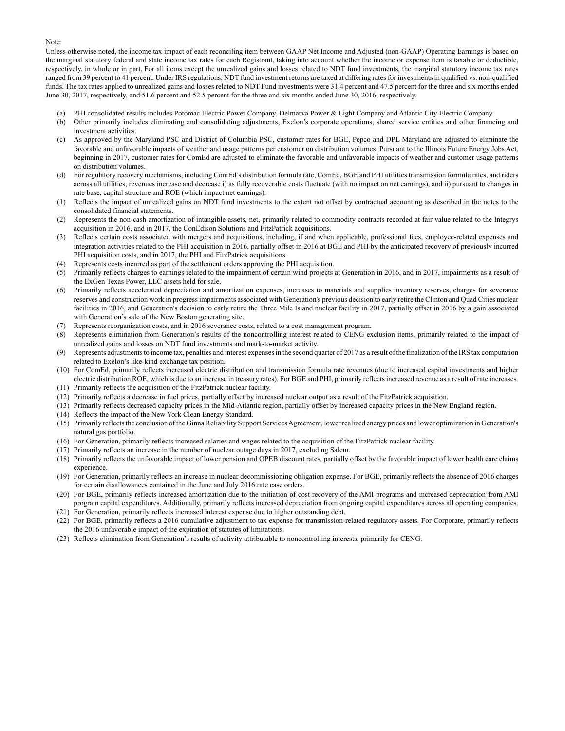Note:

Unless otherwise noted, the income tax impact of each reconciling item between GAAP Net Income and Adjusted (non-GAAP) Operating Earnings is based on the marginal statutory federal and state income tax rates for each Registrant, taking into account whether the income or expense item is taxable or deductible, respectively, in whole or in part. For all items except the unrealized gains and losses related to NDT fund investments, the marginal statutory income tax rates ranged from 39 percent to 41 percent. Under IRS regulations, NDT fund investment returns are taxed at differing rates for investments in qualified vs. non-qualified funds. The tax rates applied to unrealized gains and losses related to NDT Fund investments were 31.4 percent and 47.5 percent for the three and six months ended June 30, 2017, respectively, and 51.6 percent and 52.5 percent for the three and six months ended June 30, 2016, respectively.

(a) PHI consolidated results includes Potomac Electric Power Company, Delmarva Power & Light Company and Atlantic City Electric Company.

(b) Other primarily includes eliminating and consolidating adjustments, Exelon's corporate operations, shared service entities and other financing and investment activities.

(c) As approved by the Maryland PSC and District of Columbia PSC, customer rates for BGE, Pepco and DPL Maryland are adjusted to eliminate the favorable and unfavorable impacts of weather and usage patterns per customer on distribution volumes. Pursuant to the Illinois Future Energy Jobs Act, beginning in 2017, customer rates for ComEd are adjusted to eliminate the favorable and unfavorable impacts of weather and customer usage patterns on distribution volumes.

(d) For regulatory recovery mechanisms, including ComEd's distribution formula rate, ComEd, BGE and PHI utilities transmission formula rates, and riders across all utilities, revenues increase and decrease i) as fully recoverable costs fluctuate (with no impact on net earnings), and ii) pursuant to changes in rate base, capital structure and ROE (which impact net earnings).

(1) Reflects the impact of unrealized gains on NDT fund investments to the extent not offset by contractual accounting as described in the notes to the consolidated financial statements.

(2) Represents the non-cash amortization of intangible assets, net, primarily related to commodity contracts recorded at fair value related to the Integrys acquisition in 2016, and in 2017, the ConEdison Solutions and FitzPatrick acquisitions.

(3) Reflects certain costs associated with mergers and acquisitions, including, if and when applicable, professional fees, employee-related expenses and integration activities related to the PHI acquisition in 2016, partially offset in 2016 at BGE and PHI by the anticipated recovery of previously incurred PHI acquisition costs, and in 2017, the PHI and FitzPatrick acquisitions.

(4) Represents costs incurred as part of the settlement orders approving the PHI acquisition.

(5) Primarily reflects charges to earnings related to the impairment of certain wind projects at Generation in 2016, and in 2017, impairments as a result of the ExGen Texas Power, LLC assets held for sale.

(6) Primarily reflects accelerated depreciation and amortization expenses, increases to materials and supplies inventory reserves, charges for severance reserves and construction work in progress impairments associated with Generation's previous decision to early retire the Clinton and Quad Cities nuclear facilities in 2016, and Generation's decision to early retire the Three Mile Island nuclear facility in 2017, partially offset in 2016 by a gain associated with Generation's sale of the New Boston generating site.

(7) Represents reorganization costs, and in 2016 severance costs, related to a cost management program.

(8) Represents elimination from Generation's results of the noncontrolling interest related to CENG exclusion items, primarily related to the impact of unrealized gains and losses on NDT fund investments and mark-to-market activity.

(9) Represents adjustments to income tax, penalties and interest expenses in the second quarter of 2017 as a result of the finalization of the IRS tax computation related to Exelon's like-kind exchange tax position.

(10) For ComEd, primarily reflects increased electric distribution and transmission formula rate revenues (due to increased capital investments and higher electric distribution ROE, which is due to an increase in treasury rates). For BGE and PHI, primarily reflects increased revenue as a result of rate increases.

(11) Primarily reflects the acquisition of the FitzPatrick nuclear facility.

(12) Primarily reflects a decrease in fuel prices, partially offset by increased nuclear output as a result of the FitzPatrick acquisition.

(13) Primarily reflects decreased capacity prices in the Mid-Atlantic region, partially offset by increased capacity prices in the New England region.

(14) Reflects the impact of the New York Clean Energy Standard.

(15) Primarily reflects the conclusion of the Ginna Reliability Support Services Agreement, lower realized energy prices and lower optimization in Generation's natural gas portfolio.

(16) For Generation, primarily reflects increased salaries and wages related to the acquisition of the FitzPatrick nuclear facility.

(17) Primarily reflects an increase in the number of nuclear outage days in 2017, excluding Salem.

(18) Primarily reflects the unfavorable impact of lower pension and OPEB discount rates, partially offset by the favorable impact of lower health care claims experience.

(19) For Generation, primarily reflects an increase in nuclear decommissioning obligation expense. For BGE, primarily reflects the absence of 2016 charges for certain disallowances contained in the June and July 2016 rate case orders.

(20) For BGE, primarily reflects increased amortization due to the initiation of cost recovery of the AMI programs and increased depreciation from AMI program capital expenditures. Additionally, primarily reflects increased depreciation from ongoing capital expenditures across all operating companies.

(21) For Generation, primarily reflects increased interest expense due to higher outstanding debt.

(22) For BGE, primarily reflects a 2016 cumulative adjustment to tax expense for transmission-related regulatory assets. For Corporate, primarily reflects the 2016 unfavorable impact of the expiration of statutes of limitations.

(23) Reflects elimination from Generation's results of activity attributable to noncontrolling interests, primarily for CENG.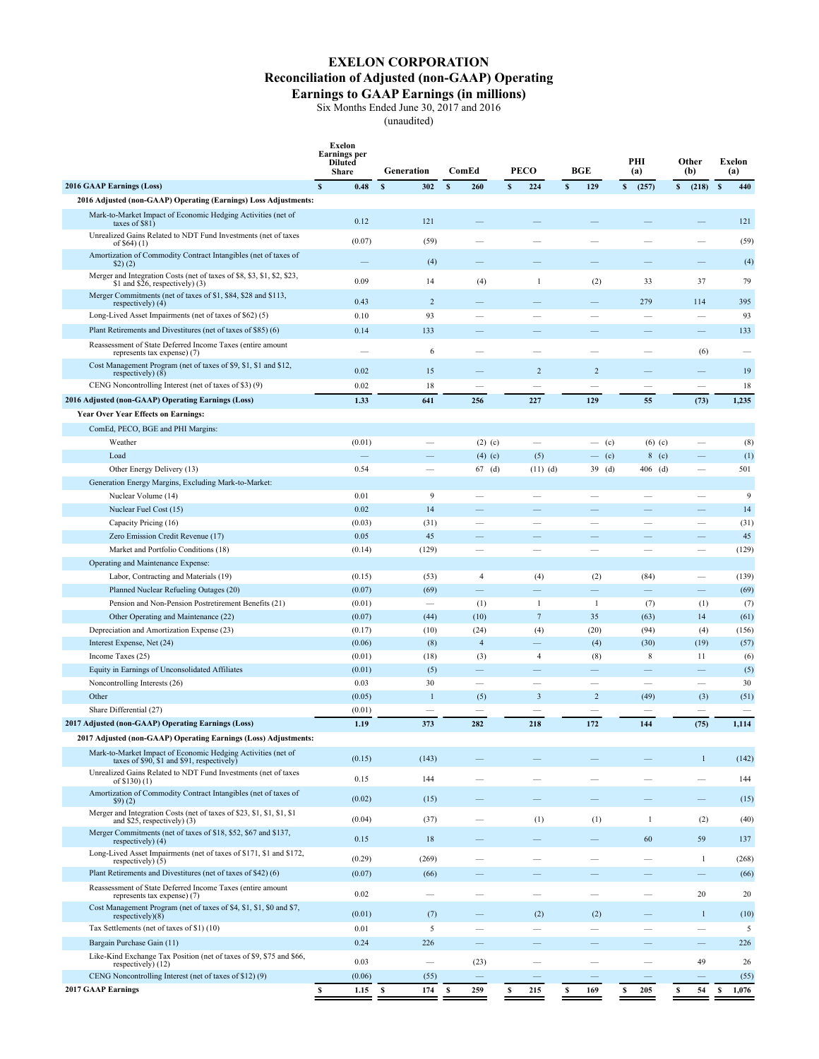# EXELON CORPORATION
## Reconciliation of Adjusted (non-GAAP) Operating Earnings to GAAP Earnings (in millions)

Six Months Ended June 30, 2017 and 2016

(unaudited)

| | Exelon Earnings per Diluted Share | Generation | ComEd | PECO | BGE | PHI (a) | Other (b) | Exelon (a) |
|---|---|---|---|---|---|---|---|---|
| **2016 GAAP Earnings (Loss)** | $ 0.48 | $ 302 | $ 260 | $ 224 | $ 129 | $ (257) | $ (218) | $ 440 |
| **2016 Adjusted (non-GAAP) Operating (Earnings) Loss Adjustments:** | | | | | | | | |
| Mark-to-Market Impact of Economic Hedging Activities (net of taxes of $81) | 0.12 | 121 | — | — | — | — | — | 121 |
| Unrealized Gains Related to NDT Fund Investments (net of taxes of $64) (1) | (0.07) | (59) | — | — | — | — | — | (59) |
| Amortization of Commodity Contract Intangibles (net of taxes of $2) (2) | — | (4) | — | — | — | — | — | (4) |
| Merger and Integration Costs (net of taxes of $8, $3, $1, $2, $23, $1 and $26, respectively) (3) | 0.09 | 14 | (4) | 1 | (2) | 33 | 37 | 79 |
| Merger Commitments (net of taxes of $1, $84, $28 and $113, respectively) (4) | 0.43 | 2 | — | — | — | 279 | 114 | 395 |
| Long-Lived Asset Impairments (net of taxes of $62) (5) | 0.10 | 93 | — | — | — | — | — | 93 |
| Plant Retirements and Divestitures (net of taxes of $85) (6) | 0.14 | 133 | — | — | — | — | — | 133 |
| Reassessment of State Deferred Income Taxes (entire amount represents tax expense) (7) | — | 6 | — | — | — | — | (6) | — |
| Cost Management Program (net of taxes of $9, $1, $1 and $12, respectively) (8) | 0.02 | 15 | — | 2 | 2 | — | — | 19 |
| CENG Noncontrolling Interest (net of taxes of $3) (9) | 0.02 | 18 | — | — | — | — | — | 18 |
| **2016 Adjusted (non-GAAP) Operating Earnings (Loss)** | **1.33** | **641** | **256** | **227** | **129** | **55** | **(73)** | **1,235** |
| **Year Over Year Effects on Earnings:** | | | | | | | | |
| ComEd, PECO, BGE and PHI Margins: | | | | | | | | |
| Weather | (0.01) | — | (2) (c) | — | — (c) | (6) (c) | — | (8) |
| Load | — | — | (4) (c) | (5) | — (c) | 8 (c) | — | (1) |
| Other Energy Delivery (13) | 0.54 | — | 67 (d) | (11) (d) | 39 (d) | 406 (d) | — | 501 |
| Generation Energy Margins, Excluding Mark-to-Market: | | | | | | | | |
| Nuclear Volume (14) | 0.01 | 9 | — | — | — | — | — | 9 |
| Nuclear Fuel Cost (15) | 0.02 | 14 | — | — | — | — | — | 14 |
| Capacity Pricing (16) | (0.03) | (31) | — | — | — | — | — | (31) |
| Zero Emission Credit Revenue (17) | 0.05 | 45 | — | — | — | — | — | 45 |
| Market and Portfolio Conditions (18) | (0.14) | (129) | — | — | — | — | — | (129) |
| Operating and Maintenance Expense: | | | | | | | | |
| Labor, Contracting and Materials (19) | (0.15) | (53) | 4 | (4) | (2) | (84) | — | (139) |
| Planned Nuclear Refueling Outages (20) | (0.07) | (69) | — | — | — | — | — | (69) |
| Pension and Non-Pension Postretirement Benefits (21) | (0.01) | — | (1) | 1 | 1 | (7) | (1) | (7) |
| Other Operating and Maintenance (22) | (0.07) | (44) | (10) | 7 | 35 | (63) | 14 | (61) |
| Depreciation and Amortization Expense (23) | (0.17) | (10) | (24) | (4) | (20) | (94) | (4) | (156) |
| Interest Expense, Net (24) | (0.06) | (8) | 4 | — | (4) | (30) | (19) | (57) |
| Income Taxes (25) | (0.01) | (18) | (3) | 4 | (8) | 8 | 11 | (6) |
| Equity in Earnings of Unconsolidated Affiliates | (0.01) | (5) | — | — | — | — | — | (5) |
| Noncontrolling Interests (26) | 0.03 | 30 | — | — | — | — | — | 30 |
| Other | (0.05) | 1 | (5) | 3 | 2 | (49) | (3) | (51) |
| Share Differential (27) | (0.01) | — | — | — | — | — | — | — |
| **2017 Adjusted (non-GAAP) Operating Earnings (Loss)** | **1.19** | **373** | **282** | **218** | **172** | **144** | **(75)** | **1,114** |
| **2017 Adjusted (non-GAAP) Operating Earnings (Loss) Adjustments:** | | | | | | | | |
| Mark-to-Market Impact of Economic Hedging Activities (net of taxes of $90, $1 and $91, respectively) | (0.15) | (143) | — | — | — | — | 1 | (142) |
| Unrealized Gains Related to NDT Fund Investments (net of taxes of $130) (1) | 0.15 | 144 | — | — | — | — | — | 144 |
| Amortization of Commodity Contract Intangibles (net of taxes of $9) (2) | (0.02) | (15) | — | — | — | — | — | (15) |
| Merger and Integration Costs (net of taxes of $23, $1, $1, $1, $1 and $25, respectively) (3) | (0.04) | (37) | — | (1) | (1) | 1 | (2) | (40) |
| Merger Commitments (net of taxes of $18, $52, $67 and $137, respectively) (4) | 0.15 | 18 | — | — | — | 60 | 59 | 137 |
| Long-Lived Asset Impairments (net of taxes of $171, $1 and $172, respectively) (5) | (0.29) | (269) | — | — | — | — | 1 | (268) |
| Plant Retirements and Divestitures (net of taxes of $42) (6) | (0.07) | (66) | — | — | — | — | — | (66) |
| Reassessment of State Deferred Income Taxes (entire amount represents tax expense) (7) | 0.02 | — | — | — | — | — | 20 | 20 |
| Cost Management Program (net of taxes of $4, $1, $1, $0 and $7, respectively)(8) | (0.01) | (7) | — | (2) | (2) | — | 1 | (10) |
| Tax Settlements (net of taxes of $1) (10) | 0.01 | 5 | — | — | — | — | — | 5 |
| Bargain Purchase Gain (11) | 0.24 | 226 | — | — | — | — | — | 226 |
| Like-Kind Exchange Tax Position (net of taxes of $9, $75 and $66, respectively) (12) | 0.03 | — | (23) | — | — | — | 49 | 26 |
| CENG Noncontrolling Interest (net of taxes of $12) (9) | (0.06) | (55) | — | — | — | — | — | (55) |
| **2017 GAAP Earnings** | $ 1.15 | $ 174 | $ 259 | $ 215 | $ 169 | $ 205 | $ 54 | $ 1,076 |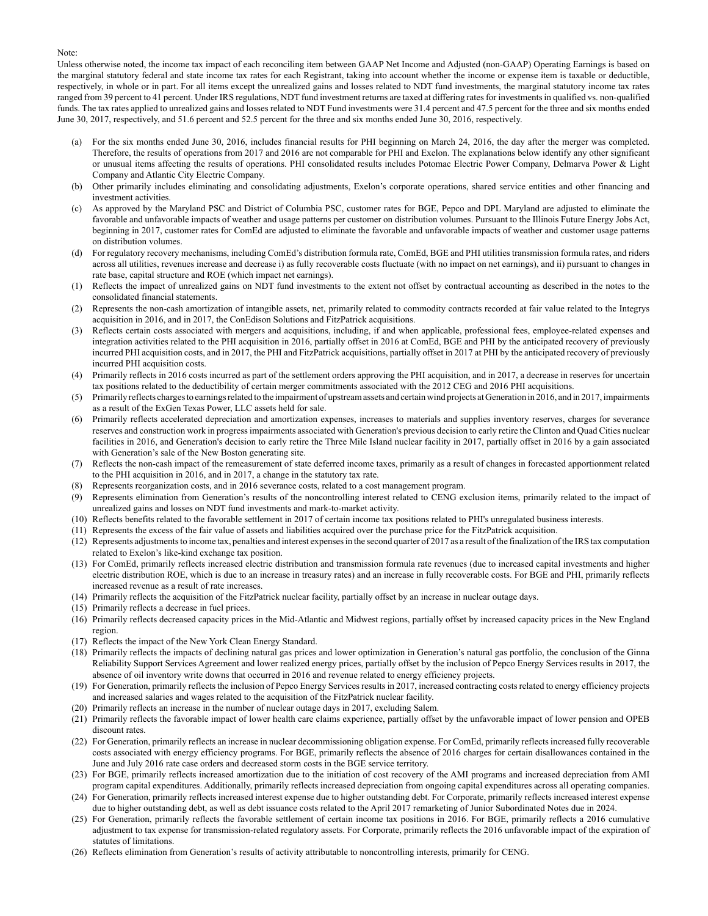Note:

Unless otherwise noted, the income tax impact of each reconciling item between GAAP Net Income and Adjusted (non-GAAP) Operating Earnings is based on the marginal statutory federal and state income tax rates for each Registrant, taking into account whether the income or expense item is taxable or deductible, respectively, in whole or in part. For all items except the unrealized gains and losses related to NDT fund investments, the marginal statutory income tax rates ranged from 39 percent to 41 percent. Under IRS regulations, NDT fund investment returns are taxed at differing rates for investments in qualified vs. non-qualified funds. The tax rates applied to unrealized gains and losses related to NDT Fund investments were 31.4 percent and 47.5 percent for the three and six months ended June 30, 2017, respectively, and 51.6 percent and 52.5 percent for the three and six months ended June 30, 2016, respectively.

- (a) For the six months ended June 30, 2016, includes financial results for PHI beginning on March 24, 2016, the day after the merger was completed. Therefore, the results of operations from 2017 and 2016 are not comparable for PHI and Exelon. The explanations below identify any other significant or unusual items affecting the results of operations. PHI consolidated results includes Potomac Electric Power Company, Delmarva Power & Light Company and Atlantic City Electric Company.
- (b) Other primarily includes eliminating and consolidating adjustments, Exelon's corporate operations, shared service entities and other financing and investment activities.
- (c) As approved by the Maryland PSC and District of Columbia PSC, customer rates for BGE, Pepco and DPL Maryland are adjusted to eliminate the favorable and unfavorable impacts of weather and usage patterns per customer on distribution volumes. Pursuant to the Illinois Future Energy Jobs Act, beginning in 2017, customer rates for ComEd are adjusted to eliminate the favorable and unfavorable impacts of weather and customer usage patterns on distribution volumes.
- (d) For regulatory recovery mechanisms, including ComEd's distribution formula rate, ComEd, BGE and PHI utilities transmission formula rates, and riders across all utilities, revenues increase and decrease i) as fully recoverable costs fluctuate (with no impact on net earnings), and ii) pursuant to changes in rate base, capital structure and ROE (which impact net earnings).
- (1) Reflects the impact of unrealized gains on NDT fund investments to the extent not offset by contractual accounting as described in the notes to the consolidated financial statements.
- (2) Represents the non-cash amortization of intangible assets, net, primarily related to commodity contracts recorded at fair value related to the Integrys acquisition in 2016, and in 2017, the ConEdison Solutions and FitzPatrick acquisitions.
- (3) Reflects certain costs associated with mergers and acquisitions, including, if and when applicable, professional fees, employee-related expenses and integration activities related to the PHI acquisition in 2016, partially offset in 2016 at ComEd, BGE and PHI by the anticipated recovery of previously incurred PHI acquisition costs, and in 2017, the PHI and FitzPatrick acquisitions, partially offset in 2017 at PHI by the anticipated recovery of previously incurred PHI acquisition costs.
- (4) Primarily reflects in 2016 costs incurred as part of the settlement orders approving the PHI acquisition, and in 2017, a decrease in reserves for uncertain tax positions related to the deductibility of certain merger commitments associated with the 2012 CEG and 2016 PHI acquisitions.
- (5) Primarily reflects charges to earnings related to the impairment of upstream assets and certain wind projects at Generation in 2016, and in 2017, impairments as a result of the ExGen Texas Power, LLC assets held for sale.
- (6) Primarily reflects accelerated depreciation and amortization expenses, increases to materials and supplies inventory reserves, charges for severance reserves and construction work in progress impairments associated with Generation's previous decision to early retire the Clinton and Quad Cities nuclear facilities in 2016, and Generation's decision to early retire the Three Mile Island nuclear facility in 2017, partially offset in 2016 by a gain associated with Generation's sale of the New Boston generating site.
- (7) Reflects the non-cash impact of the remeasurement of state deferred income taxes, primarily as a result of changes in forecasted apportionment related to the PHI acquisition in 2016, and in 2017, a change in the statutory tax rate.
- (8) Represents reorganization costs, and in 2016 severance costs, related to a cost management program.
- (9) Represents elimination from Generation's results of the noncontrolling interest related to CENG exclusion items, primarily related to the impact of unrealized gains and losses on NDT fund investments and mark-to-market activity.
- (10) Reflects benefits related to the favorable settlement in 2017 of certain income tax positions related to PHI's unregulated business interests.
- (11) Represents the excess of the fair value of assets and liabilities acquired over the purchase price for the FitzPatrick acquisition.
- (12) Represents adjustments to income tax, penalties and interest expenses in the second quarter of 2017 as a result of the finalization of the IRS tax computation related to Exelon's like-kind exchange tax position.
- (13) For ComEd, primarily reflects increased electric distribution and transmission formula rate revenues (due to increased capital investments and higher electric distribution ROE, which is due to an increase in treasury rates) and an increase in fully recoverable costs. For BGE and PHI, primarily reflects increased revenue as a result of rate increases.
- (14) Primarily reflects the acquisition of the FitzPatrick nuclear facility, partially offset by an increase in nuclear outage days.
- (15) Primarily reflects a decrease in fuel prices.
- (16) Primarily reflects decreased capacity prices in the Mid-Atlantic and Midwest regions, partially offset by increased capacity prices in the New England region.
- (17) Reflects the impact of the New York Clean Energy Standard.
- (18) Primarily reflects the impacts of declining natural gas prices and lower optimization in Generation's natural gas portfolio, the conclusion of the Ginna Reliability Support Services Agreement and lower realized energy prices, partially offset by the inclusion of Pepco Energy Services results in 2017, the absence of oil inventory write downs that occurred in 2016 and revenue related to energy efficiency projects.
- (19) For Generation, primarily reflects the inclusion of Pepco Energy Services results in 2017, increased contracting costs related to energy efficiency projects and increased salaries and wages related to the acquisition of the FitzPatrick nuclear facility.
- (20) Primarily reflects an increase in the number of nuclear outage days in 2017, excluding Salem.
- (21) Primarily reflects the favorable impact of lower health care claims experience, partially offset by the unfavorable impact of lower pension and OPEB discount rates.
- (22) For Generation, primarily reflects an increase in nuclear decommissioning obligation expense. For ComEd, primarily reflects increased fully recoverable costs associated with energy efficiency programs. For BGE, primarily reflects the absence of 2016 charges for certain disallowances contained in the June and July 2016 rate case orders and decreased storm costs in the BGE service territory.
- (23) For BGE, primarily reflects increased amortization due to the initiation of cost recovery of the AMI programs and increased depreciation from AMI program capital expenditures. Additionally, primarily reflects increased depreciation from ongoing capital expenditures across all operating companies.
- (24) For Generation, primarily reflects increased interest expense due to higher outstanding debt. For Corporate, primarily reflects increased interest expense due to higher outstanding debt, as well as debt issuance costs related to the April 2017 remarketing of Junior Subordinated Notes due in 2024.
- (25) For Generation, primarily reflects the favorable settlement of certain income tax positions in 2016. For BGE, primarily reflects a 2016 cumulative adjustment to tax expense for transmission-related regulatory assets. For Corporate, primarily reflects the 2016 unfavorable impact of the expiration of statutes of limitations.
- (26) Reflects elimination from Generation's results of activity attributable to noncontrolling interests, primarily for CENG.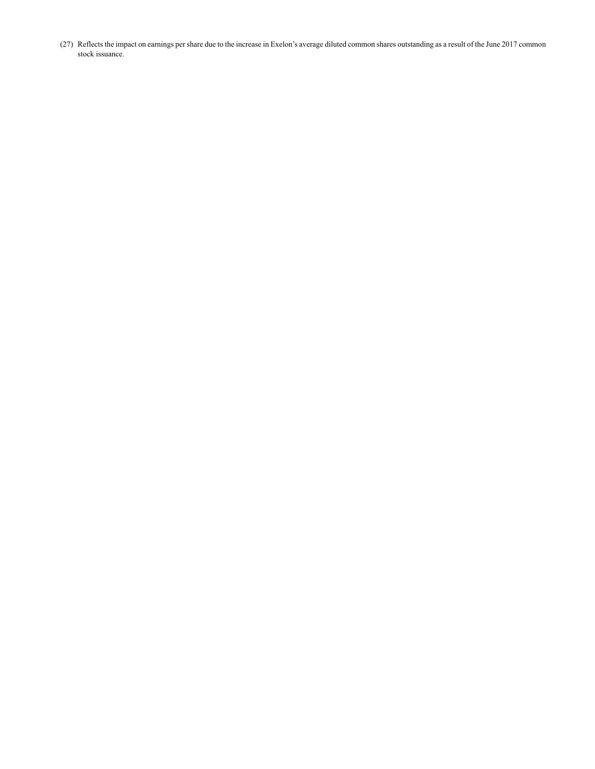(27) Reflects the impact on earnings per share due to the increase in Exelon's average diluted common shares outstanding as a result of the June 2017 common stock issuance.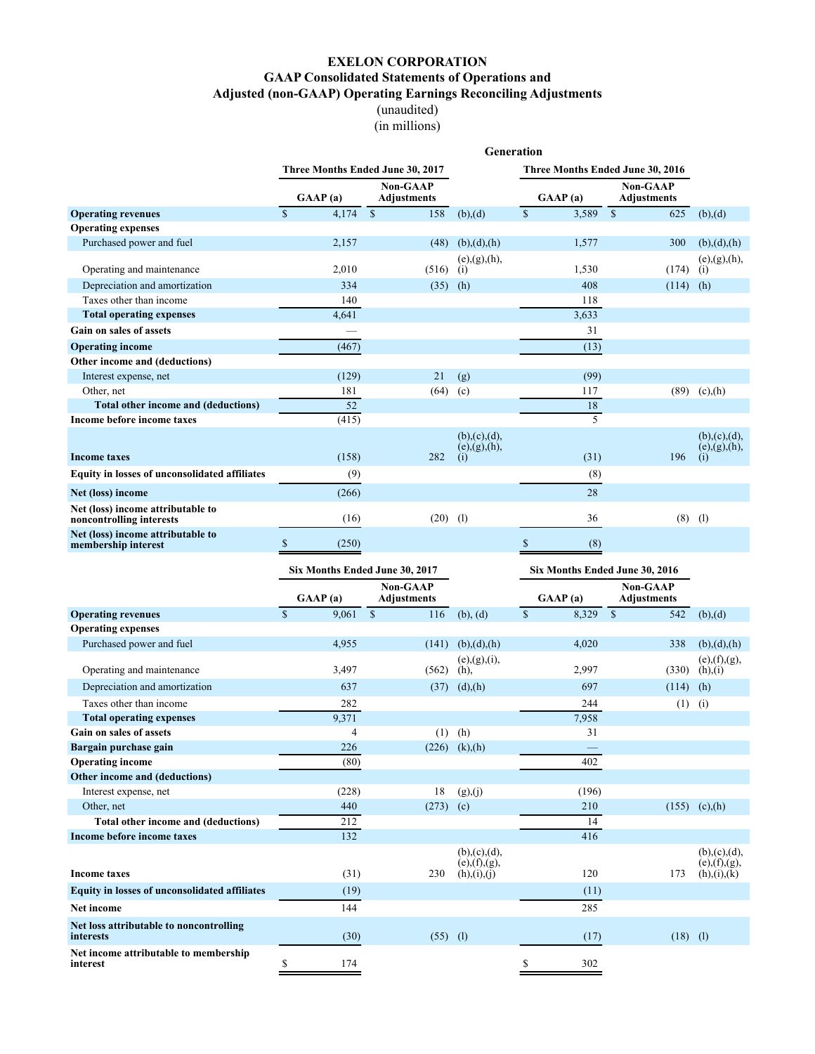# EXELON CORPORATION
## GAAP Consolidated Statements of Operations and
## Adjusted (non-GAAP) Operating Earnings Reconciling Adjustments

(unaudited)
(in millions)

**Generation**

| | Three Months Ended June 30, 2017 | | | Three Months Ended June 30, 2016 | | |
|---|---|---|---|---|---|---|
| | GAAP (a) | Non-GAAP Adjustments | | GAAP (a) | Non-GAAP Adjustments | |
| **Operating revenues** | $ 4,174 | $ 158 | (b),(d) | $ 3,589 | $ 625 | (b),(d) |
| **Operating expenses** | | | | | | |
| Purchased power and fuel | 2,157 | (48) | (b),(d),(h) | 1,577 | 300 | (b),(d),(h) |
| Operating and maintenance | 2,010 | (516) | (e),(g),(h), (i) | 1,530 | (174) | (e),(g),(h), (i) |
| Depreciation and amortization | 334 | (35) | (h) | 408 | (114) | (h) |
| Taxes other than income | 140 | | | 118 | | |
| **Total operating expenses** | 4,641 | | | 3,633 | | |
| **Gain on sales of assets** | — | | | 31 | | |
| **Operating income** | (467) | | | (13) | | |
| **Other income and (deductions)** | | | | | | |
| Interest expense, net | (129) | 21 | (g) | (99) | | |
| Other, net | 181 | (64) | (c) | 117 | (89) | (c),(h) |
| **Total other income and (deductions)** | 52 | | | 18 | | |
| **Income before income taxes** | (415) | | | 5 | | |
| **Income taxes** | (158) | 282 | (b),(c),(d), (e),(g),(h), (i) | (31) | 196 | (b),(c),(d), (e),(g),(h), (i) |
| **Equity in losses of unconsolidated affiliates** | (9) | | | (8) | | |
| **Net (loss) income** | (266) | | | 28 | | |
| **Net (loss) income attributable to noncontrolling interests** | (16) | (20) | (l) | 36 | (8) | (l) |
| **Net (loss) income attributable to membership interest** | $ (250) | | | $ (8) | | |

| | Six Months Ended June 30, 2017 | | | Six Months Ended June 30, 2016 | | |
|---|---|---|---|---|---|---|
| | GAAP (a) | Non-GAAP Adjustments | | GAAP (a) | Non-GAAP Adjustments | |
| **Operating revenues** | $ 9,061 | $ 116 | (b), (d) | $ 8,329 | $ 542 | (b),(d) |
| **Operating expenses** | | | | | | |
| Purchased power and fuel | 4,955 | (141) | (b),(d),(h) | 4,020 | 338 | (b),(d),(h) |
| Operating and maintenance | 3,497 | (562) | (e),(g),(i), (h), | 2,997 | (330) | (e),(f),(g), (h),(i) |
| Depreciation and amortization | 637 | (37) | (d),(h) | 697 | (114) | (h) |
| Taxes other than income | 282 | | | 244 | (1) | (i) |
| **Total operating expenses** | 9,371 | | | 7,958 | | |
| **Gain on sales of assets** | 4 | (1) | (h) | 31 | | |
| **Bargain purchase gain** | 226 | (226) | (k),(h) | — | | |
| **Operating income** | (80) | | | 402 | | |
| **Other income and (deductions)** | | | | | | |
| Interest expense, net | (228) | 18 | (g),(j) | (196) | | |
| Other, net | 440 | (273) | (c) | 210 | (155) | (c),(h) |
| **Total other income and (deductions)** | 212 | | | 14 | | |
| **Income before income taxes** | 132 | | | 416 | | |
| **Income taxes** | (31) | 230 | (b),(c),(d), (e),(f),(g), (h),(i),(j) | 120 | 173 | (b),(c),(d), (e),(f),(g), (h),(i),(k) |
| **Equity in losses of unconsolidated affiliates** | (19) | | | (11) | | |
| **Net income** | 144 | | | 285 | | |
| **Net loss attributable to noncontrolling interests** | (30) | (55) | (l) | (17) | (18) | (l) |
| **Net income attributable to membership interest** | $ 174 | | | $ 302 | | |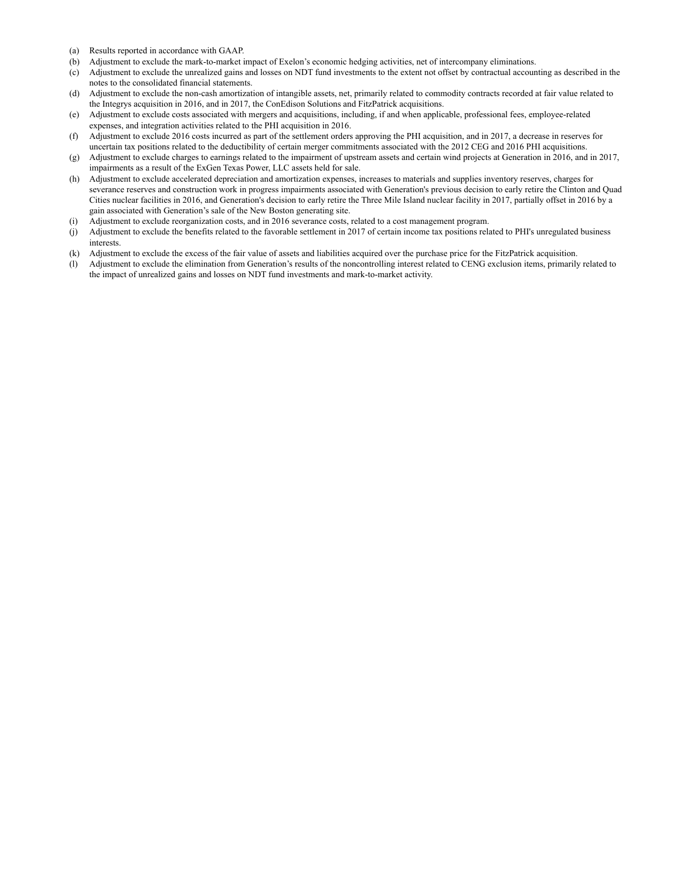(a) Results reported in accordance with GAAP.

(b) Adjustment to exclude the mark-to-market impact of Exelon's economic hedging activities, net of intercompany eliminations.

(c) Adjustment to exclude the unrealized gains and losses on NDT fund investments to the extent not offset by contractual accounting as described in the notes to the consolidated financial statements.

(d) Adjustment to exclude the non-cash amortization of intangible assets, net, primarily related to commodity contracts recorded at fair value related to the Integrys acquisition in 2016, and in 2017, the ConEdison Solutions and FitzPatrick acquisitions.

(e) Adjustment to exclude costs associated with mergers and acquisitions, including, if and when applicable, professional fees, employee-related expenses, and integration activities related to the PHI acquisition in 2016.

(f) Adjustment to exclude 2016 costs incurred as part of the settlement orders approving the PHI acquisition, and in 2017, a decrease in reserves for uncertain tax positions related to the deductibility of certain merger commitments associated with the 2012 CEG and 2016 PHI acquisitions.

(g) Adjustment to exclude charges to earnings related to the impairment of upstream assets and certain wind projects at Generation in 2016, and in 2017, impairments as a result of the ExGen Texas Power, LLC assets held for sale.

(h) Adjustment to exclude accelerated depreciation and amortization expenses, increases to materials and supplies inventory reserves, charges for severance reserves and construction work in progress impairments associated with Generation's previous decision to early retire the Clinton and Quad Cities nuclear facilities in 2016, and Generation's decision to early retire the Three Mile Island nuclear facility in 2017, partially offset in 2016 by a gain associated with Generation's sale of the New Boston generating site.

(i) Adjustment to exclude reorganization costs, and in 2016 severance costs, related to a cost management program.

(j) Adjustment to exclude the benefits related to the favorable settlement in 2017 of certain income tax positions related to PHI's unregulated business interests.

(k) Adjustment to exclude the excess of the fair value of assets and liabilities acquired over the purchase price for the FitzPatrick acquisition.

(l) Adjustment to exclude the elimination from Generation's results of the noncontrolling interest related to CENG exclusion items, primarily related to the impact of unrealized gains and losses on NDT fund investments and mark-to-market activity.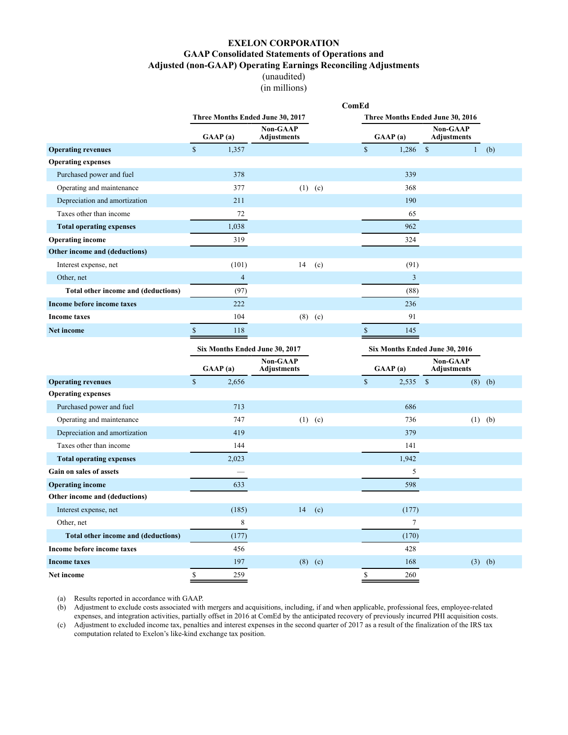# EXELON CORPORATION
## GAAP Consolidated Statements of Operations and Adjusted (non-GAAP) Operating Earnings Reconciling Adjustments

(unaudited)
(in millions)

**ComEd**

| | Three Months Ended June 30, 2017 | | Three Months Ended June 30, 2016 | |
|---|---|---|---|---|
| | GAAP (a) | Non-GAAP Adjustments | GAAP (a) | Non-GAAP Adjustments |
| **Operating revenues** | $ 1,357 | | $ 1,286 | $ 1 (b) |
| **Operating expenses** | | | | |
| Purchased power and fuel | 378 | | 339 | |
| Operating and maintenance | 377 | (1) (c) | 368 | |
| Depreciation and amortization | 211 | | 190 | |
| Taxes other than income | 72 | | 65 | |
| **Total operating expenses** | 1,038 | | 962 | |
| **Operating income** | 319 | | 324 | |
| **Other income and (deductions)** | | | | |
| Interest expense, net | (101) | 14 (c) | (91) | |
| Other, net | 4 | | 3 | |
| **Total other income and (deductions)** | (97) | | (88) | |
| **Income before income taxes** | 222 | | 236 | |
| **Income taxes** | 104 | (8) (c) | 91 | |
| **Net income** | $ 118 | | $ 145 | |

| | Six Months Ended June 30, 2017 | | Six Months Ended June 30, 2016 | |
|---|---|---|---|---|
| | GAAP (a) | Non-GAAP Adjustments | GAAP (a) | Non-GAAP Adjustments |
| **Operating revenues** | $ 2,656 | | $ 2,535 | $ (8) (b) |
| **Operating expenses** | | | | |
| Purchased power and fuel | 713 | | 686 | |
| Operating and maintenance | 747 | (1) (c) | 736 | (1) (b) |
| Depreciation and amortization | 419 | | 379 | |
| Taxes other than income | 144 | | 141 | |
| **Total operating expenses** | 2,023 | | 1,942 | |
| **Gain on sales of assets** | — | | 5 | |
| **Operating income** | 633 | | 598 | |
| **Other income and (deductions)** | | | | |
| Interest expense, net | (185) | 14 (c) | (177) | |
| Other, net | 8 | | 7 | |
| **Total other income and (deductions)** | (177) | | (170) | |
| **Income before income taxes** | 456 | | 428 | |
| **Income taxes** | 197 | (8) (c) | 168 | (3) (b) |
| **Net income** | $ 259 | | $ 260 | |

(a) Results reported in accordance with GAAP.
(b) Adjustment to exclude costs associated with mergers and acquisitions, including, if and when applicable, professional fees, employee-related expenses, and integration activities, partially offset in 2016 at ComEd by the anticipated recovery of previously incurred PHI acquisition costs.
(c) Adjustment to excluded income tax, penalties and interest expenses in the second quarter of 2017 as a result of the finalization of the IRS tax computation related to Exelon's like-kind exchange tax position.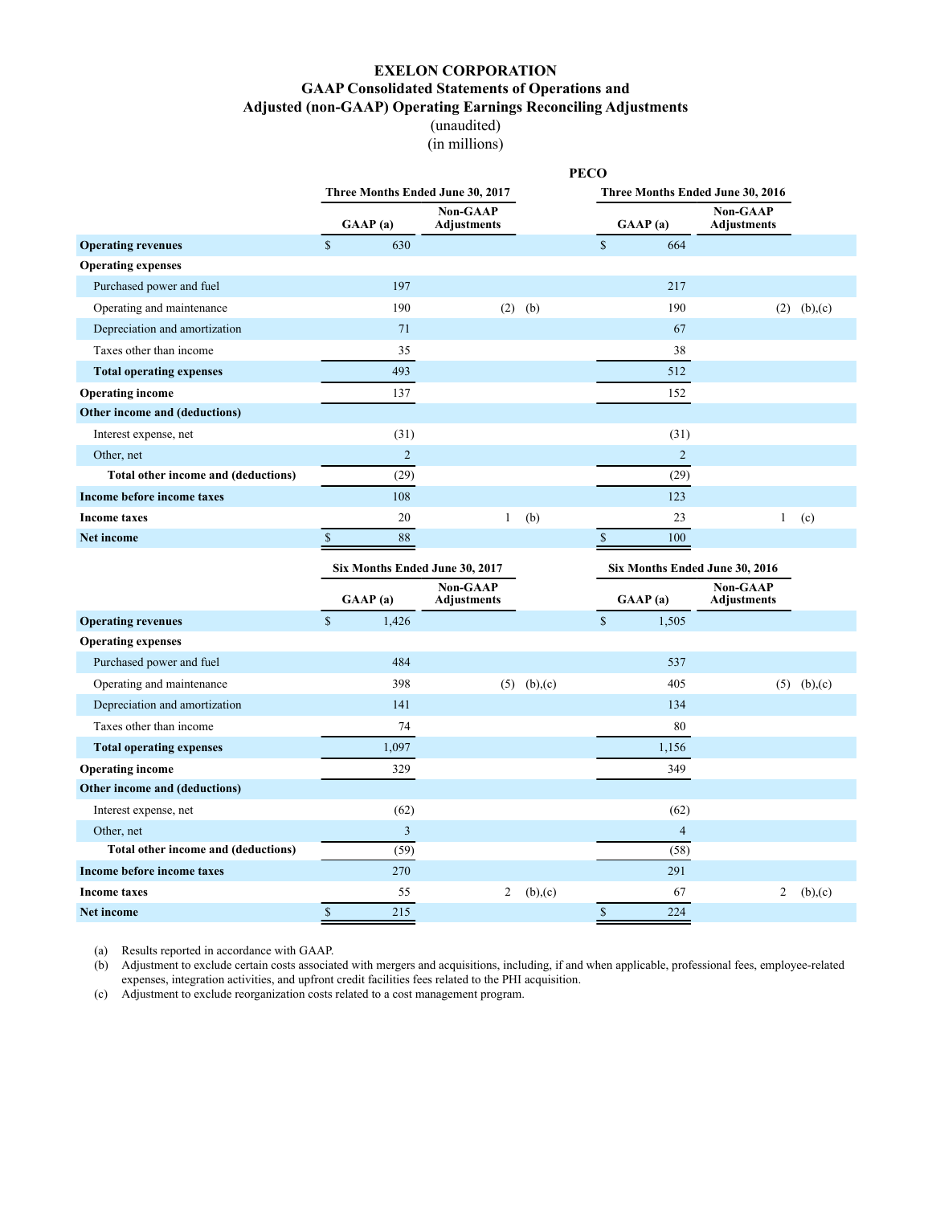# EXELON CORPORATION
## GAAP Consolidated Statements of Operations and
## Adjusted (non-GAAP) Operating Earnings Reconciling Adjustments
(unaudited)
(in millions)

**PECO**

| | Three Months Ended June 30, 2017 | | Three Months Ended June 30, 2016 | |
|---|---|---|---|---|
| | GAAP (a) | Non-GAAP Adjustments | GAAP (a) | Non-GAAP Adjustments |
| **Operating revenues** | $ 630 | | $ 664 | |
| **Operating expenses** | | | | |
| Purchased power and fuel | 197 | | 217 | |
| Operating and maintenance | 190 | (2) (b) | 190 | (2) (b),(c) |
| Depreciation and amortization | 71 | | 67 | |
| Taxes other than income | 35 | | 38 | |
| **Total operating expenses** | 493 | | 512 | |
| **Operating income** | 137 | | 152 | |
| **Other income and (deductions)** | | | | |
| Interest expense, net | (31) | | (31) | |
| Other, net | 2 | | 2 | |
| **Total other income and (deductions)** | (29) | | (29) | |
| **Income before income taxes** | 108 | | 123 | |
| **Income taxes** | 20 | 1 (b) | 23 | 1 (c) |
| **Net income** | $ 88 | | $ 100 | |

| | Six Months Ended June 30, 2017 | | Six Months Ended June 30, 2016 | |
|---|---|---|---|---|
| | GAAP (a) | Non-GAAP Adjustments | GAAP (a) | Non-GAAP Adjustments |
| **Operating revenues** | $ 1,426 | | $ 1,505 | |
| **Operating expenses** | | | | |
| Purchased power and fuel | 484 | | 537 | |
| Operating and maintenance | 398 | (5) (b),(c) | 405 | (5) (b),(c) |
| Depreciation and amortization | 141 | | 134 | |
| Taxes other than income | 74 | | 80 | |
| **Total operating expenses** | 1,097 | | 1,156 | |
| **Operating income** | 329 | | 349 | |
| **Other income and (deductions)** | | | | |
| Interest expense, net | (62) | | (62) | |
| Other, net | 3 | | 4 | |
| **Total other income and (deductions)** | (59) | | (58) | |
| **Income before income taxes** | 270 | | 291 | |
| **Income taxes** | 55 | 2 (b),(c) | 67 | 2 (b),(c) |
| **Net income** | $ 215 | | $ 224 | |

(a) Results reported in accordance with GAAP.
(b) Adjustment to exclude certain costs associated with mergers and acquisitions, including, if and when applicable, professional fees, employee-related expenses, integration activities, and upfront credit facilities fees related to the PHI acquisition.
(c) Adjustment to exclude reorganization costs related to a cost management program.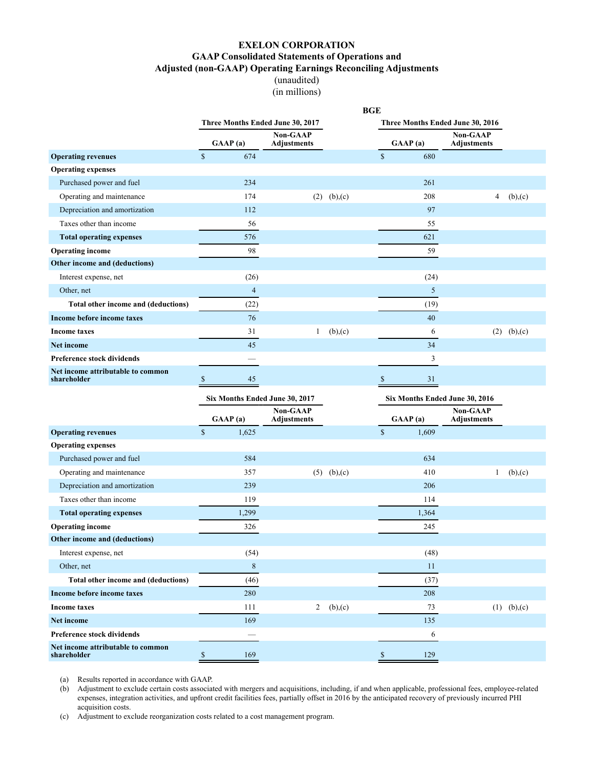# EXELON CORPORATION

## GAAP Consolidated Statements of Operations and Adjusted (non-GAAP) Operating Earnings Reconciling Adjustments

(unaudited)
(in millions)

**BGE**

| | Three Months Ended June 30, 2017 | | | Three Months Ended June 30, 2016 | | |
|---|---|---|---|---|---|---|
| | GAAP (a) | Non-GAAP Adjustments | | GAAP (a) | Non-GAAP Adjustments | |
| **Operating revenues** | $ 674 | | | $ 680 | | |
| **Operating expenses** | | | | | | |
| Purchased power and fuel | 234 | | | 261 | | |
| Operating and maintenance | 174 | (2) | (b),(c) | 208 | 4 | (b),(c) |
| Depreciation and amortization | 112 | | | 97 | | |
| Taxes other than income | 56 | | | 55 | | |
| **Total operating expenses** | 576 | | | 621 | | |
| **Operating income** | 98 | | | 59 | | |
| **Other income and (deductions)** | | | | | | |
| Interest expense, net | (26) | | | (24) | | |
| Other, net | 4 | | | 5 | | |
| **Total other income and (deductions)** | (22) | | | (19) | | |
| **Income before income taxes** | 76 | | | 40 | | |
| **Income taxes** | 31 | 1 | (b),(c) | 6 | (2) | (b),(c) |
| **Net income** | 45 | | | 34 | | |
| **Preference stock dividends** | — | | | 3 | | |
| **Net income attributable to common shareholder** | $ 45 | | | $ 31 | | |

| | Six Months Ended June 30, 2017 | | | Six Months Ended June 30, 2016 | | |
|---|---|---|---|---|---|---|
| | GAAP (a) | Non-GAAP Adjustments | | GAAP (a) | Non-GAAP Adjustments | |
| **Operating revenues** | $ 1,625 | | | $ 1,609 | | |
| **Operating expenses** | | | | | | |
| Purchased power and fuel | 584 | | | 634 | | |
| Operating and maintenance | 357 | (5) | (b),(c) | 410 | 1 | (b),(c) |
| Depreciation and amortization | 239 | | | 206 | | |
| Taxes other than income | 119 | | | 114 | | |
| **Total operating expenses** | 1,299 | | | 1,364 | | |
| **Operating income** | 326 | | | 245 | | |
| **Other income and (deductions)** | | | | | | |
| Interest expense, net | (54) | | | (48) | | |
| Other, net | 8 | | | 11 | | |
| **Total other income and (deductions)** | (46) | | | (37) | | |
| **Income before income taxes** | 280 | | | 208 | | |
| **Income taxes** | 111 | 2 | (b),(c) | 73 | (1) | (b),(c) |
| **Net income** | 169 | | | 135 | | |
| **Preference stock dividends** | — | | | 6 | | |
| **Net income attributable to common shareholder** | $ 169 | | | $ 129 | | |

(a) Results reported in accordance with GAAP.

(b) Adjustment to exclude certain costs associated with mergers and acquisitions, including, if and when applicable, professional fees, employee-related expenses, integration activities, and upfront credit facilities fees, partially offset in 2016 by the anticipated recovery of previously incurred PHI acquisition costs.

(c) Adjustment to exclude reorganization costs related to a cost management program.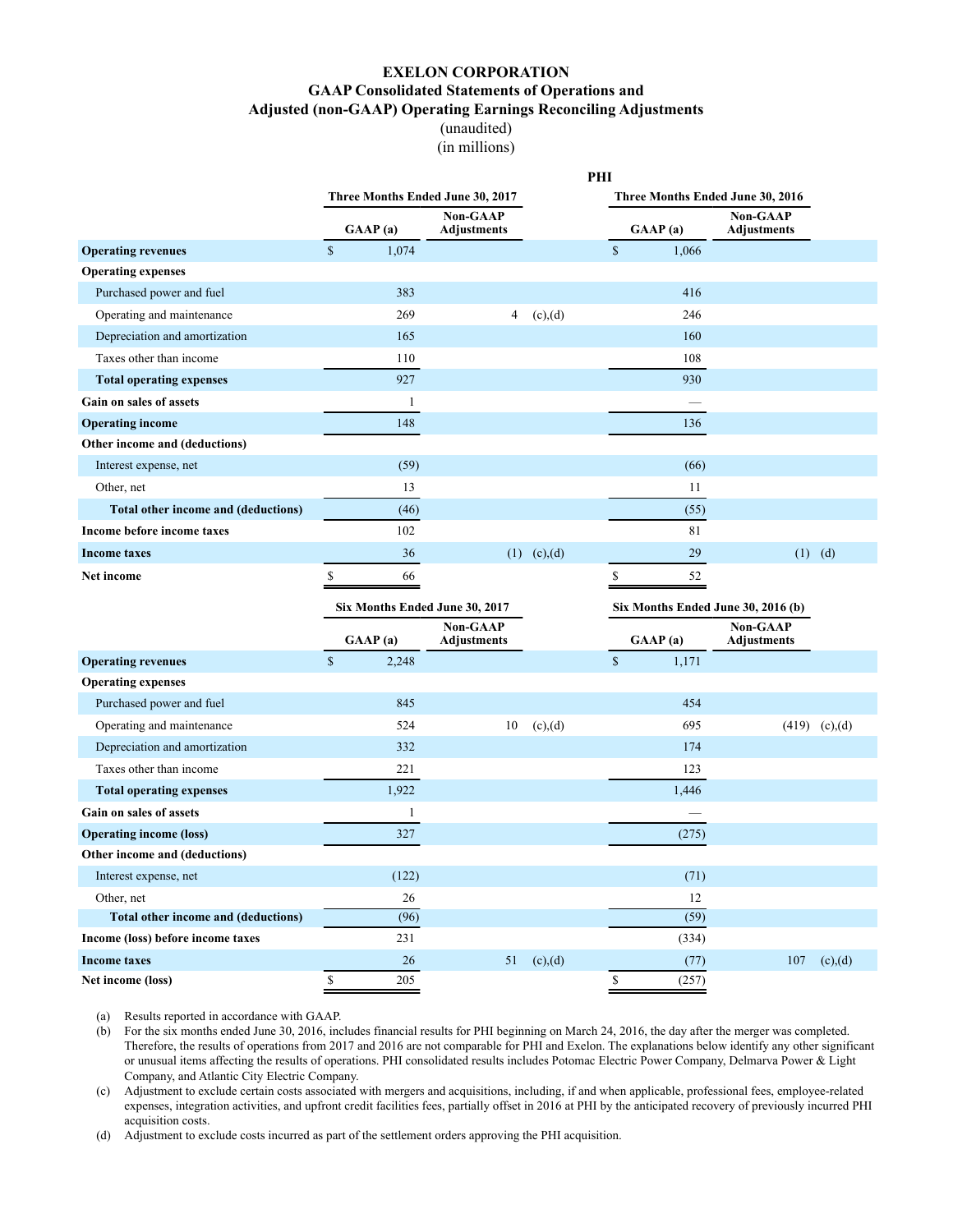# EXELON CORPORATION

## GAAP Consolidated Statements of Operations and Adjusted (non-GAAP) Operating Earnings Reconciling Adjustments

(unaudited)

(in millions)

**PHI**

| | Three Months Ended June 30, 2017 | | | Three Months Ended June 30, 2016 | | |
|---|---|---|---|---|---|---|
| | GAAP (a) | Non-GAAP Adjustments | | GAAP (a) | Non-GAAP Adjustments | |
| **Operating revenues** | $ 1,074 | | | $ 1,066 | | |
| **Operating expenses** | | | | | | |
| Purchased power and fuel | 383 | | | 416 | | |
| Operating and maintenance | 269 | 4 | (c),(d) | 246 | | |
| Depreciation and amortization | 165 | | | 160 | | |
| Taxes other than income | 110 | | | 108 | | |
| **Total operating expenses** | 927 | | | 930 | | |
| **Gain on sales of assets** | 1 | | | — | | |
| **Operating income** | 148 | | | 136 | | |
| **Other income and (deductions)** | | | | | | |
| Interest expense, net | (59) | | | (66) | | |
| Other, net | 13 | | | 11 | | |
| **Total other income and (deductions)** | (46) | | | (55) | | |
| **Income before income taxes** | 102 | | | 81 | | |
| **Income taxes** | 36 | (1) | (c),(d) | 29 | (1) | (d) |
| **Net income** | $ 66 | | | $ 52 | | |

| | Six Months Ended June 30, 2017 | | | Six Months Ended June 30, 2016 (b) | | |
|---|---|---|---|---|---|---|
| | GAAP (a) | Non-GAAP Adjustments | | GAAP (a) | Non-GAAP Adjustments | |
| **Operating revenues** | $ 2,248 | | | $ 1,171 | | |
| **Operating expenses** | | | | | | |
| Purchased power and fuel | 845 | | | 454 | | |
| Operating and maintenance | 524 | 10 | (c),(d) | 695 | (419) | (c),(d) |
| Depreciation and amortization | 332 | | | 174 | | |
| Taxes other than income | 221 | | | 123 | | |
| **Total operating expenses** | 1,922 | | | 1,446 | | |
| **Gain on sales of assets** | 1 | | | — | | |
| **Operating income (loss)** | 327 | | | (275) | | |
| **Other income and (deductions)** | | | | | | |
| Interest expense, net | (122) | | | (71) | | |
| Other, net | 26 | | | 12 | | |
| **Total other income and (deductions)** | (96) | | | (59) | | |
| **Income (loss) before income taxes** | 231 | | | (334) | | |
| **Income taxes** | 26 | 51 | (c),(d) | (77) | 107 | (c),(d) |
| **Net income (loss)** | $ 205 | | | $ (257) | | |

(a) Results reported in accordance with GAAP.

(b) For the six months ended June 30, 2016, includes financial results for PHI beginning on March 24, 2016, the day after the merger was completed. Therefore, the results of operations from 2017 and 2016 are not comparable for PHI and Exelon. The explanations below identify any other significant or unusual items affecting the results of operations. PHI consolidated results includes Potomac Electric Power Company, Delmarva Power & Light Company, and Atlantic City Electric Company.

(c) Adjustment to exclude certain costs associated with mergers and acquisitions, including, if and when applicable, professional fees, employee-related expenses, integration activities, and upfront credit facilities fees, partially offset in 2016 at PHI by the anticipated recovery of previously incurred PHI acquisition costs.

(d) Adjustment to exclude costs incurred as part of the settlement orders approving the PHI acquisition.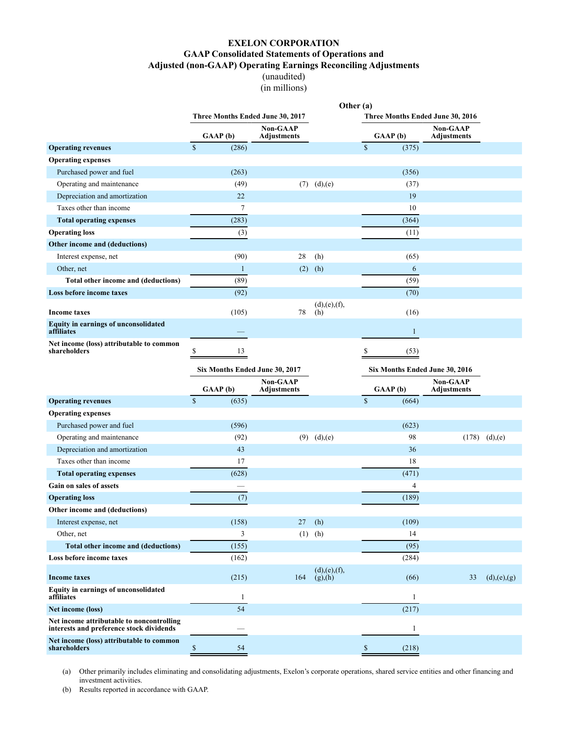# EXELON CORPORATION
## GAAP Consolidated Statements of Operations and
## Adjusted (non-GAAP) Operating Earnings Reconciling Adjustments
(unaudited)
(in millions)

**Other (a)**

| | Three Months Ended June 30, 2017 | | | Three Months Ended June 30, 2016 | | |
|---|---|---|---|---|---|---|
| | GAAP (b) | Non-GAAP Adjustments | | GAAP (b) | Non-GAAP Adjustments | |
| **Operating revenues** | $ (286) | | | $ (375) | | |
| **Operating expenses** | | | | | | |
| Purchased power and fuel | (263) | | | (356) | | |
| Operating and maintenance | (49) | (7) | (d),(e) | (37) | | |
| Depreciation and amortization | 22 | | | 19 | | |
| Taxes other than income | 7 | | | 10 | | |
| **Total operating expenses** | (283) | | | (364) | | |
| **Operating loss** | (3) | | | (11) | | |
| **Other income and (deductions)** | | | | | | |
| Interest expense, net | (90) | 28 | (h) | (65) | | |
| Other, net | 1 | (2) | (h) | 6 | | |
| **Total other income and (deductions)** | (89) | | | (59) | | |
| **Loss before income taxes** | (92) | | | (70) | | |
| **Income taxes** | (105) | 78 | (d),(e),(f),(h) | (16) | | |
| **Equity in earnings of unconsolidated affiliates** | — | | | 1 | | |
| **Net income (loss) attributable to common shareholders** | $ 13 | | | $ (53) | | |

| | Six Months Ended June 30, 2017 | | | Six Months Ended June 30, 2016 | | |
|---|---|---|---|---|---|---|
| | GAAP (b) | Non-GAAP Adjustments | | GAAP (b) | Non-GAAP Adjustments | |
| **Operating revenues** | $ (635) | | | $ (664) | | |
| **Operating expenses** | | | | | | |
| Purchased power and fuel | (596) | | | (623) | | |
| Operating and maintenance | (92) | (9) | (d),(e) | 98 | (178) | (d),(e) |
| Depreciation and amortization | 43 | | | 36 | | |
| Taxes other than income | 17 | | | 18 | | |
| **Total operating expenses** | (628) | | | (471) | | |
| **Gain on sales of assets** | — | | | 4 | | |
| **Operating loss** | (7) | | | (189) | | |
| **Other income and (deductions)** | | | | | | |
| Interest expense, net | (158) | 27 | (h) | (109) | | |
| Other, net | 3 | (1) | (h) | 14 | | |
| **Total other income and (deductions)** | (155) | | | (95) | | |
| **Loss before income taxes** | (162) | | | (284) | | |
| **Income taxes** | (215) | 164 | (d),(e),(f),(g),(h) | (66) | 33 | (d),(e),(g) |
| **Equity in earnings of unconsolidated affiliates** | 1 | | | 1 | | |
| **Net income (loss)** | 54 | | | (217) | | |
| **Net income attributable to noncontrolling interests and preference stock dividends** | — | | | 1 | | |
| **Net income (loss) attributable to common shareholders** | $ 54 | | | $ (218) | | |

(a) Other primarily includes eliminating and consolidating adjustments, Exelon's corporate operations, shared service entities and other financing and investment activities.

(b) Results reported in accordance with GAAP.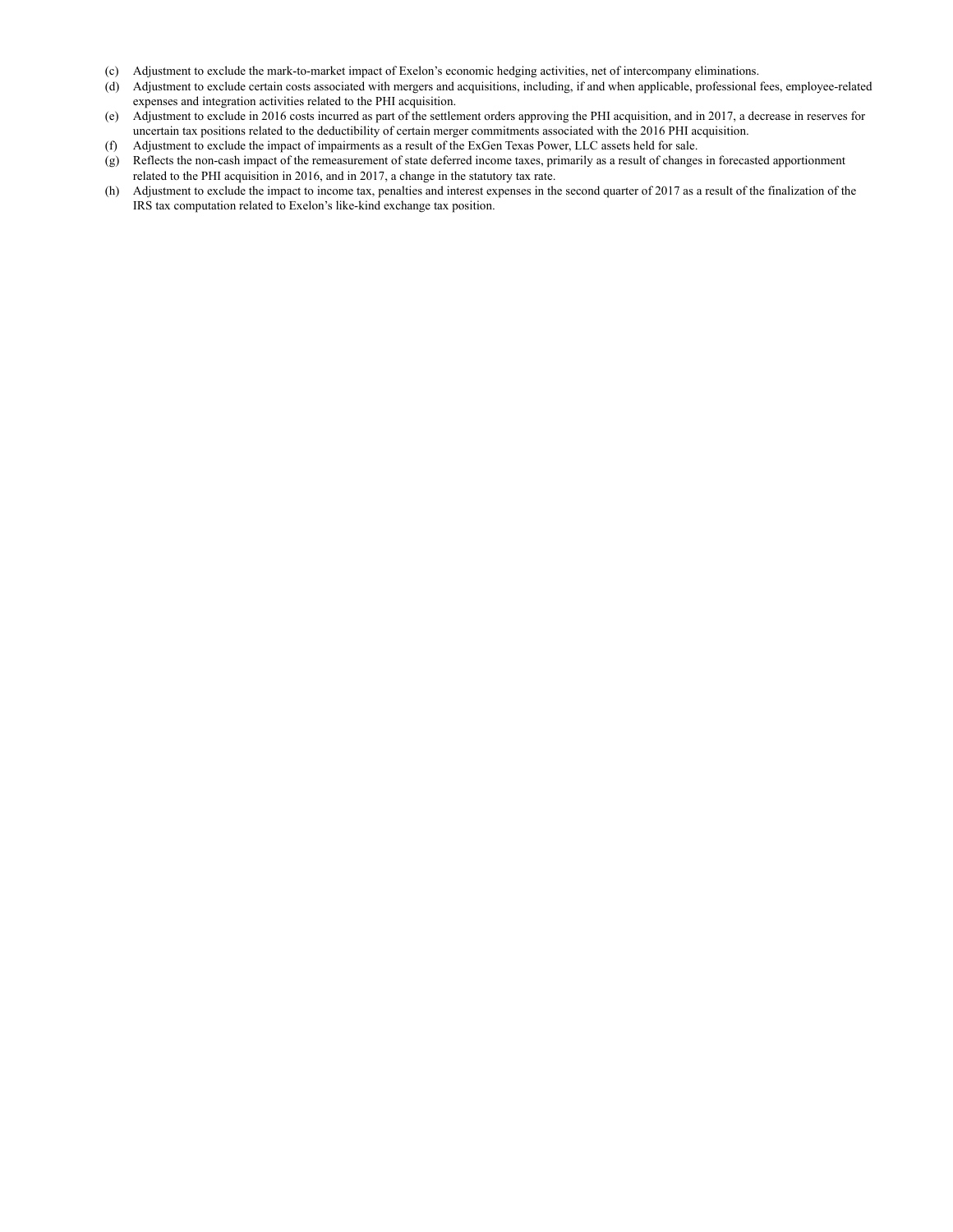(c) Adjustment to exclude the mark-to-market impact of Exelon's economic hedging activities, net of intercompany eliminations.

(d) Adjustment to exclude certain costs associated with mergers and acquisitions, including, if and when applicable, professional fees, employee-related expenses and integration activities related to the PHI acquisition.

(e) Adjustment to exclude in 2016 costs incurred as part of the settlement orders approving the PHI acquisition, and in 2017, a decrease in reserves for uncertain tax positions related to the deductibility of certain merger commitments associated with the 2016 PHI acquisition.

(f) Adjustment to exclude the impact of impairments as a result of the ExGen Texas Power, LLC assets held for sale.

(g) Reflects the non-cash impact of the remeasurement of state deferred income taxes, primarily as a result of changes in forecasted apportionment related to the PHI acquisition in 2016, and in 2017, a change in the statutory tax rate.

(h) Adjustment to exclude the impact to income tax, penalties and interest expenses in the second quarter of 2017 as a result of the finalization of the IRS tax computation related to Exelon's like-kind exchange tax position.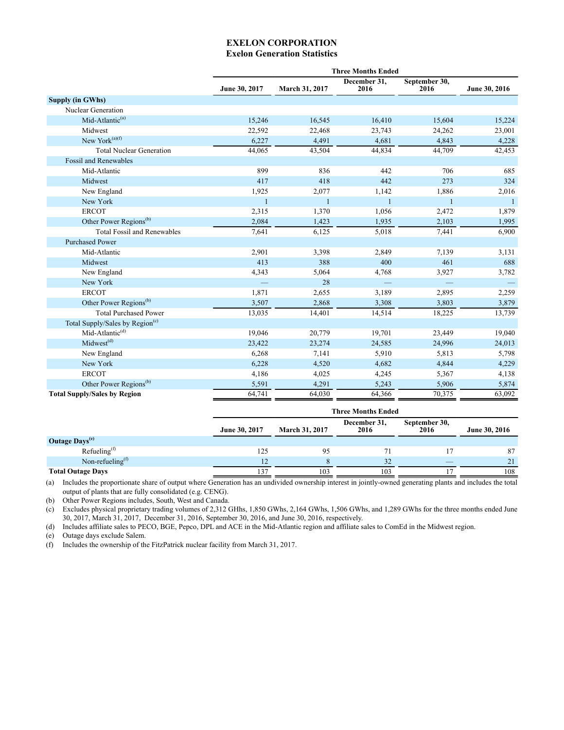# EXELON CORPORATION
## Exelon Generation Statistics

| | Three Months Ended | | | | |
|---|---|---|---|---|---|
| | June 30, 2017 | March 31, 2017 | December 31, 2016 | September 30, 2016 | June 30, 2016 |
| **Supply (in GWhs)** | | | | | |
| Nuclear Generation | | | | | |
| Mid-Atlantic[(a)] | 15,246 | 16,545 | 16,410 | 15,604 | 15,224 |
| Midwest | 22,592 | 22,468 | 23,743 | 24,262 | 23,001 |
| New York[(a)(f)] | 6,227 | 4,491 | 4,681 | 4,843 | 4,228 |
| Total Nuclear Generation | 44,065 | 43,504 | 44,834 | 44,709 | 42,453 |
| Fossil and Renewables | | | | | |
| Mid-Atlantic | 899 | 836 | 442 | 706 | 685 |
| Midwest | 417 | 418 | 442 | 273 | 324 |
| New England | 1,925 | 2,077 | 1,142 | 1,886 | 2,016 |
| New York | 1 | 1 | 1 | 1 | 1 |
| ERCOT | 2,315 | 1,370 | 1,056 | 2,472 | 1,879 |
| Other Power Regions[(b)] | 2,084 | 1,423 | 1,935 | 2,103 | 1,995 |
| Total Fossil and Renewables | 7,641 | 6,125 | 5,018 | 7,441 | 6,900 |
| Purchased Power | | | | | |
| Mid-Atlantic | 2,901 | 3,398 | 2,849 | 7,139 | 3,131 |
| Midwest | 413 | 388 | 400 | 461 | 688 |
| New England | 4,343 | 5,064 | 4,768 | 3,927 | 3,782 |
| New York | — | 28 | — | — | — |
| ERCOT | 1,871 | 2,655 | 3,189 | 2,895 | 2,259 |
| Other Power Regions[(b)] | 3,507 | 2,868 | 3,308 | 3,803 | 3,879 |
| Total Purchased Power | 13,035 | 14,401 | 14,514 | 18,225 | 13,739 |
| Total Supply/Sales by Region[(c)] | | | | | |
| Mid-Atlantic[(d)] | 19,046 | 20,779 | 19,701 | 23,449 | 19,040 |
| Midwest[(d)] | 23,422 | 23,274 | 24,585 | 24,996 | 24,013 |
| New England | 6,268 | 7,141 | 5,910 | 5,813 | 5,798 |
| New York | 6,228 | 4,520 | 4,682 | 4,844 | 4,229 |
| ERCOT | 4,186 | 4,025 | 4,245 | 5,367 | 4,138 |
| Other Power Regions[(b)] | 5,591 | 4,291 | 5,243 | 5,906 | 5,874 |
| **Total Supply/Sales by Region** | 64,741 | 64,030 | 64,366 | 70,375 | 63,092 |

| | Three Months Ended | | | | |
|---|---|---|---|---|---|
| | June 30, 2017 | March 31, 2017 | December 31, 2016 | September 30, 2016 | June 30, 2016 |
| **Outage Days[(e)]** | | | | | |
| Refueling[(f)] | 125 | 95 | 71 | 17 | 87 |
| Non-refueling[(f)] | 12 | 8 | 32 | — | 21 |
| **Total Outage Days** | 137 | 103 | 103 | 17 | 108 |

(a) Includes the proportionate share of output where Generation has an undivided ownership interest in jointly-owned generating plants and includes the total output of plants that are fully consolidated (e.g. CENG).

(b) Other Power Regions includes, South, West and Canada.

(c) Excludes physical proprietary trading volumes of 2,312 GHs, 1,850 GWhs, 2,164 GWhs, 1,506 GWhs, and 1,289 GWhs for the three months ended June 30, 2017, March 31, 2017, December 31, 2016, September 30, 2016, and June 30, 2016, respectively.

(d) Includes affiliate sales to PECO, BGE, Pepco, DPL and ACE in the Mid-Atlantic region and affiliate sales to ComEd in the Midwest region.

(e) Outage days exclude Salem.

(f) Includes the ownership of the FitzPatrick nuclear facility from March 31, 2017.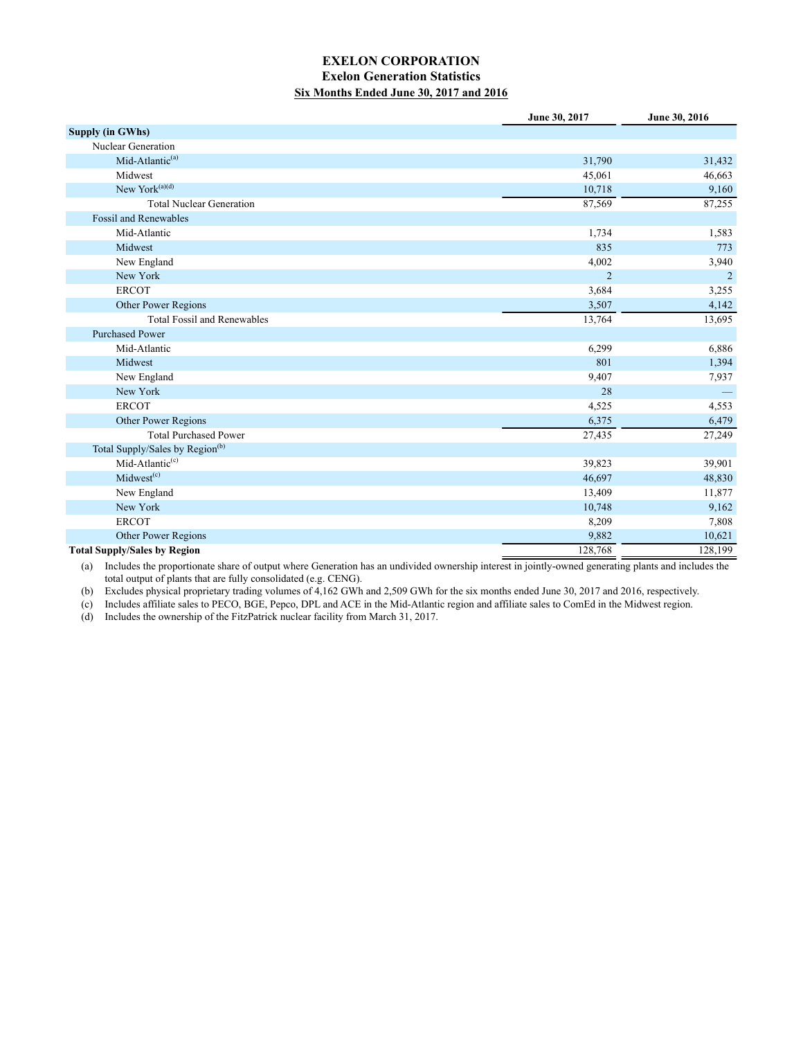# EXELON CORPORATION
## Exelon Generation Statistics
### Six Months Ended June 30, 2017 and 2016

| | June 30, 2017 | June 30, 2016 |
|---|---|---|
| **Supply (in GWhs)** | | |
| Nuclear Generation | | |
| Mid-Atlantic[a] | 31,790 | 31,432 |
| Midwest | 45,061 | 46,663 |
| New York[a][d] | 10,718 | 9,160 |
| Total Nuclear Generation | 87,569 | 87,255 |
| Fossil and Renewables | | |
| Mid-Atlantic | 1,734 | 1,583 |
| Midwest | 835 | 773 |
| New England | 4,002 | 3,940 |
| New York | 2 | 2 |
| ERCOT | 3,684 | 3,255 |
| Other Power Regions | 3,507 | 4,142 |
| Total Fossil and Renewables | 13,764 | 13,695 |
| Purchased Power | | |
| Mid-Atlantic | 6,299 | 6,886 |
| Midwest | 801 | 1,394 |
| New England | 9,407 | 7,937 |
| New York | 28 | — |
| ERCOT | 4,525 | 4,553 |
| Other Power Regions | 6,375 | 6,479 |
| Total Purchased Power | 27,435 | 27,249 |
| Total Supply/Sales by Region[b] | | |
| Mid-Atlantic[c] | 39,823 | 39,901 |
| Midwest[c] | 46,697 | 48,830 |
| New England | 13,409 | 11,877 |
| New York | 10,748 | 9,162 |
| ERCOT | 8,209 | 7,808 |
| Other Power Regions | 9,882 | 10,621 |
| **Total Supply/Sales by Region** | 128,768 | 128,199 |

(a) Includes the proportionate share of output where Generation has an undivided ownership interest in jointly-owned generating plants and includes the total output of plants that are fully consolidated (e.g. CENG).

(b) Excludes physical proprietary trading volumes of 4,162 GWh and 2,509 GWh for the six months ended June 30, 2017 and 2016, respectively.

(c) Includes affiliate sales to PECO, BGE, Pepco, DPL and ACE in the Mid-Atlantic region and affiliate sales to ComEd in the Midwest region.

(d) Includes the ownership of the FitzPatrick nuclear facility from March 31, 2017.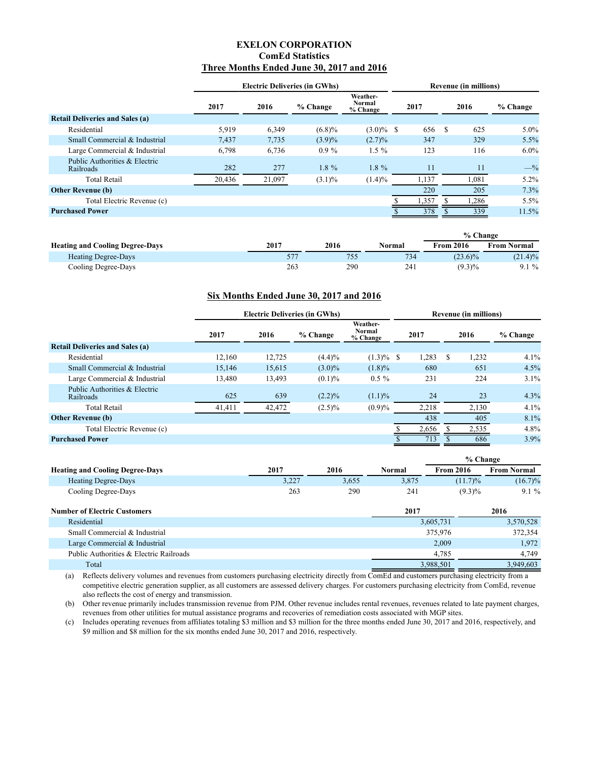# EXELON CORPORATION

## ComEd Statistics

### Three Months Ended June 30, 2017 and 2016

| | Electric Deliveries (in GWhs) | | | | Revenue (in millions) | | |
|---|---|---|---|---|---|---|---|
| | 2017 | 2016 | % Change | Weather-Normal % Change | 2017 | 2016 | % Change |
| **Retail Deliveries and Sales (a)** | | | | | | | |
| Residential | 5,919 | 6,349 | (6.8)% | (3.0)% | $ 656 | $ 625 | 5.0% |
| Small Commercial & Industrial | 7,437 | 7,735 | (3.9)% | (2.7)% | 347 | 329 | 5.5% |
| Large Commercial & Industrial | 6,798 | 6,736 | 0.9 % | 1.5 % | 123 | 116 | 6.0% |
| Public Authorities & Electric Railroads | 282 | 277 | 1.8 % | 1.8 % | 11 | 11 | —% |
| Total Retail | 20,436 | 21,097 | (3.1)% | (1.4)% | 1,137 | 1,081 | 5.2% |
| **Other Revenue (b)** | | | | | 220 | 205 | 7.3% |
| Total Electric Revenue (c) | | | | | $ 1,357 | $ 1,286 | 5.5% |
| **Purchased Power** | | | | | $ 378 | $ 339 | 11.5% |

| | | | | % Change | |
|---|---|---|---|---|---|
| **Heating and Cooling Degree-Days** | 2017 | 2016 | Normal | From 2016 | From Normal |
| Heating Degree-Days | 577 | 755 | 734 | (23.6)% | (21.4)% |
| Cooling Degree-Days | 263 | 290 | 241 | (9.3)% | 9.1 % |

### Six Months Ended June 30, 2017 and 2016

| | Electric Deliveries (in GWhs) | | | | Revenue (in millions) | | |
|---|---|---|---|---|---|---|---|
| | 2017 | 2016 | % Change | Weather-Normal % Change | 2017 | 2016 | % Change |
| **Retail Deliveries and Sales (a)** | | | | | | | |
| Residential | 12,160 | 12,725 | (4.4)% | (1.3)% | $ 1,283 | $ 1,232 | 4.1% |
| Small Commercial & Industrial | 15,146 | 15,615 | (3.0)% | (1.8)% | 680 | 651 | 4.5% |
| Large Commercial & Industrial | 13,480 | 13,493 | (0.1)% | 0.5 % | 231 | 224 | 3.1% |
| Public Authorities & Electric Railroads | 625 | 639 | (2.2)% | (1.1)% | 24 | 23 | 4.3% |
| Total Retail | 41,411 | 42,472 | (2.5)% | (0.9)% | 2,218 | 2,130 | 4.1% |
| **Other Revenue (b)** | | | | | 438 | 405 | 8.1% |
| Total Electric Revenue (c) | | | | | $ 2,656 | $ 2,535 | 4.8% |
| **Purchased Power** | | | | | $ 713 | $ 686 | 3.9% |

| | | | | % Change | |
|---|---|---|---|---|---|
| **Heating and Cooling Degree-Days** | 2017 | 2016 | Normal | From 2016 | From Normal |
| Heating Degree-Days | 3,227 | 3,655 | 3,875 | (11.7)% | (16.7)% |
| Cooling Degree-Days | 263 | 290 | 241 | (9.3)% | 9.1 % |

| **Number of Electric Customers** | 2017 | 2016 |
|---|---|---|
| Residential | 3,605,731 | 3,570,528 |
| Small Commercial & Industrial | 375,976 | 372,354 |
| Large Commercial & Industrial | 2,009 | 1,972 |
| Public Authorities & Electric Railroads | 4,785 | 4,749 |
| Total | 3,988,501 | 3,949,603 |

(a) Reflects delivery volumes and revenues from customers purchasing electricity directly from ComEd and customers purchasing electricity from a competitive electric generation supplier, as all customers are assessed delivery charges. For customers purchasing electricity from ComEd, revenue also reflects the cost of energy and transmission.

(b) Other revenue primarily includes transmission revenue from PJM. Other revenue includes rental revenues, revenues related to late payment charges, revenues from other utilities for mutual assistance programs and recoveries of remediation costs associated with MGP sites.

(c) Includes operating revenues from affiliates totaling \$3 million and \$3 million for the three months ended June 30, 2017 and 2016, respectively, and \$9 million and \$8 million for the six months ended June 30, 2017 and 2016, respectively.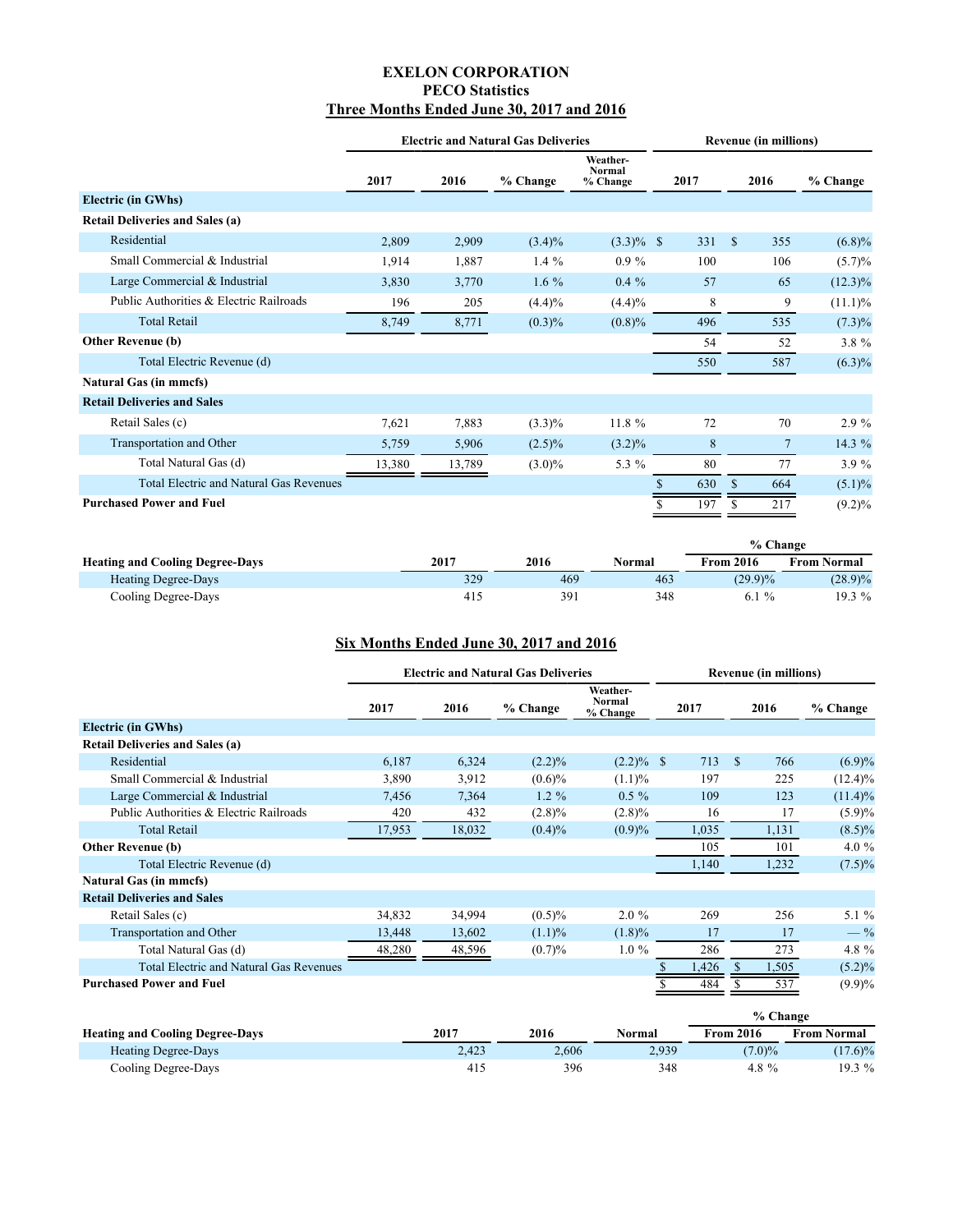# EXELON CORPORATION
## PECO Statistics
### Three Months Ended June 30, 2017 and 2016

| | Electric and Natural Gas Deliveries | | | | Revenue (in millions) | | |
|---|---|---|---|---|---|---|---|
| | 2017 | 2016 | % Change | Weather-Normal % Change | 2017 | 2016 | % Change |
| **Electric (in GWhs)** | | | | | | | |
| **Retail Deliveries and Sales (a)** | | | | | | | |
| Residential | 2,809 | 2,909 | (3.4)% | (3.3)% | $ 331 | $ 355 | (6.8)% |
| Small Commercial & Industrial | 1,914 | 1,887 | 1.4 % | 0.9 % | 100 | 106 | (5.7)% |
| Large Commercial & Industrial | 3,830 | 3,770 | 1.6 % | 0.4 % | 57 | 65 | (12.3)% |
| Public Authorities & Electric Railroads | 196 | 205 | (4.4)% | (4.4)% | 8 | 9 | (11.1)% |
| Total Retail | 8,749 | 8,771 | (0.3)% | (0.8)% | 496 | 535 | (7.3)% |
| **Other Revenue (b)** | | | | | 54 | 52 | 3.8 % |
| Total Electric Revenue (d) | | | | | 550 | 587 | (6.3)% |
| **Natural Gas (in mmcfs)** | | | | | | | |
| **Retail Deliveries and Sales** | | | | | | | |
| Retail Sales (c) | 7,621 | 7,883 | (3.3)% | 11.8 % | 72 | 70 | 2.9 % |
| Transportation and Other | 5,759 | 5,906 | (2.5)% | (3.2)% | 8 | 7 | 14.3 % |
| Total Natural Gas (d) | 13,380 | 13,789 | (3.0)% | 5.3 % | 80 | 77 | 3.9 % |
| Total Electric and Natural Gas Revenues | | | | | $ 630 | $ 664 | (5.1)% |
| **Purchased Power and Fuel** | | | | | $ 197 | $ 217 | (9.2)% |

| | | | | % Change | |
|---|---|---|---|---|---|
| **Heating and Cooling Degree-Days** | 2017 | 2016 | Normal | From 2016 | From Normal |
| Heating Degree-Days | 329 | 469 | 463 | (29.9)% | (28.9)% |
| Cooling Degree-Days | 415 | 391 | 348 | 6.1 % | 19.3 % |

### Six Months Ended June 30, 2017 and 2016

| | Electric and Natural Gas Deliveries | | | | Revenue (in millions) | | |
|---|---|---|---|---|---|---|---|
| | 2017 | 2016 | % Change | Weather-Normal % Change | 2017 | 2016 | % Change |
| **Electric (in GWhs)** | | | | | | | |
| **Retail Deliveries and Sales (a)** | | | | | | | |
| Residential | 6,187 | 6,324 | (2.2)% | (2.2)% | $ 713 | $ 766 | (6.9)% |
| Small Commercial & Industrial | 3,890 | 3,912 | (0.6)% | (1.1)% | 197 | 225 | (12.4)% |
| Large Commercial & Industrial | 7,456 | 7,364 | 1.2 % | 0.5 % | 109 | 123 | (11.4)% |
| Public Authorities & Electric Railroads | 420 | 432 | (2.8)% | (2.8)% | 16 | 17 | (5.9)% |
| Total Retail | 17,953 | 18,032 | (0.4)% | (0.9)% | 1,035 | 1,131 | (8.5)% |
| **Other Revenue (b)** | | | | | 105 | 101 | 4.0 % |
| Total Electric Revenue (d) | | | | | 1,140 | 1,232 | (7.5)% |
| **Natural Gas (in mmcfs)** | | | | | | | |
| **Retail Deliveries and Sales** | | | | | | | |
| Retail Sales (c) | 34,832 | 34,994 | (0.5)% | 2.0 % | 269 | 256 | 5.1 % |
| Transportation and Other | 13,448 | 13,602 | (1.1)% | (1.8)% | 17 | 17 | — % |
| Total Natural Gas (d) | 48,280 | 48,596 | (0.7)% | 1.0 % | 286 | 273 | 4.8 % |
| Total Electric and Natural Gas Revenues | | | | | $ 1,426 | $ 1,505 | (5.2)% |
| **Purchased Power and Fuel** | | | | | $ 484 | $ 537 | (9.9)% |

| | | | | % Change | |
|---|---|---|---|---|---|
| **Heating and Cooling Degree-Days** | 2017 | 2016 | Normal | From 2016 | From Normal |
| Heating Degree-Days | 2,423 | 2,606 | 2,939 | (7.0)% | (17.6)% |
| Cooling Degree-Days | 415 | 396 | 348 | 4.8 % | 19.3 % |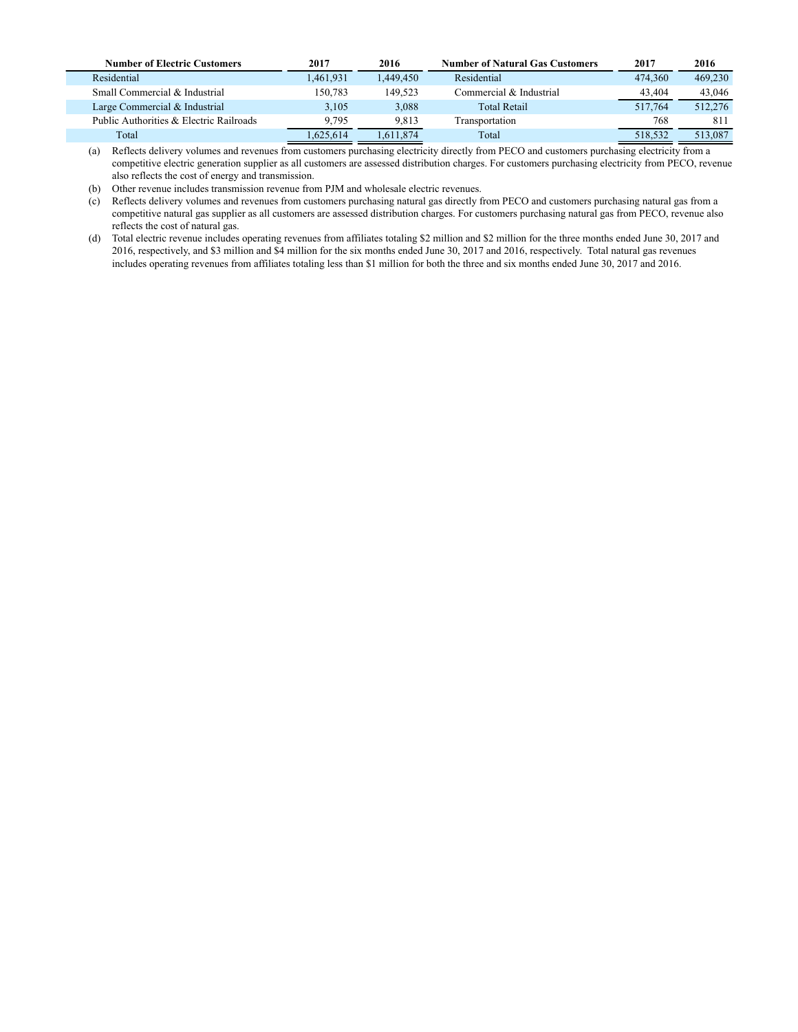| Number of Electric Customers | 2017 | 2016 | Number of Natural Gas Customers | 2017 | 2016 |
|---|---|---|---|---|---|
| Residential | 1,461,931 | 1,449,450 | Residential | 474,360 | 469,230 |
| Small Commercial & Industrial | 150,783 | 149,523 | Commercial & Industrial | 43,404 | 43,046 |
| Large Commercial & Industrial | 3,105 | 3,088 | Total Retail | 517,764 | 512,276 |
| Public Authorities & Electric Railroads | 9,795 | 9,813 | Transportation | 768 | 811 |
| Total | 1,625,614 | 1,611,874 | Total | 518,532 | 513,087 |

(a) Reflects delivery volumes and revenues from customers purchasing electricity directly from PECO and customers purchasing electricity from a competitive electric generation supplier as all customers are assessed distribution charges. For customers purchasing electricity from PECO, revenue also reflects the cost of energy and transmission.

(b) Other revenue includes transmission revenue from PJM and wholesale electric revenues.

(c) Reflects delivery volumes and revenues from customers purchasing natural gas directly from PECO and customers purchasing natural gas from a competitive natural gas supplier as all customers are assessed distribution charges. For customers purchasing natural gas from PECO, revenue also reflects the cost of natural gas.

(d) Total electric revenue includes operating revenues from affiliates totaling $2 million and $2 million for the three months ended June 30, 2017 and 2016, respectively, and $3 million and $4 million for the six months ended June 30, 2017 and 2016, respectively. Total natural gas revenues includes operating revenues from affiliates totaling less than $1 million for both the three and six months ended June 30, 2017 and 2016.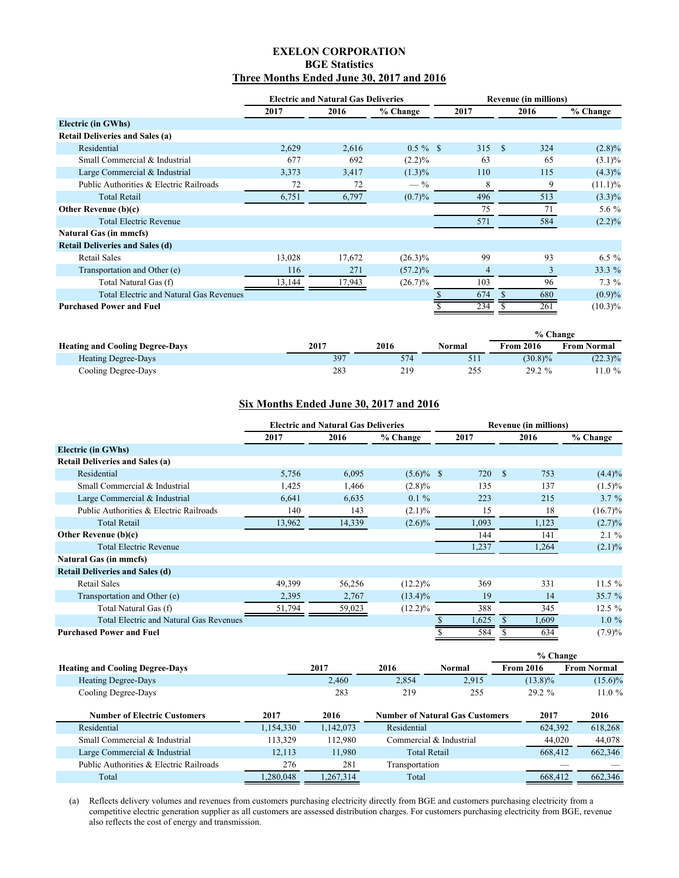# EXELON CORPORATION
## BGE Statistics
## Three Months Ended June 30, 2017 and 2016

| | Electric and Natural Gas Deliveries | | | Revenue (in millions) | | |
|---|---|---|---|---|---|---|
| | 2017 | 2016 | % Change | 2017 | 2016 | % Change |
| **Electric (in GWhs)** | | | | | | |
| **Retail Deliveries and Sales (a)** | | | | | | |
| Residential | 2,629 | 2,616 | 0.5 % | $ 315 | $ 324 | (2.8)% |
| Small Commercial & Industrial | 677 | 692 | (2.2)% | 63 | 65 | (3.1)% |
| Large Commercial & Industrial | 3,373 | 3,417 | (1.3)% | 110 | 115 | (4.3)% |
| Public Authorities & Electric Railroads | 72 | 72 | — % | 8 | 9 | (11.1)% |
| Total Retail | 6,751 | 6,797 | (0.7)% | 496 | 513 | (3.3)% |
| **Other Revenue (b)(c)** | | | | 75 | 71 | 5.6 % |
| Total Electric Revenue | | | | 571 | 584 | (2.2)% |
| **Natural Gas (in mmcfs)** | | | | | | |
| **Retail Deliveries and Sales (d)** | | | | | | |
| Retail Sales | 13,028 | 17,672 | (26.3)% | 99 | 93 | 6.5 % |
| Transportation and Other (e) | 116 | 271 | (57.2)% | 4 | 3 | 33.3 % |
| Total Natural Gas (f) | 13,144 | 17,943 | (26.7)% | 103 | 96 | 7.3 % |
| Total Electric and Natural Gas Revenues | | | | $ 674 | $ 680 | (0.9)% |
| **Purchased Power and Fuel** | | | | $ 234 | $ 261 | (10.3)% |

| | | | | % Change | |
|---|---|---|---|---|---|
| **Heating and Cooling Degree-Days** | 2017 | 2016 | Normal | From 2016 | From Normal |
| Heating Degree-Days | 397 | 574 | 511 | (30.8)% | (22.3)% |
| Cooling Degree-Days | 283 | 219 | 255 | 29.2 % | 11.0 % |

## Six Months Ended June 30, 2017 and 2016

| | Electric and Natural Gas Deliveries | | | Revenue (in millions) | | |
|---|---|---|---|---|---|---|
| | 2017 | 2016 | % Change | 2017 | 2016 | % Change |
| **Electric (in GWhs)** | | | | | | |
| **Retail Deliveries and Sales (a)** | | | | | | |
| Residential | 5,756 | 6,095 | (5.6)% | $ 720 | $ 753 | (4.4)% |
| Small Commercial & Industrial | 1,425 | 1,466 | (2.8)% | 135 | 137 | (1.5)% |
| Large Commercial & Industrial | 6,641 | 6,635 | 0.1 % | 223 | 215 | 3.7 % |
| Public Authorities & Electric Railroads | 140 | 143 | (2.1)% | 15 | 18 | (16.7)% |
| Total Retail | 13,962 | 14,339 | (2.6)% | 1,093 | 1,123 | (2.7)% |
| **Other Revenue (b)(c)** | | | | 144 | 141 | 2.1 % |
| Total Electric Revenue | | | | 1,237 | 1,264 | (2.1)% |
| **Natural Gas (in mmcfs)** | | | | | | |
| **Retail Deliveries and Sales (d)** | | | | | | |
| Retail Sales | 49,399 | 56,256 | (12.2)% | 369 | 331 | 11.5 % |
| Transportation and Other (e) | 2,395 | 2,767 | (13.4)% | 19 | 14 | 35.7 % |
| Total Natural Gas (f) | 51,794 | 59,023 | (12.2)% | 388 | 345 | 12.5 % |
| Total Electric and Natural Gas Revenues | | | | $ 1,625 | $ 1,609 | 1.0 % |
| **Purchased Power and Fuel** | | | | $ 584 | $ 634 | (7.9)% |

| | | | | % Change | |
|---|---|---|---|---|---|
| **Heating and Cooling Degree-Days** | 2017 | 2016 | Normal | From 2016 | From Normal |
| Heating Degree-Days | 2,460 | 2,854 | 2,915 | (13.8)% | (15.6)% |
| Cooling Degree-Days | 283 | 219 | 255 | 29.2 % | 11.0 % |

| Number of Electric Customers | 2017 | 2016 | Number of Natural Gas Customers | 2017 | 2016 |
|---|---|---|---|---|---|
| Residential | 1,154,330 | 1,142,073 | Residential | 624,392 | 618,268 |
| Small Commercial & Industrial | 113,329 | 112,980 | Commercial & Industrial | 44,020 | 44,078 |
| Large Commercial & Industrial | 12,113 | 11,980 | Total Retail | 668,412 | 662,346 |
| Public Authorities & Electric Railroads | 276 | 281 | Transportation | — | — |
| Total | 1,280,048 | 1,267,314 | Total | 668,412 | 662,346 |

(a) Reflects delivery volumes and revenues from customers purchasing electricity directly from BGE and customers purchasing electricity from a competitive electric generation supplier as all customers are assessed distribution charges. For customers purchasing electricity from BGE, revenue also reflects the cost of energy and transmission.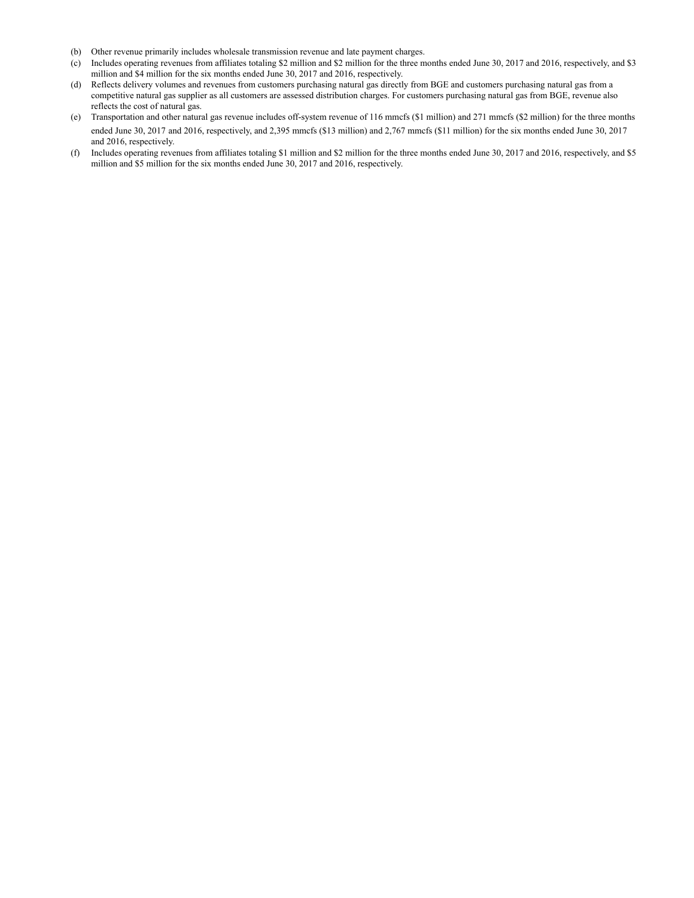(b) Other revenue primarily includes wholesale transmission revenue and late payment charges.

(c) Includes operating revenues from affiliates totaling $2 million and $2 million for the three months ended June 30, 2017 and 2016, respectively, and $3 million and $4 million for the six months ended June 30, 2017 and 2016, respectively.

(d) Reflects delivery volumes and revenues from customers purchasing natural gas directly from BGE and customers purchasing natural gas from a competitive natural gas supplier as all customers are assessed distribution charges. For customers purchasing natural gas from BGE, revenue also reflects the cost of natural gas.

(e) Transportation and other natural gas revenue includes off-system revenue of 116 mmcfs ($1 million) and 271 mmcfs ($2 million) for the three months ended June 30, 2017 and 2016, respectively, and 2,395 mmcfs ($13 million) and 2,767 mmcfs ($11 million) for the six months ended June 30, 2017 and 2016, respectively.

(f) Includes operating revenues from affiliates totaling $1 million and $2 million for the three months ended June 30, 2017 and 2016, respectively, and $5 million and $5 million for the six months ended June 30, 2017 and 2016, respectively.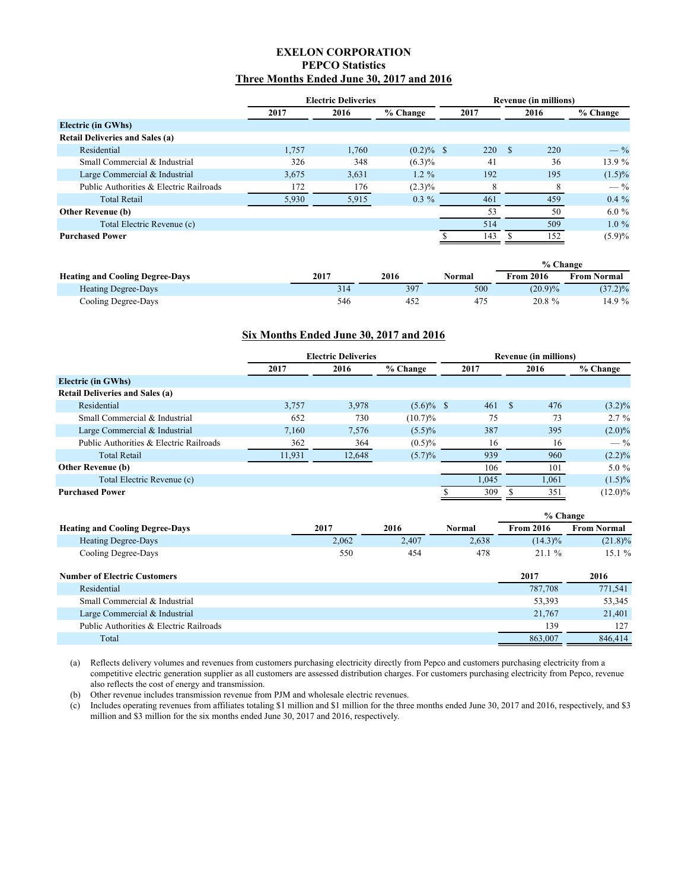# EXELON CORPORATION
## PEPCO Statistics
### Three Months Ended June 30, 2017 and 2016

| | Electric Deliveries | | | Revenue (in millions) | | |
|---|---|---|---|---|---|---|
| | 2017 | 2016 | % Change | 2017 | 2016 | % Change |
| **Electric (in GWhs)** | | | | | | |
| **Retail Deliveries and Sales (a)** | | | | | | |
| Residential | 1,757 | 1,760 | (0.2)% | $ 220 | $ 220 | — % |
| Small Commercial & Industrial | 326 | 348 | (6.3)% | 41 | 36 | 13.9 % |
| Large Commercial & Industrial | 3,675 | 3,631 | 1.2 % | 192 | 195 | (1.5)% |
| Public Authorities & Electric Railroads | 172 | 176 | (2.3)% | 8 | 8 | — % |
| Total Retail | 5,930 | 5,915 | 0.3 % | 461 | 459 | 0.4 % |
| **Other Revenue (b)** | | | | 53 | 50 | 6.0 % |
| Total Electric Revenue (c) | | | | 514 | 509 | 1.0 % |
| **Purchased Power** | | | | $ 143 | $ 152 | (5.9)% |

| | | | | % Change | |
|---|---|---|---|---|---|
| **Heating and Cooling Degree-Days** | 2017 | 2016 | Normal | From 2016 | From Normal |
| Heating Degree-Days | 314 | 397 | 500 | (20.9)% | (37.2)% |
| Cooling Degree-Days | 546 | 452 | 475 | 20.8 % | 14.9 % |

### Six Months Ended June 30, 2017 and 2016

| | Electric Deliveries | | | Revenue (in millions) | | |
|---|---|---|---|---|---|---|
| | 2017 | 2016 | % Change | 2017 | 2016 | % Change |
| **Electric (in GWhs)** | | | | | | |
| **Retail Deliveries and Sales (a)** | | | | | | |
| Residential | 3,757 | 3,978 | (5.6)% | $ 461 | $ 476 | (3.2)% |
| Small Commercial & Industrial | 652 | 730 | (10.7)% | 75 | 73 | 2.7 % |
| Large Commercial & Industrial | 7,160 | 7,576 | (5.5)% | 387 | 395 | (2.0)% |
| Public Authorities & Electric Railroads | 362 | 364 | (0.5)% | 16 | 16 | — % |
| Total Retail | 11,931 | 12,648 | (5.7)% | 939 | 960 | (2.2)% |
| **Other Revenue (b)** | | | | 106 | 101 | 5.0 % |
| Total Electric Revenue (c) | | | | 1,045 | 1,061 | (1.5)% |
| **Purchased Power** | | | | $ 309 | $ 351 | (12.0)% |

| | | | | % Change | |
|---|---|---|---|---|---|
| **Heating and Cooling Degree-Days** | 2017 | 2016 | Normal | From 2016 | From Normal |
| Heating Degree-Days | 2,062 | 2,407 | 2,638 | (14.3)% | (21.8)% |
| Cooling Degree-Days | 550 | 454 | 478 | 21.1 % | 15.1 % |

| **Number of Electric Customers** | 2017 | 2016 |
|---|---|---|
| Residential | 787,708 | 771,541 |
| Small Commercial & Industrial | 53,393 | 53,345 |
| Large Commercial & Industrial | 21,767 | 21,401 |
| Public Authorities & Electric Railroads | 139 | 127 |
| Total | 863,007 | 846,414 |

(a) Reflects delivery volumes and revenues from customers purchasing electricity directly from Pepco and customers purchasing electricity from a competitive electric generation supplier as all customers are assessed distribution charges. For customers purchasing electricity from Pepco, revenue also reflects the cost of energy and transmission.

(b) Other revenue includes transmission revenue from PJM and wholesale electric revenues.

(c) Includes operating revenues from affiliates totaling $1 million and $1 million for the three months ended June 30, 2017 and 2016, respectively, and $3 million and $3 million for the six months ended June 30, 2017 and 2016, respectively.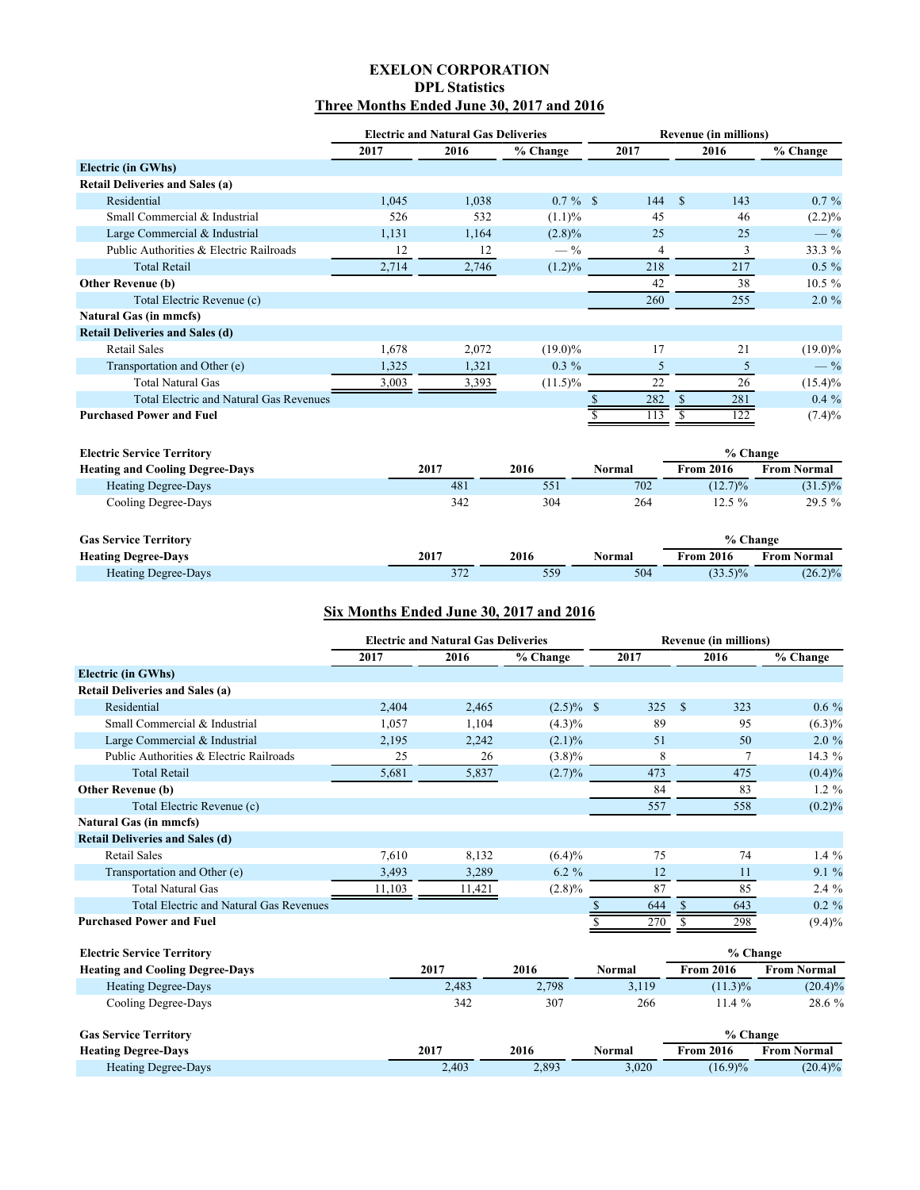# EXELON CORPORATION
## DPL Statistics
### Three Months Ended June 30, 2017 and 2016

| | Electric and Natural Gas Deliveries | | | Revenue (in millions) | | |
|---|---|---|---|---|---|---|
| | 2017 | 2016 | % Change | 2017 | 2016 | % Change |
| **Electric (in GWhs)** | | | | | | |
| **Retail Deliveries and Sales (a)** | | | | | | |
| Residential | 1,045 | 1,038 | 0.7 % | $ 144 | $ 143 | 0.7 % |
| Small Commercial & Industrial | 526 | 532 | (1.1)% | 45 | 46 | (2.2)% |
| Large Commercial & Industrial | 1,131 | 1,164 | (2.8)% | 25 | 25 | — % |
| Public Authorities & Electric Railroads | 12 | 12 | — % | 4 | 3 | 33.3 % |
| Total Retail | 2,714 | 2,746 | (1.2)% | 218 | 217 | 0.5 % |
| **Other Revenue (b)** | | | | 42 | 38 | 10.5 % |
| Total Electric Revenue (c) | | | | 260 | 255 | 2.0 % |
| **Natural Gas (in mmcfs)** | | | | | | |
| **Retail Deliveries and Sales (d)** | | | | | | |
| Retail Sales | 1,678 | 2,072 | (19.0)% | 17 | 21 | (19.0)% |
| Transportation and Other (e) | 1,325 | 1,321 | 0.3 % | 5 | 5 | — % |
| Total Natural Gas | 3,003 | 3,393 | (11.5)% | 22 | 26 | (15.4)% |
| Total Electric and Natural Gas Revenues | | | | $ 282 | $ 281 | 0.4 % |
| **Purchased Power and Fuel** | | | | $ 113 | $ 122 | (7.4)% |

| Electric Service Territory | | | | % Change | |
|---|---|---|---|---|---|
| **Heating and Cooling Degree-Days** | 2017 | 2016 | Normal | From 2016 | From Normal |
| Heating Degree-Days | 481 | 551 | 702 | (12.7)% | (31.5)% |
| Cooling Degree-Days | 342 | 304 | 264 | 12.5 % | 29.5 % |

| Gas Service Territory | | | | % Change | |
|---|---|---|---|---|---|
| **Heating Degree-Days** | 2017 | 2016 | Normal | From 2016 | From Normal |
| Heating Degree-Days | 372 | 559 | 504 | (33.5)% | (26.2)% |

### Six Months Ended June 30, 2017 and 2016

| | Electric and Natural Gas Deliveries | | | Revenue (in millions) | | |
|---|---|---|---|---|---|---|
| | 2017 | 2016 | % Change | 2017 | 2016 | % Change |
| **Electric (in GWhs)** | | | | | | |
| **Retail Deliveries and Sales (a)** | | | | | | |
| Residential | 2,404 | 2,465 | (2.5)% | $ 325 | $ 323 | 0.6 % |
| Small Commercial & Industrial | 1,057 | 1,104 | (4.3)% | 89 | 95 | (6.3)% |
| Large Commercial & Industrial | 2,195 | 2,242 | (2.1)% | 51 | 50 | 2.0 % |
| Public Authorities & Electric Railroads | 25 | 26 | (3.8)% | 8 | 7 | 14.3 % |
| Total Retail | 5,681 | 5,837 | (2.7)% | 473 | 475 | (0.4)% |
| **Other Revenue (b)** | | | | 84 | 83 | 1.2 % |
| Total Electric Revenue (c) | | | | 557 | 558 | (0.2)% |
| **Natural Gas (in mmcfs)** | | | | | | |
| **Retail Deliveries and Sales (d)** | | | | | | |
| Retail Sales | 7,610 | 8,132 | (6.4)% | 75 | 74 | 1.4 % |
| Transportation and Other (e) | 3,493 | 3,289 | 6.2 % | 12 | 11 | 9.1 % |
| Total Natural Gas | 11,103 | 11,421 | (2.8)% | 87 | 85 | 2.4 % |
| Total Electric and Natural Gas Revenues | | | | $ 644 | $ 643 | 0.2 % |
| **Purchased Power and Fuel** | | | | $ 270 | $ 298 | (9.4)% |

| Electric Service Territory | | | | % Change | |
|---|---|---|---|---|---|
| **Heating and Cooling Degree-Days** | 2017 | 2016 | Normal | From 2016 | From Normal |
| Heating Degree-Days | 2,483 | 2,798 | 3,119 | (11.3)% | (20.4)% |
| Cooling Degree-Days | 342 | 307 | 266 | 11.4 % | 28.6 % |

| Gas Service Territory | | | | % Change | |
|---|---|---|---|---|---|
| **Heating Degree-Days** | 2017 | 2016 | Normal | From 2016 | From Normal |
| Heating Degree-Days | 2,403 | 2,893 | 3,020 | (16.9)% | (20.4)% |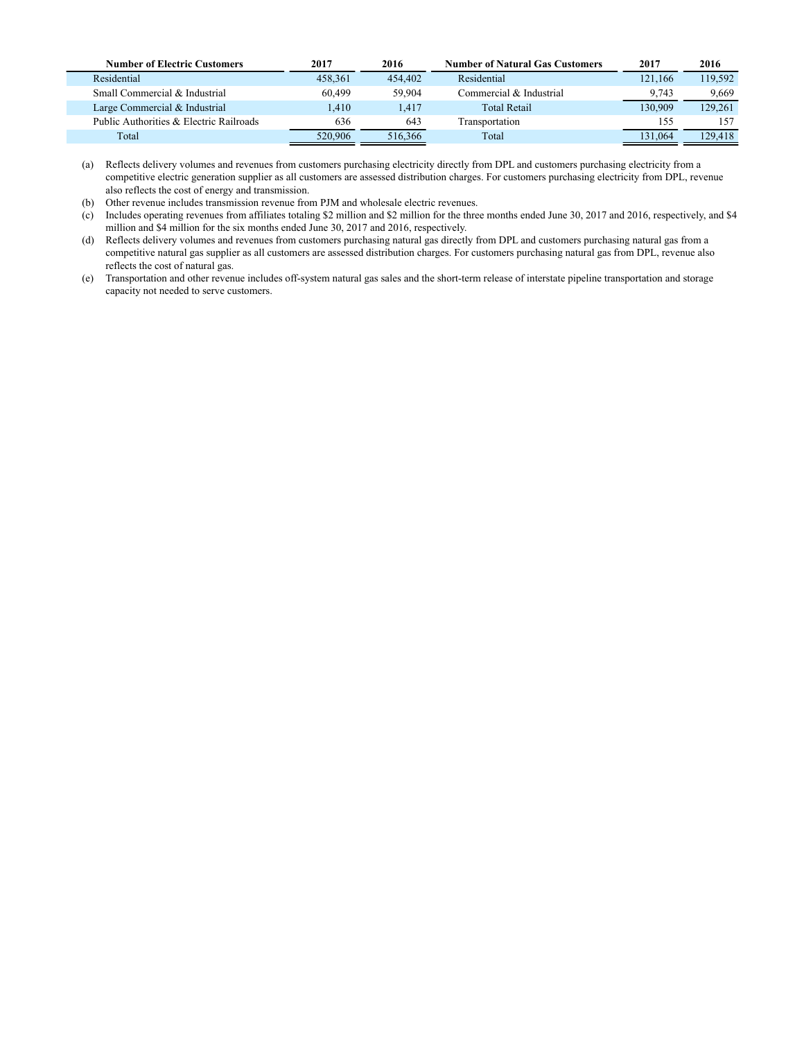| Number of Electric Customers | 2017 | 2016 | Number of Natural Gas Customers | 2017 | 2016 |
|---|---|---|---|---|---|
| Residential | 458,361 | 454,402 | Residential | 121,166 | 119,592 |
| Small Commercial & Industrial | 60,499 | 59,904 | Commercial & Industrial | 9,743 | 9,669 |
| Large Commercial & Industrial | 1,410 | 1,417 | Total Retail | 130,909 | 129,261 |
| Public Authorities & Electric Railroads | 636 | 643 | Transportation | 155 | 157 |
| Total | 520,906 | 516,366 | Total | 131,064 | 129,418 |

(a) Reflects delivery volumes and revenues from customers purchasing electricity directly from DPL and customers purchasing electricity from a competitive electric generation supplier as all customers are assessed distribution charges. For customers purchasing electricity from DPL, revenue also reflects the cost of energy and transmission.

(b) Other revenue includes transmission revenue from PJM and wholesale electric revenues.

(c) Includes operating revenues from affiliates totaling $2 million and $2 million for the three months ended June 30, 2017 and 2016, respectively, and $4 million and $4 million for the six months ended June 30, 2017 and 2016, respectively.

(d) Reflects delivery volumes and revenues from customers purchasing natural gas directly from DPL and customers purchasing natural gas from a competitive natural gas supplier as all customers are assessed distribution charges. For customers purchasing natural gas from DPL, revenue also reflects the cost of natural gas.

(e) Transportation and other revenue includes off-system natural gas sales and the short-term release of interstate pipeline transportation and storage capacity not needed to serve customers.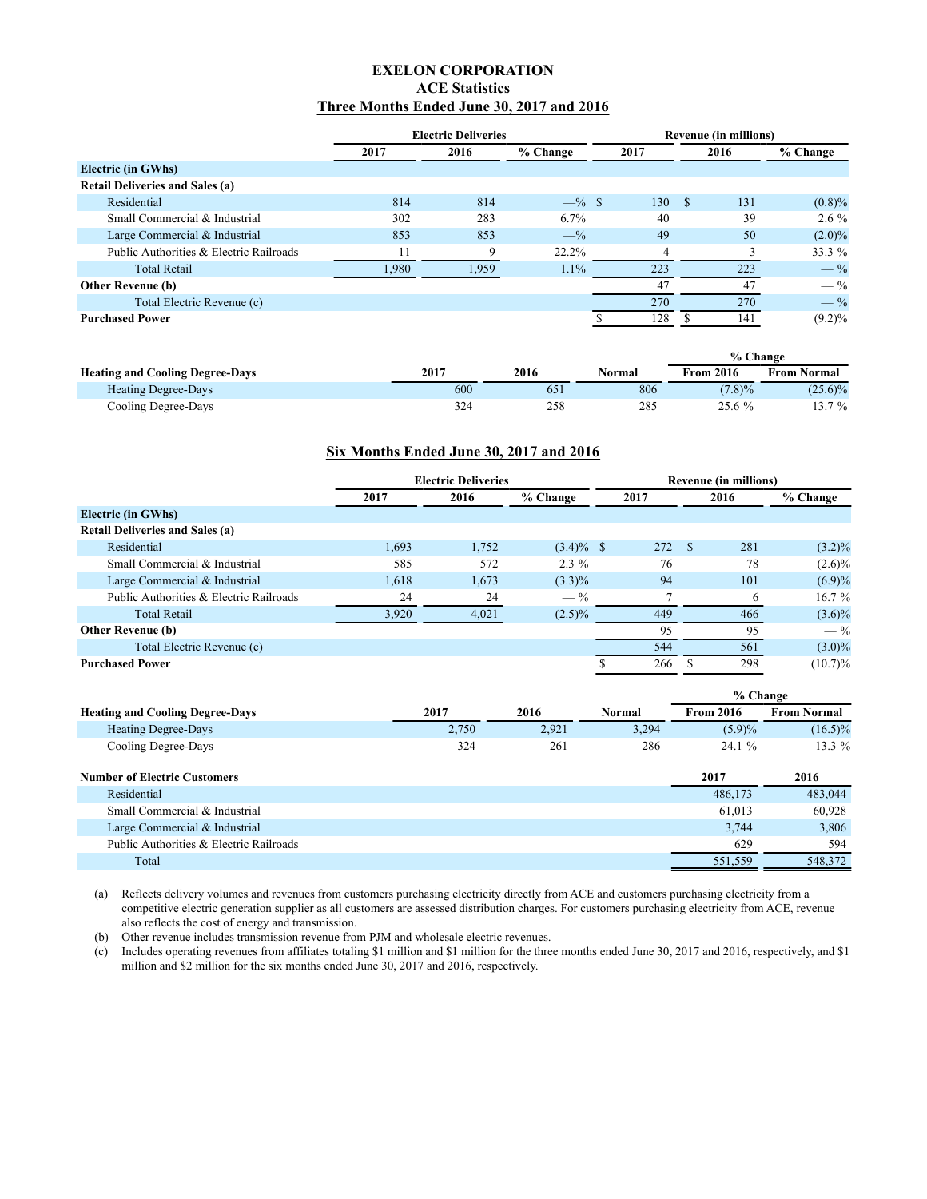# EXELON CORPORATION
## ACE Statistics
## Three Months Ended June 30, 2017 and 2016

| | Electric Deliveries | | | Revenue (in millions) | | |
|---|---|---|---|---|---|---|
| | 2017 | 2016 | % Change | 2017 | 2016 | % Change |
| **Electric (in GWhs)** | | | | | | |
| **Retail Deliveries and Sales (a)** | | | | | | |
| Residential | 814 | 814 | —% | $ 130 | $ 131 | (0.8)% |
| Small Commercial & Industrial | 302 | 283 | 6.7% | 40 | 39 | 2.6 % |
| Large Commercial & Industrial | 853 | 853 | —% | 49 | 50 | (2.0)% |
| Public Authorities & Electric Railroads | 11 | 9 | 22.2% | 4 | 3 | 33.3 % |
| Total Retail | 1,980 | 1,959 | 1.1% | 223 | 223 | — % |
| **Other Revenue (b)** | | | | 47 | 47 | — % |
| Total Electric Revenue (c) | | | | 270 | 270 | — % |
| **Purchased Power** | | | | $ 128 | $ 141 | (9.2)% |

| | | | | % Change | |
|---|---|---|---|---|---|
| **Heating and Cooling Degree-Days** | 2017 | 2016 | Normal | From 2016 | From Normal |
| Heating Degree-Days | 600 | 651 | 806 | (7.8)% | (25.6)% |
| Cooling Degree-Days | 324 | 258 | 285 | 25.6 % | 13.7 % |

## Six Months Ended June 30, 2017 and 2016

| | Electric Deliveries | | | Revenue (in millions) | | |
|---|---|---|---|---|---|---|
| | 2017 | 2016 | % Change | 2017 | 2016 | % Change |
| **Electric (in GWhs)** | | | | | | |
| **Retail Deliveries and Sales (a)** | | | | | | |
| Residential | 1,693 | 1,752 | (3.4)% | $ 272 | $ 281 | (3.2)% |
| Small Commercial & Industrial | 585 | 572 | 2.3 % | 76 | 78 | (2.6)% |
| Large Commercial & Industrial | 1,618 | 1,673 | (3.3)% | 94 | 101 | (6.9)% |
| Public Authorities & Electric Railroads | 24 | 24 | — % | 7 | 6 | 16.7 % |
| Total Retail | 3,920 | 4,021 | (2.5)% | 449 | 466 | (3.6)% |
| **Other Revenue (b)** | | | | 95 | 95 | — % |
| Total Electric Revenue (c) | | | | 544 | 561 | (3.0)% |
| **Purchased Power** | | | | $ 266 | $ 298 | (10.7)% |

| | | | | % Change | |
|---|---|---|---|---|---|
| **Heating and Cooling Degree-Days** | 2017 | 2016 | Normal | From 2016 | From Normal |
| Heating Degree-Days | 2,750 | 2,921 | 3,294 | (5.9)% | (16.5)% |
| Cooling Degree-Days | 324 | 261 | 286 | 24.1 % | 13.3 % |

| **Number of Electric Customers** | 2017 | 2016 |
|---|---|---|
| Residential | 486,173 | 483,044 |
| Small Commercial & Industrial | 61,013 | 60,928 |
| Large Commercial & Industrial | 3,744 | 3,806 |
| Public Authorities & Electric Railroads | 629 | 594 |
| Total | 551,559 | 548,372 |

(a) Reflects delivery volumes and revenues from customers purchasing electricity directly from ACE and customers purchasing electricity from a competitive electric generation supplier as all customers are assessed distribution charges. For customers purchasing electricity from ACE, revenue also reflects the cost of energy and transmission.

(b) Other revenue includes transmission revenue from PJM and wholesale electric revenues.

(c) Includes operating revenues from affiliates totaling $1 million and $1 million for the three months ended June 30, 2017 and 2016, respectively, and $1 million and $2 million for the six months ended June 30, 2017 and 2016, respectively.